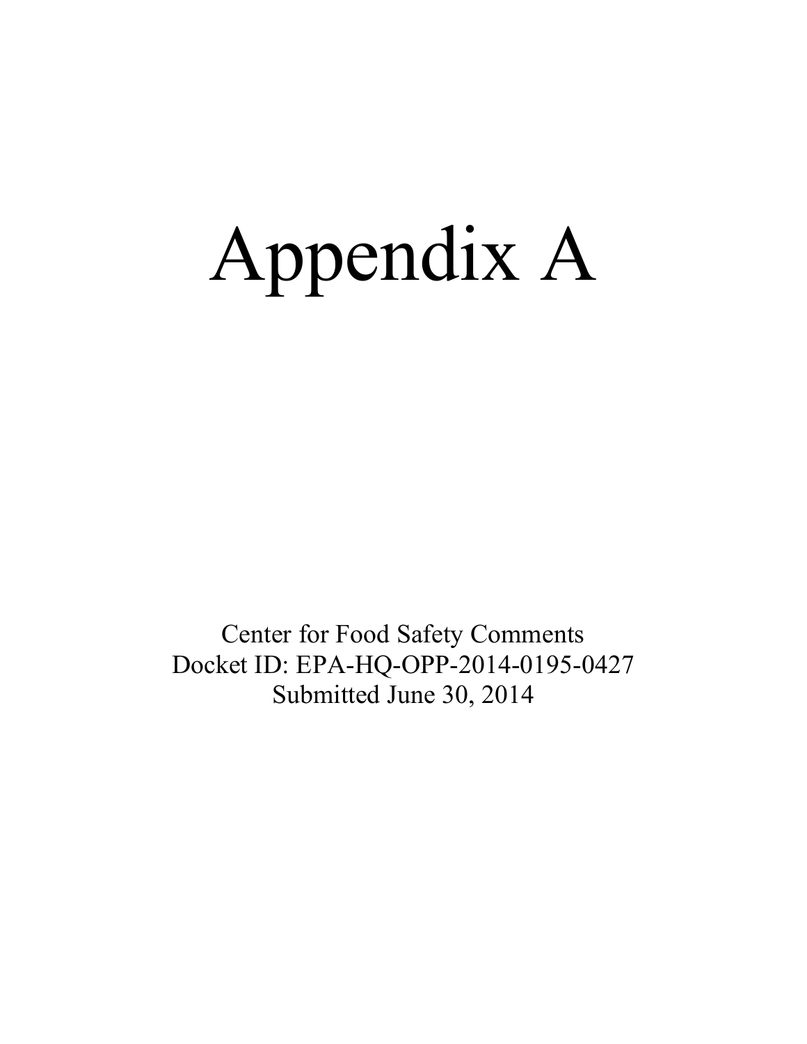# Appendix A

Center for Food Safety Comments
Docket ID: EPA-HQ-OPP-2014-0195-0427
Submitted June 30, 2014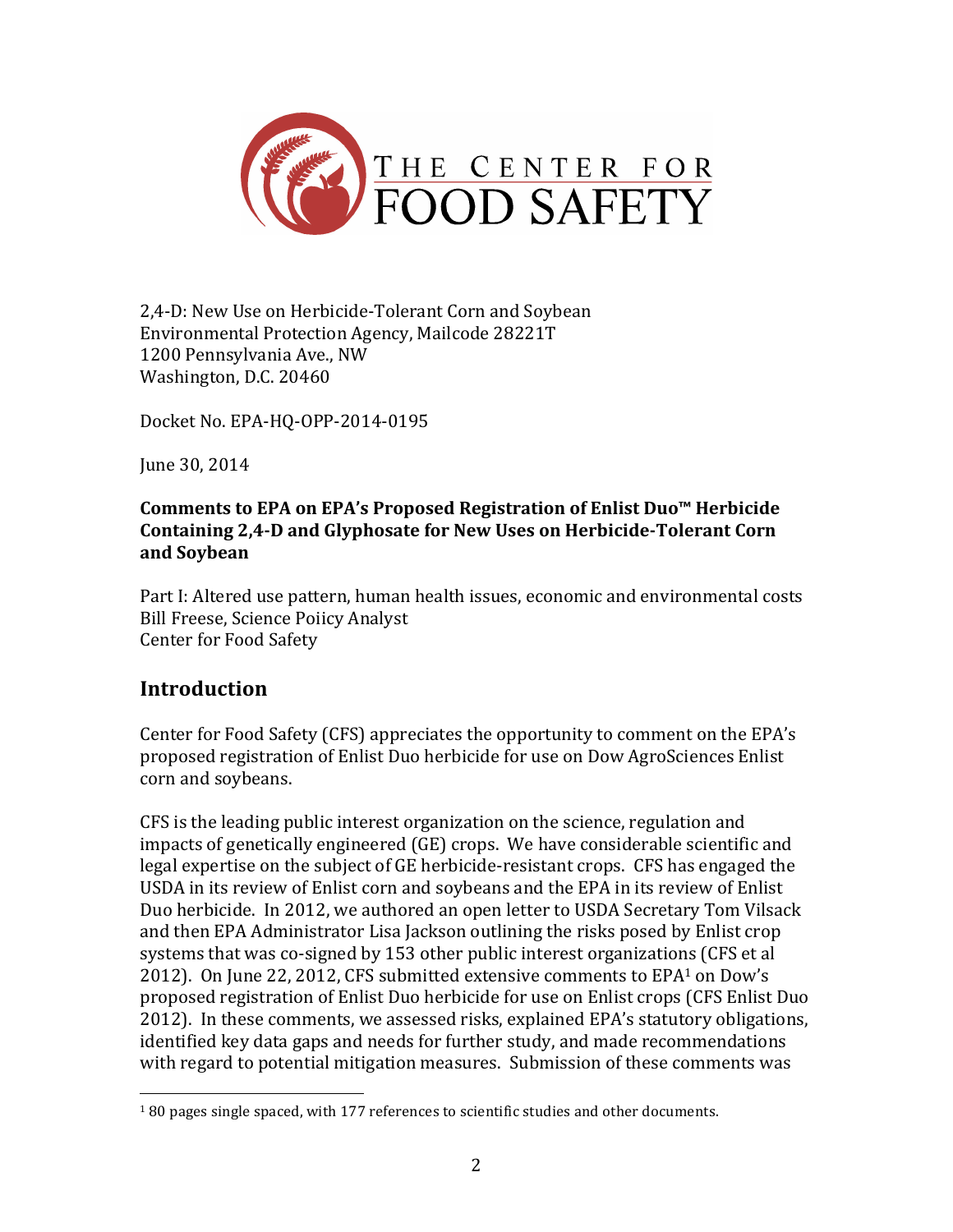THE CENTER FOR FOOD SAFETY

2,4-D: New Use on Herbicide-Tolerant Corn and Soybean
Environmental Protection Agency, Mailcode 28221T
1200 Pennsylvania Ave., NW
Washington, D.C. 20460

Docket No. EPA-HQ-OPP-2014-0195

June 30, 2014

**Comments to EPA on EPA's Proposed Registration of Enlist Duo™ Herbicide Containing 2,4-D and Glyphosate for New Uses on Herbicide-Tolerant Corn and Soybean**

Part I: Altered use pattern, human health issues, economic and environmental costs
Bill Freese, Science Poiicy Analyst
Center for Food Safety

## Introduction

Center for Food Safety (CFS) appreciates the opportunity to comment on the EPA's proposed registration of Enlist Duo herbicide for use on Dow AgroSciences Enlist corn and soybeans.

CFS is the leading public interest organization on the science, regulation and impacts of genetically engineered (GE) crops. We have considerable scientific and legal expertise on the subject of GE herbicide-resistant crops. CFS has engaged the USDA in its review of Enlist corn and soybeans and the EPA in its review of Enlist Duo herbicide. In 2012, we authored an open letter to USDA Secretary Tom Vilsack and then EPA Administrator Lisa Jackson outlining the risks posed by Enlist crop systems that was co-signed by 153 other public interest organizations (CFS et al 2012). On June 22, 2012, CFS submitted extensive comments to EPA[1] on Dow's proposed registration of Enlist Duo herbicide for use on Enlist crops (CFS Enlist Duo 2012). In these comments, we assessed risks, explained EPA's statutory obligations, identified key data gaps and needs for further study, and made recommendations with regard to potential mitigation measures. Submission of these comments was

[1] 80 pages single spaced, with 177 references to scientific studies and other documents.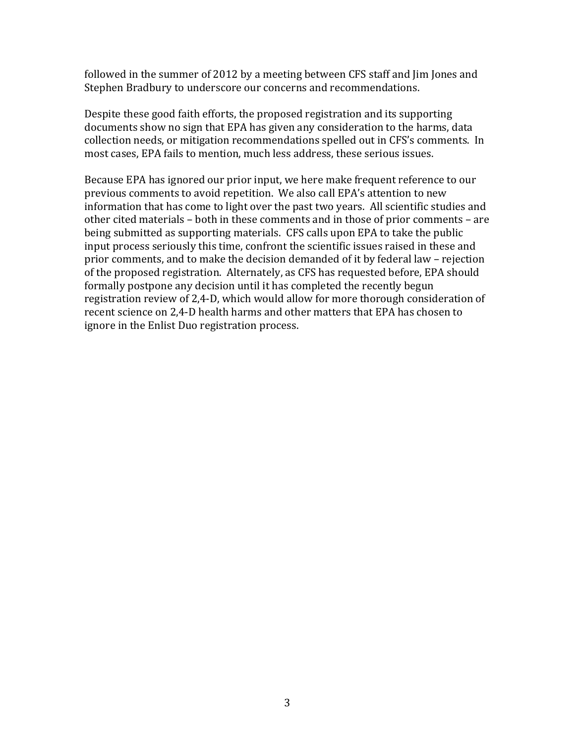followed in the summer of 2012 by a meeting between CFS staff and Jim Jones and Stephen Bradbury to underscore our concerns and recommendations.

Despite these good faith efforts, the proposed registration and its supporting documents show no sign that EPA has given any consideration to the harms, data collection needs, or mitigation recommendations spelled out in CFS's comments. In most cases, EPA fails to mention, much less address, these serious issues.

Because EPA has ignored our prior input, we here make frequent reference to our previous comments to avoid repetition. We also call EPA's attention to new information that has come to light over the past two years. All scientific studies and other cited materials – both in these comments and in those of prior comments – are being submitted as supporting materials. CFS calls upon EPA to take the public input process seriously this time, confront the scientific issues raised in these and prior comments, and to make the decision demanded of it by federal law – rejection of the proposed registration. Alternately, as CFS has requested before, EPA should formally postpone any decision until it has completed the recently begun registration review of 2,4-D, which would allow for more thorough consideration of recent science on 2,4-D health harms and other matters that EPA has chosen to ignore in the Enlist Duo registration process.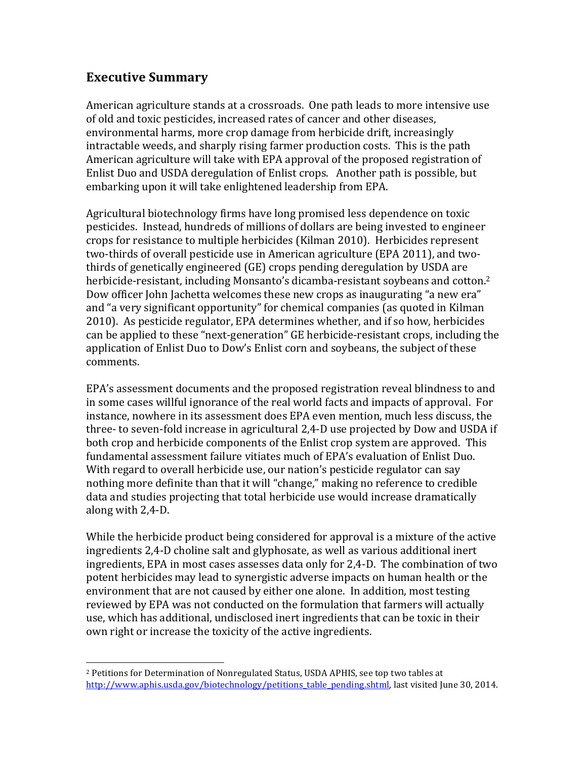## Executive Summary

American agriculture stands at a crossroads. One path leads to more intensive use of old and toxic pesticides, increased rates of cancer and other diseases, environmental harms, more crop damage from herbicide drift, increasingly intractable weeds, and sharply rising farmer production costs. This is the path American agriculture will take with EPA approval of the proposed registration of Enlist Duo and USDA deregulation of Enlist crops. Another path is possible, but embarking upon it will take enlightened leadership from EPA.

Agricultural biotechnology firms have long promised less dependence on toxic pesticides. Instead, hundreds of millions of dollars are being invested to engineer crops for resistance to multiple herbicides (Kilman 2010). Herbicides represent two-thirds of overall pesticide use in American agriculture (EPA 2011), and two-thirds of genetically engineered (GE) crops pending deregulation by USDA are herbicide-resistant, including Monsanto's dicamba-resistant soybeans and cotton.[2] Dow officer John Jachetta welcomes these new crops as inaugurating "a new era" and "a very significant opportunity" for chemical companies (as quoted in Kilman 2010). As pesticide regulator, EPA determines whether, and if so how, herbicides can be applied to these "next-generation" GE herbicide-resistant crops, including the application of Enlist Duo to Dow's Enlist corn and soybeans, the subject of these comments.

EPA's assessment documents and the proposed registration reveal blindness to and in some cases willful ignorance of the real world facts and impacts of approval. For instance, nowhere in its assessment does EPA even mention, much less discuss, the three- to seven-fold increase in agricultural 2,4-D use projected by Dow and USDA if both crop and herbicide components of the Enlist crop system are approved. This fundamental assessment failure vitiates much of EPA's evaluation of Enlist Duo. With regard to overall herbicide use, our nation's pesticide regulator can say nothing more definite than that it will "change," making no reference to credible data and studies projecting that total herbicide use would increase dramatically along with 2,4-D.

While the herbicide product being considered for approval is a mixture of the active ingredients 2,4-D choline salt and glyphosate, as well as various additional inert ingredients, EPA in most cases assesses data only for 2,4-D. The combination of two potent herbicides may lead to synergistic adverse impacts on human health or the environment that are not caused by either one alone. In addition, most testing reviewed by EPA was not conducted on the formulation that farmers will actually use, which has additional, undisclosed inert ingredients that can be toxic in their own right or increase the toxicity of the active ingredients.

---

[2] Petitions for Determination of Nonregulated Status, USDA APHIS, see top two tables at http://www.aphis.usda.gov/biotechnology/petitions_table_pending.shtml, last visited June 30, 2014.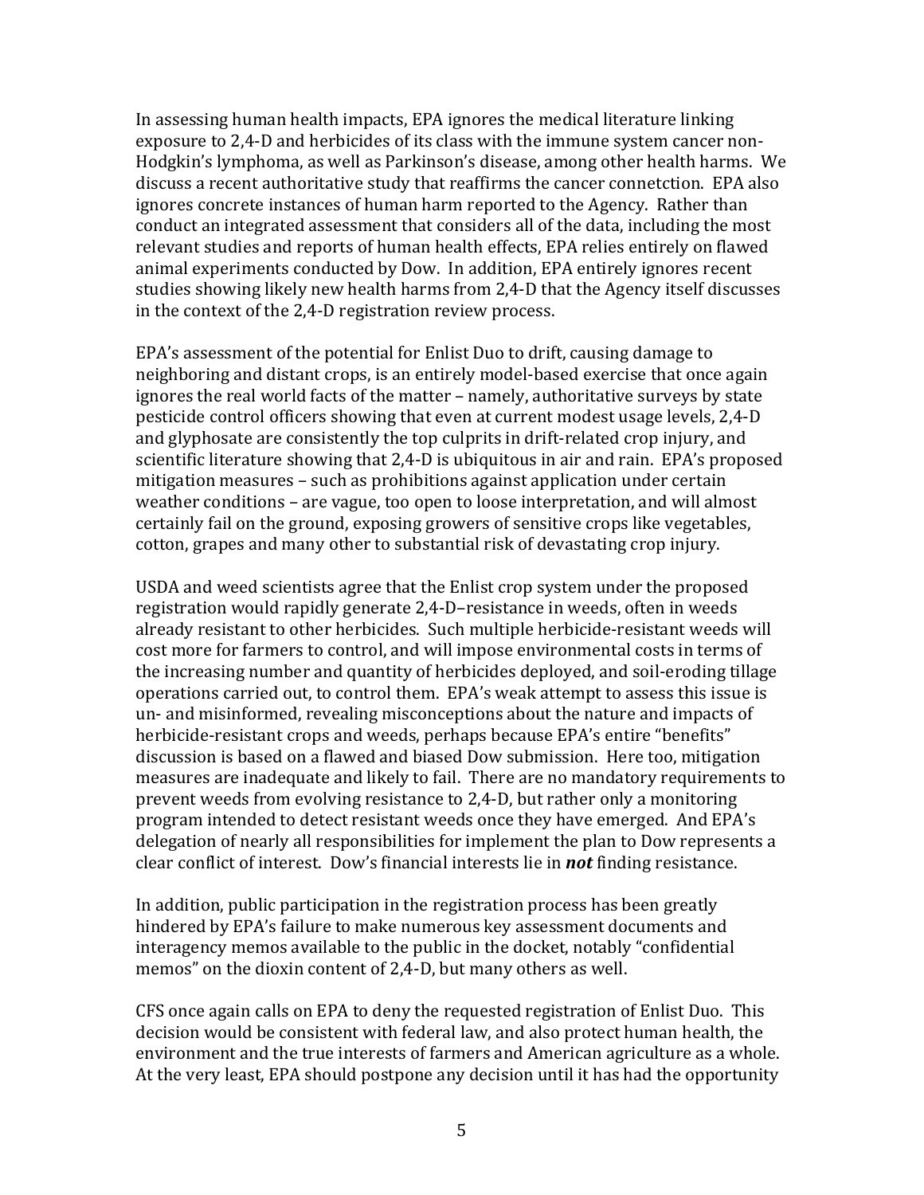In assessing human health impacts, EPA ignores the medical literature linking exposure to 2,4-D and herbicides of its class with the immune system cancer non-Hodgkin's lymphoma, as well as Parkinson's disease, among other health harms. We discuss a recent authoritative study that reaffirms the cancer connetction. EPA also ignores concrete instances of human harm reported to the Agency. Rather than conduct an integrated assessment that considers all of the data, including the most relevant studies and reports of human health effects, EPA relies entirely on flawed animal experiments conducted by Dow. In addition, EPA entirely ignores recent studies showing likely new health harms from 2,4-D that the Agency itself discusses in the context of the 2,4-D registration review process.

EPA's assessment of the potential for Enlist Duo to drift, causing damage to neighboring and distant crops, is an entirely model-based exercise that once again ignores the real world facts of the matter – namely, authoritative surveys by state pesticide control officers showing that even at current modest usage levels, 2,4-D and glyphosate are consistently the top culprits in drift-related crop injury, and scientific literature showing that 2,4-D is ubiquitous in air and rain. EPA's proposed mitigation measures – such as prohibitions against application under certain weather conditions – are vague, too open to loose interpretation, and will almost certainly fail on the ground, exposing growers of sensitive crops like vegetables, cotton, grapes and many other to substantial risk of devastating crop injury.

USDA and weed scientists agree that the Enlist crop system under the proposed registration would rapidly generate 2,4-D–resistance in weeds, often in weeds already resistant to other herbicides. Such multiple herbicide-resistant weeds will cost more for farmers to control, and will impose environmental costs in terms of the increasing number and quantity of herbicides deployed, and soil-eroding tillage operations carried out, to control them. EPA's weak attempt to assess this issue is un- and misinformed, revealing misconceptions about the nature and impacts of herbicide-resistant crops and weeds, perhaps because EPA's entire "benefits" discussion is based on a flawed and biased Dow submission. Here too, mitigation measures are inadequate and likely to fail. There are no mandatory requirements to prevent weeds from evolving resistance to 2,4-D, but rather only a monitoring program intended to detect resistant weeds once they have emerged. And EPA's delegation of nearly all responsibilities for implement the plan to Dow represents a clear conflict of interest. Dow's financial interests lie in ***not*** finding resistance.

In addition, public participation in the registration process has been greatly hindered by EPA's failure to make numerous key assessment documents and interagency memos available to the public in the docket, notably "confidential memos" on the dioxin content of 2,4-D, but many others as well.

CFS once again calls on EPA to deny the requested registration of Enlist Duo. This decision would be consistent with federal law, and also protect human health, the environment and the true interests of farmers and American agriculture as a whole. At the very least, EPA should postpone any decision until it has had the opportunity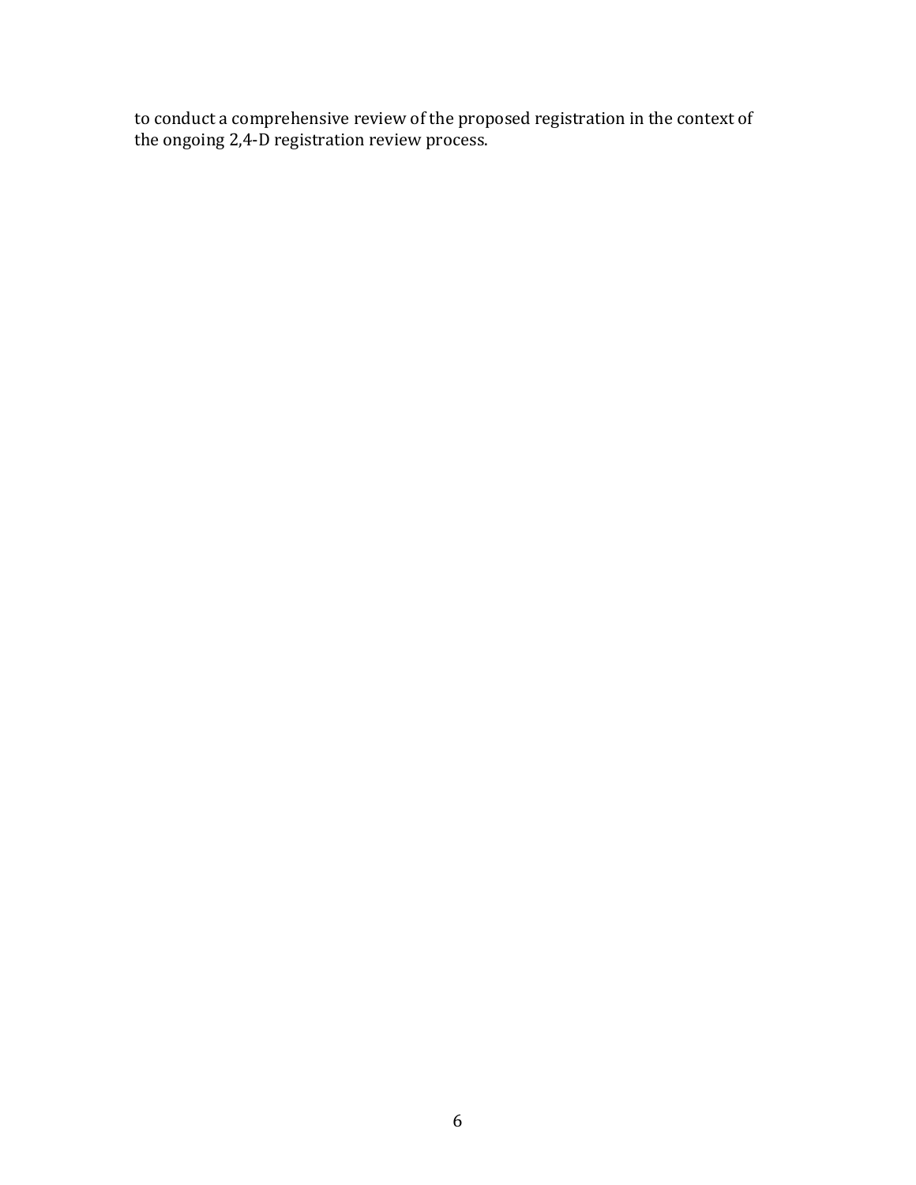to conduct a comprehensive review of the proposed registration in the context of the ongoing 2,4-D registration review process.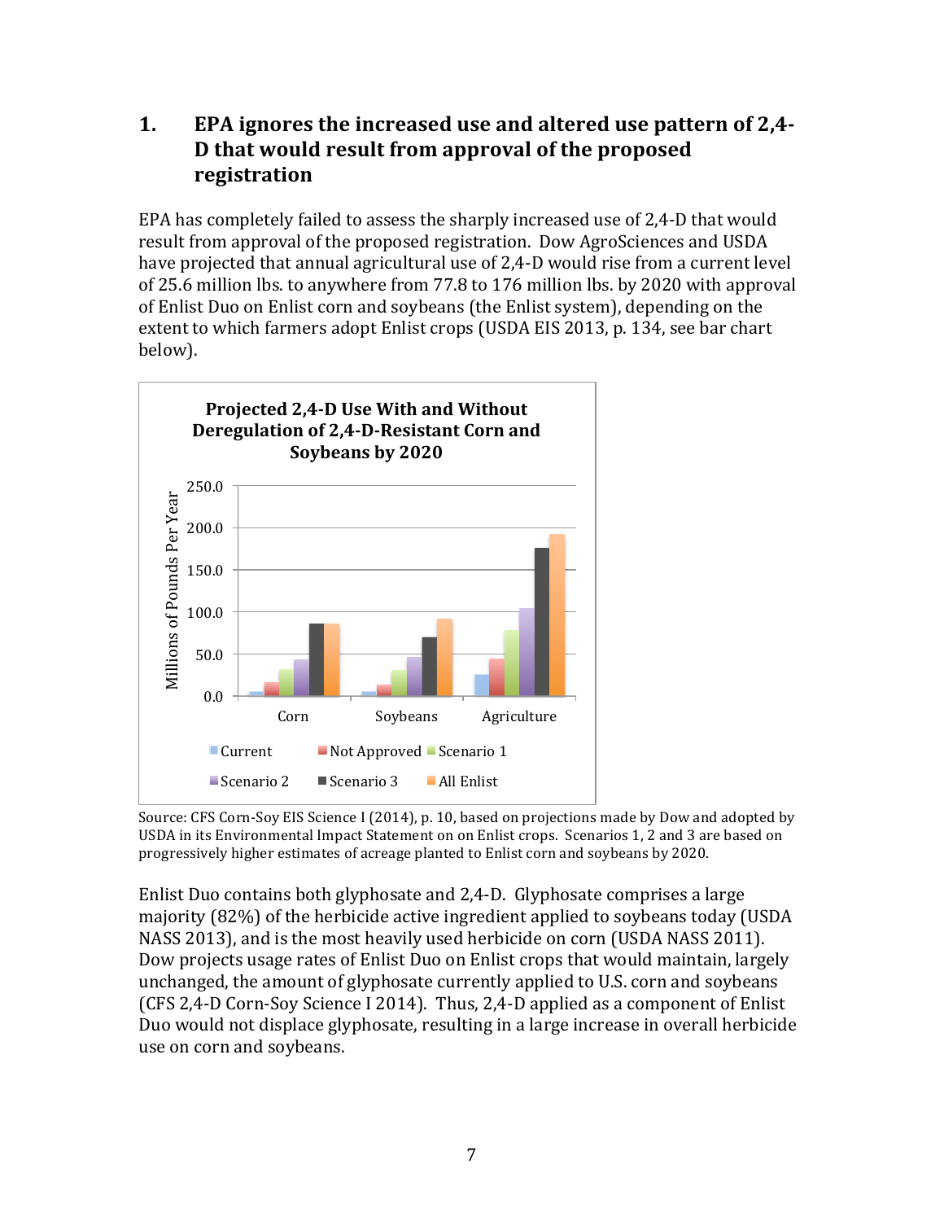## 1. EPA ignores the increased use and altered use pattern of 2,4-D that would result from approval of the proposed registration

EPA has completely failed to assess the sharply increased use of 2,4-D that would result from approval of the proposed registration. Dow AgroSciences and USDA have projected that annual agricultural use of 2,4-D would rise from a current level of 25.6 million lbs. to anywhere from 77.8 to 176 million lbs. by 2020 with approval of Enlist Duo on Enlist corn and soybeans (the Enlist system), depending on the extent to which farmers adopt Enlist crops (USDA EIS 2013, p. 134, see bar chart below).

**Projected 2,4-D Use With and Without Deregulation of 2,4-D-Resistant Corn and Soybeans by 2020**

Source: CFS Corn-Soy EIS Science I (2014), p. 10, based on projections made by Dow and adopted by USDA in its Environmental Impact Statement on on Enlist crops. Scenarios 1, 2 and 3 are based on progressively higher estimates of acreage planted to Enlist corn and soybeans by 2020.

Enlist Duo contains both glyphosate and 2,4-D. Glyphosate comprises a large majority (82%) of the herbicide active ingredient applied to soybeans today (USDA NASS 2013), and is the most heavily used herbicide on corn (USDA NASS 2011). Dow projects usage rates of Enlist Duo on Enlist crops that would maintain, largely unchanged, the amount of glyphosate currently applied to U.S. corn and soybeans (CFS 2,4-D Corn-Soy Science I 2014). Thus, 2,4-D applied as a component of Enlist Duo would not displace glyphosate, resulting in a large increase in overall herbicide use on corn and soybeans.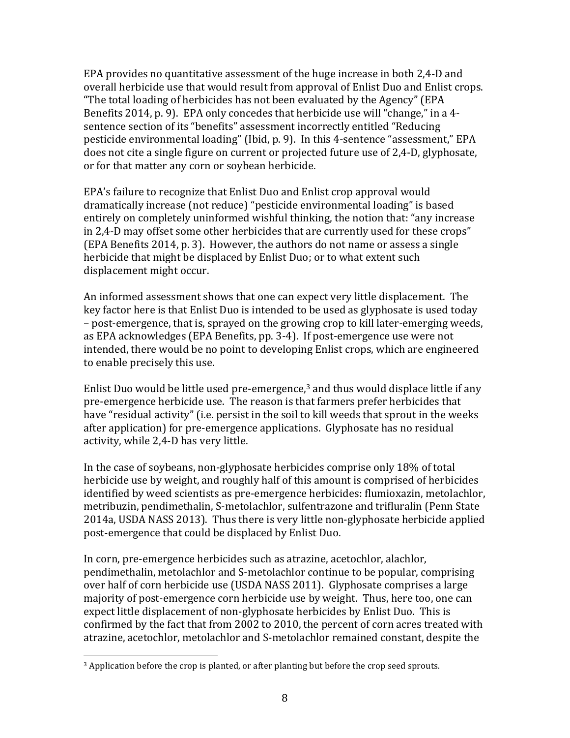EPA provides no quantitative assessment of the huge increase in both 2,4-D and overall herbicide use that would result from approval of Enlist Duo and Enlist crops. "The total loading of herbicides has not been evaluated by the Agency" (EPA Benefits 2014, p. 9). EPA only concedes that herbicide use will "change," in a 4-sentence section of its "benefits" assessment incorrectly entitled "Reducing pesticide environmental loading" (Ibid, p. 9). In this 4-sentence "assessment," EPA does not cite a single figure on current or projected future use of 2,4-D, glyphosate, or for that matter any corn or soybean herbicide.

EPA's failure to recognize that Enlist Duo and Enlist crop approval would dramatically increase (not reduce) "pesticide environmental loading" is based entirely on completely uninformed wishful thinking, the notion that: "any increase in 2,4-D may offset some other herbicides that are currently used for these crops" (EPA Benefits 2014, p. 3). However, the authors do not name or assess a single herbicide that might be displaced by Enlist Duo; or to what extent such displacement might occur.

An informed assessment shows that one can expect very little displacement. The key factor here is that Enlist Duo is intended to be used as glyphosate is used today – post-emergence, that is, sprayed on the growing crop to kill later-emerging weeds, as EPA acknowledges (EPA Benefits, pp. 3-4). If post-emergence use were not intended, there would be no point to developing Enlist crops, which are engineered to enable precisely this use.

Enlist Duo would be little used pre-emergence,[3] and thus would displace little if any pre-emergence herbicide use. The reason is that farmers prefer herbicides that have "residual activity" (i.e. persist in the soil to kill weeds that sprout in the weeks after application) for pre-emergence applications. Glyphosate has no residual activity, while 2,4-D has very little.

In the case of soybeans, non-glyphosate herbicides comprise only 18% of total herbicide use by weight, and roughly half of this amount is comprised of herbicides identified by weed scientists as pre-emergence herbicides: flumioxazin, metolachlor, metribuzin, pendimethalin, S-metolachlor, sulfentrazone and trifluralin (Penn State 2014a, USDA NASS 2013). Thus there is very little non-glyphosate herbicide applied post-emergence that could be displaced by Enlist Duo.

In corn, pre-emergence herbicides such as atrazine, acetochlor, alachlor, pendimethalin, metolachlor and S-metolachlor continue to be popular, comprising over half of corn herbicide use (USDA NASS 2011). Glyphosate comprises a large majority of post-emergence corn herbicide use by weight. Thus, here too, one can expect little displacement of non-glyphosate herbicides by Enlist Duo. This is confirmed by the fact that from 2002 to 2010, the percent of corn acres treated with atrazine, acetochlor, metolachlor and S-metolachlor remained constant, despite the

[3] Application before the crop is planted, or after planting but before the crop seed sprouts.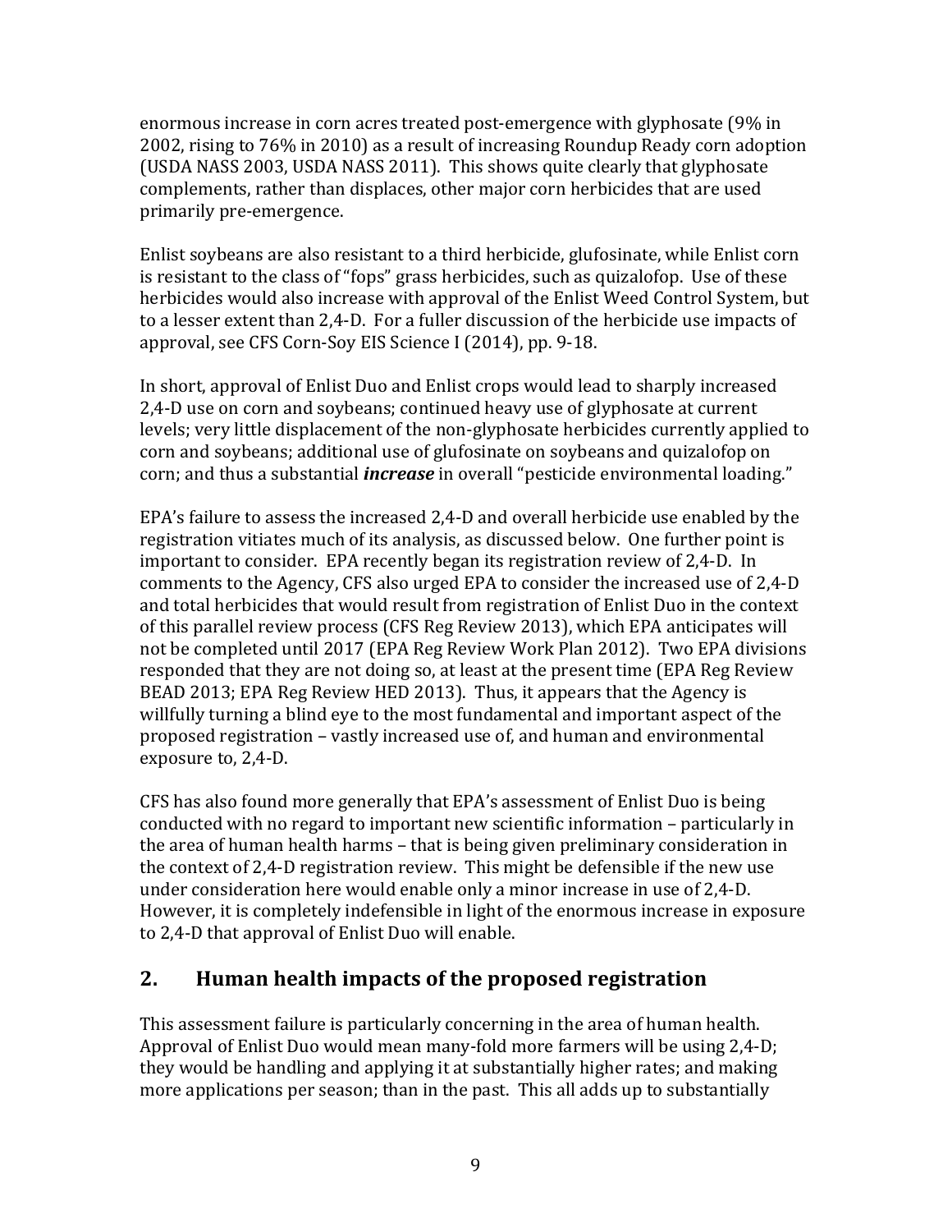enormous increase in corn acres treated post-emergence with glyphosate (9% in 2002, rising to 76% in 2010) as a result of increasing Roundup Ready corn adoption (USDA NASS 2003, USDA NASS 2011). This shows quite clearly that glyphosate complements, rather than displaces, other major corn herbicides that are used primarily pre-emergence.

Enlist soybeans are also resistant to a third herbicide, glufosinate, while Enlist corn is resistant to the class of "fops" grass herbicides, such as quizalofop. Use of these herbicides would also increase with approval of the Enlist Weed Control System, but to a lesser extent than 2,4-D. For a fuller discussion of the herbicide use impacts of approval, see CFS Corn-Soy EIS Science I (2014), pp. 9-18.

In short, approval of Enlist Duo and Enlist crops would lead to sharply increased 2,4-D use on corn and soybeans; continued heavy use of glyphosate at current levels; very little displacement of the non-glyphosate herbicides currently applied to corn and soybeans; additional use of glufosinate on soybeans and quizalofop on corn; and thus a substantial ***increase*** in overall "pesticide environmental loading."

EPA's failure to assess the increased 2,4-D and overall herbicide use enabled by the registration vitiates much of its analysis, as discussed below. One further point is important to consider. EPA recently began its registration review of 2,4-D. In comments to the Agency, CFS also urged EPA to consider the increased use of 2,4-D and total herbicides that would result from registration of Enlist Duo in the context of this parallel review process (CFS Reg Review 2013), which EPA anticipates will not be completed until 2017 (EPA Reg Review Work Plan 2012). Two EPA divisions responded that they are not doing so, at least at the present time (EPA Reg Review BEAD 2013; EPA Reg Review HED 2013). Thus, it appears that the Agency is willfully turning a blind eye to the most fundamental and important aspect of the proposed registration – vastly increased use of, and human and environmental exposure to, 2,4-D.

CFS has also found more generally that EPA's assessment of Enlist Duo is being conducted with no regard to important new scientific information – particularly in the area of human health harms – that is being given preliminary consideration in the context of 2,4-D registration review. This might be defensible if the new use under consideration here would enable only a minor increase in use of 2,4-D. However, it is completely indefensible in light of the enormous increase in exposure to 2,4-D that approval of Enlist Duo will enable.

## 2. Human health impacts of the proposed registration

This assessment failure is particularly concerning in the area of human health. Approval of Enlist Duo would mean many-fold more farmers will be using 2,4-D; they would be handling and applying it at substantially higher rates; and making more applications per season; than in the past. This all adds up to substantially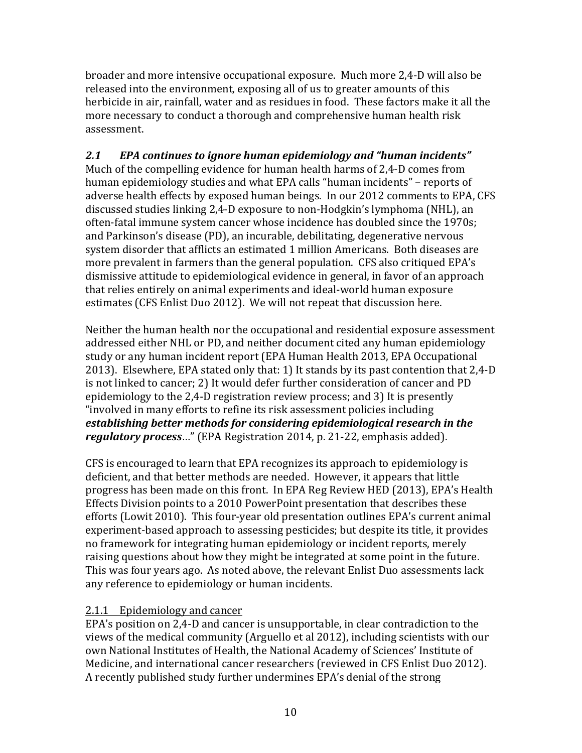broader and more intensive occupational exposure. Much more 2,4-D will also be released into the environment, exposing all of us to greater amounts of this herbicide in air, rainfall, water and as residues in food. These factors make it all the more necessary to conduct a thorough and comprehensive human health risk assessment.

### *2.1 EPA continues to ignore human epidemiology and "human incidents"*

Much of the compelling evidence for human health harms of 2,4-D comes from human epidemiology studies and what EPA calls "human incidents" – reports of adverse health effects by exposed human beings. In our 2012 comments to EPA, CFS discussed studies linking 2,4-D exposure to non-Hodgkin's lymphoma (NHL), an often-fatal immune system cancer whose incidence has doubled since the 1970s; and Parkinson's disease (PD), an incurable, debilitating, degenerative nervous system disorder that afflicts an estimated 1 million Americans. Both diseases are more prevalent in farmers than the general population. CFS also critiqued EPA's dismissive attitude to epidemiological evidence in general, in favor of an approach that relies entirely on animal experiments and ideal-world human exposure estimates (CFS Enlist Duo 2012). We will not repeat that discussion here.

Neither the human health nor the occupational and residential exposure assessment addressed either NHL or PD, and neither document cited any human epidemiology study or any human incident report (EPA Human Health 2013, EPA Occupational 2013). Elsewhere, EPA stated only that: 1) It stands by its past contention that 2,4-D is not linked to cancer; 2) It would defer further consideration of cancer and PD epidemiology to the 2,4-D registration review process; and 3) It is presently "involved in many efforts to refine its risk assessment policies including ***establishing better methods for considering epidemiological research in the regulatory process***…" (EPA Registration 2014, p. 21-22, emphasis added).

CFS is encouraged to learn that EPA recognizes its approach to epidemiology is deficient, and that better methods are needed. However, it appears that little progress has been made on this front. In EPA Reg Review HED (2013), EPA's Health Effects Division points to a 2010 PowerPoint presentation that describes these efforts (Lowit 2010). This four-year old presentation outlines EPA's current animal experiment-based approach to assessing pesticides; but despite its title, it provides no framework for integrating human epidemiology or incident reports, merely raising questions about how they might be integrated at some point in the future. This was four years ago. As noted above, the relevant Enlist Duo assessments lack any reference to epidemiology or human incidents.

#### 2.1.1 Epidemiology and cancer

EPA's position on 2,4-D and cancer is unsupportable, in clear contradiction to the views of the medical community (Arguello et al 2012), including scientists with our own National Institutes of Health, the National Academy of Sciences' Institute of Medicine, and international cancer researchers (reviewed in CFS Enlist Duo 2012). A recently published study further undermines EPA's denial of the strong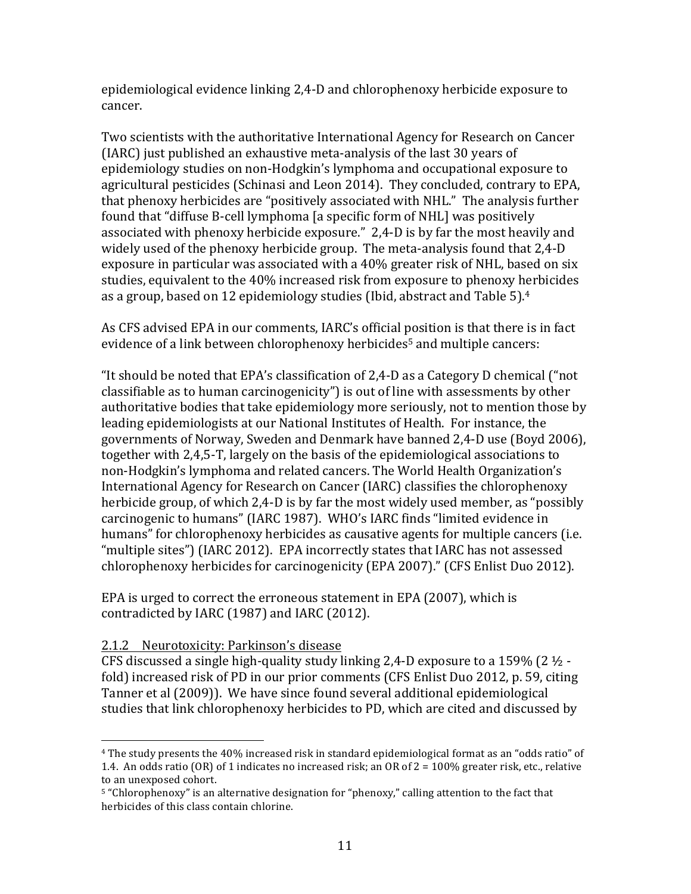epidemiological evidence linking 2,4-D and chlorophenoxy herbicide exposure to cancer.

Two scientists with the authoritative International Agency for Research on Cancer (IARC) just published an exhaustive meta-analysis of the last 30 years of epidemiology studies on non-Hodgkin's lymphoma and occupational exposure to agricultural pesticides (Schinasi and Leon 2014). They concluded, contrary to EPA, that phenoxy herbicides are "positively associated with NHL." The analysis further found that "diffuse B-cell lymphoma [a specific form of NHL] was positively associated with phenoxy herbicide exposure." 2,4-D is by far the most heavily and widely used of the phenoxy herbicide group. The meta-analysis found that 2,4-D exposure in particular was associated with a 40% greater risk of NHL, based on six studies, equivalent to the 40% increased risk from exposure to phenoxy herbicides as a group, based on 12 epidemiology studies (Ibid, abstract and Table 5).[4]

As CFS advised EPA in our comments, IARC's official position is that there is in fact evidence of a link between chlorophenoxy herbicides[5] and multiple cancers:

"It should be noted that EPA's classification of 2,4-D as a Category D chemical ("not classifiable as to human carcinogenicity") is out of line with assessments by other authoritative bodies that take epidemiology more seriously, not to mention those by leading epidemiologists at our National Institutes of Health. For instance, the governments of Norway, Sweden and Denmark have banned 2,4-D use (Boyd 2006), together with 2,4,5-T, largely on the basis of the epidemiological associations to non-Hodgkin's lymphoma and related cancers. The World Health Organization's International Agency for Research on Cancer (IARC) classifies the chlorophenoxy herbicide group, of which 2,4-D is by far the most widely used member, as "possibly carcinogenic to humans" (IARC 1987). WHO's IARC finds "limited evidence in humans" for chlorophenoxy herbicides as causative agents for multiple cancers (i.e. "multiple sites") (IARC 2012). EPA incorrectly states that IARC has not assessed chlorophenoxy herbicides for carcinogenicity (EPA 2007)." (CFS Enlist Duo 2012).

EPA is urged to correct the erroneous statement in EPA (2007), which is contradicted by IARC (1987) and IARC (2012).

#### 2.1.2 Neurotoxicity: Parkinson's disease

CFS discussed a single high-quality study linking 2,4-D exposure to a 159% (2 ½ -fold) increased risk of PD in our prior comments (CFS Enlist Duo 2012, p. 59, citing Tanner et al (2009)). We have since found several additional epidemiological studies that link chlorophenoxy herbicides to PD, which are cited and discussed by

---

[4] The study presents the 40% increased risk in standard epidemiological format as an "odds ratio" of 1.4. An odds ratio (OR) of 1 indicates no increased risk; an OR of 2 = 100% greater risk, etc., relative to an unexposed cohort.

[5] "Chlorophenoxy" is an alternative designation for "phenoxy," calling attention to the fact that herbicides of this class contain chlorine.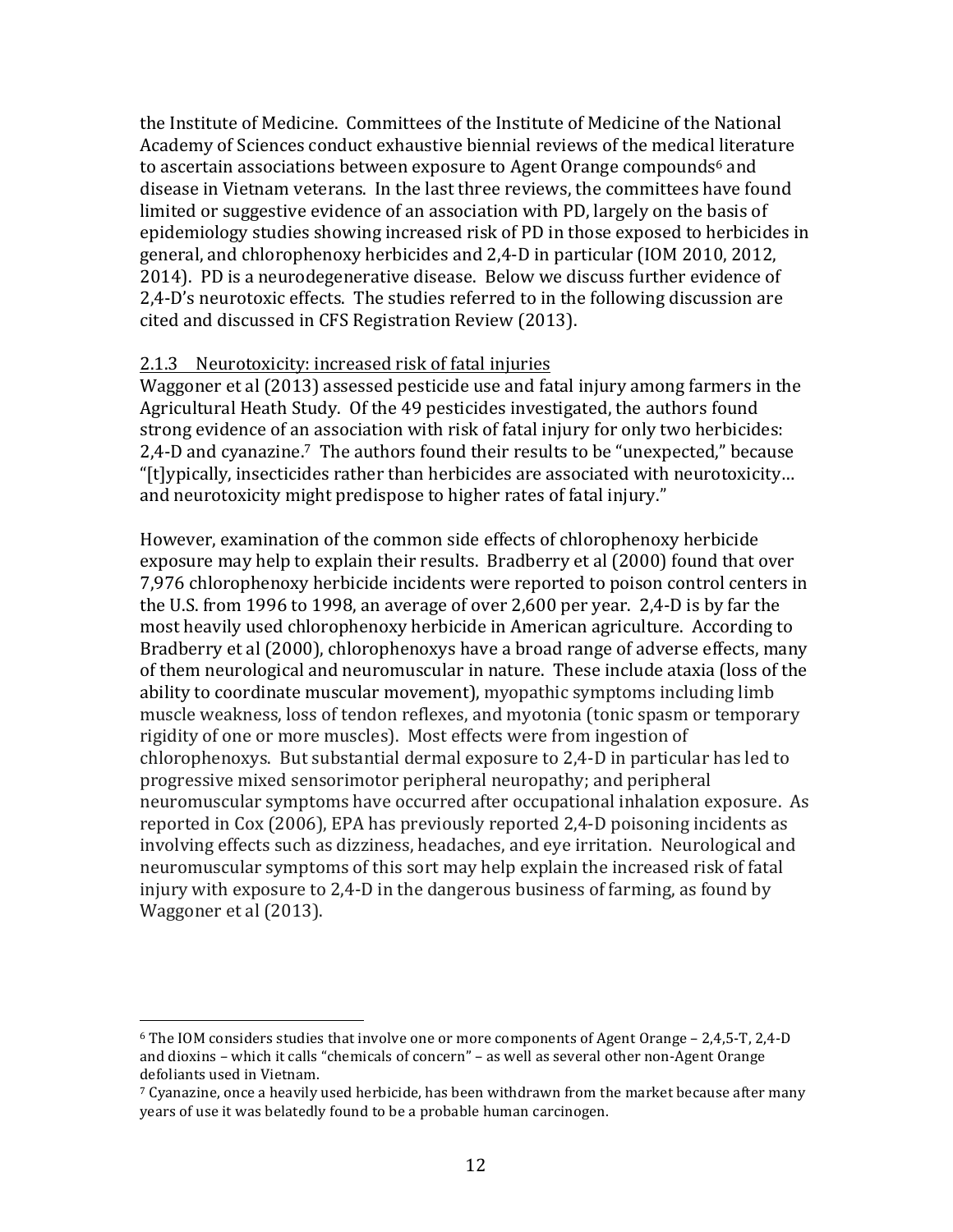the Institute of Medicine. Committees of the Institute of Medicine of the National Academy of Sciences conduct exhaustive biennial reviews of the medical literature to ascertain associations between exposure to Agent Orange compounds[6] and disease in Vietnam veterans. In the last three reviews, the committees have found limited or suggestive evidence of an association with PD, largely on the basis of epidemiology studies showing increased risk of PD in those exposed to herbicides in general, and chlorophenoxy herbicides and 2,4-D in particular (IOM 2010, 2012, 2014). PD is a neurodegenerative disease. Below we discuss further evidence of 2,4-D's neurotoxic effects. The studies referred to in the following discussion are cited and discussed in CFS Registration Review (2013).

#### 2.1.3 Neurotoxicity: increased risk of fatal injuries

Waggoner et al (2013) assessed pesticide use and fatal injury among farmers in the Agricultural Heath Study. Of the 49 pesticides investigated, the authors found strong evidence of an association with risk of fatal injury for only two herbicides: 2,4-D and cyanazine.[7] The authors found their results to be "unexpected," because "[t]ypically, insecticides rather than herbicides are associated with neurotoxicity… and neurotoxicity might predispose to higher rates of fatal injury."

However, examination of the common side effects of chlorophenoxy herbicide exposure may help to explain their results. Bradberry et al (2000) found that over 7,976 chlorophenoxy herbicide incidents were reported to poison control centers in the U.S. from 1996 to 1998, an average of over 2,600 per year. 2,4-D is by far the most heavily used chlorophenoxy herbicide in American agriculture. According to Bradberry et al (2000), chlorophenoxys have a broad range of adverse effects, many of them neurological and neuromuscular in nature. These include ataxia (loss of the ability to coordinate muscular movement), myopathic symptoms including limb muscle weakness, loss of tendon reflexes, and myotonia (tonic spasm or temporary rigidity of one or more muscles). Most effects were from ingestion of chlorophenoxys. But substantial dermal exposure to 2,4-D in particular has led to progressive mixed sensorimotor peripheral neuropathy; and peripheral neuromuscular symptoms have occurred after occupational inhalation exposure. As reported in Cox (2006), EPA has previously reported 2,4-D poisoning incidents as involving effects such as dizziness, headaches, and eye irritation. Neurological and neuromuscular symptoms of this sort may help explain the increased risk of fatal injury with exposure to 2,4-D in the dangerous business of farming, as found by Waggoner et al (2013).

---

[6] The IOM considers studies that involve one or more components of Agent Orange – 2,4,5-T, 2,4-D and dioxins – which it calls "chemicals of concern" – as well as several other non-Agent Orange defoliants used in Vietnam.

[7] Cyanazine, once a heavily used herbicide, has been withdrawn from the market because after many years of use it was belatedly found to be a probable human carcinogen.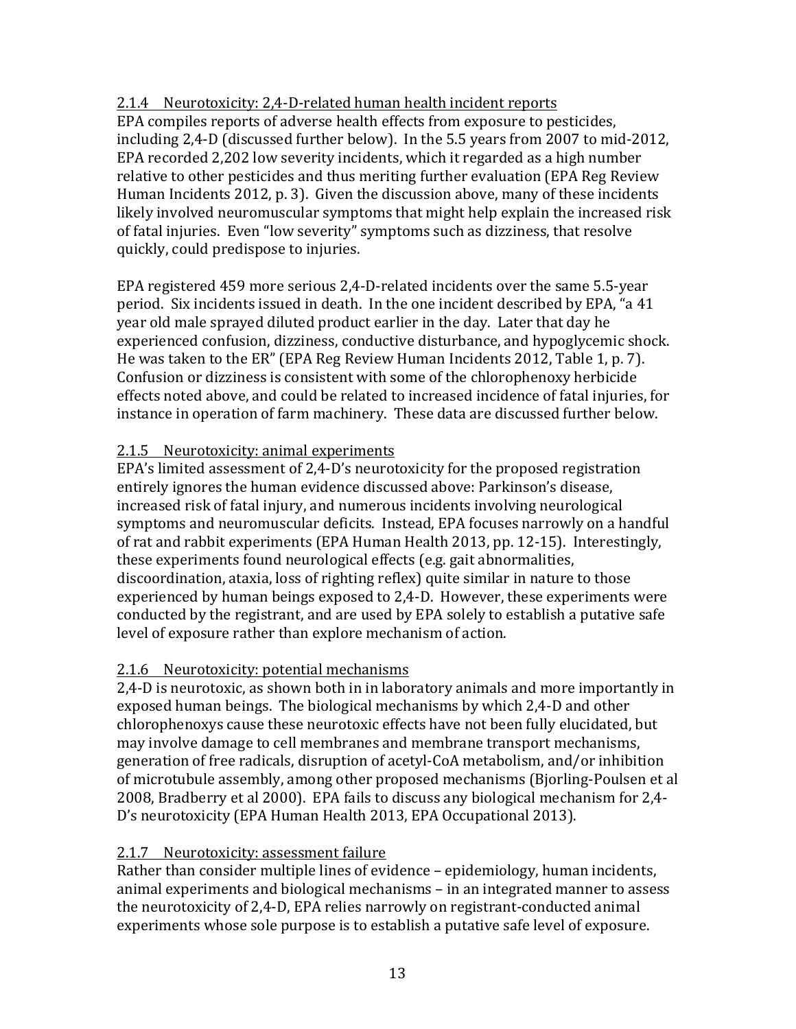### 2.1.4 Neurotoxicity: 2,4-D-related human health incident reports

EPA compiles reports of adverse health effects from exposure to pesticides, including 2,4-D (discussed further below). In the 5.5 years from 2007 to mid-2012, EPA recorded 2,202 low severity incidents, which it regarded as a high number relative to other pesticides and thus meriting further evaluation (EPA Reg Review Human Incidents 2012, p. 3). Given the discussion above, many of these incidents likely involved neuromuscular symptoms that might help explain the increased risk of fatal injuries. Even "low severity" symptoms such as dizziness, that resolve quickly, could predispose to injuries.

EPA registered 459 more serious 2,4-D-related incidents over the same 5.5-year period. Six incidents issued in death. In the one incident described by EPA, "a 41 year old male sprayed diluted product earlier in the day. Later that day he experienced confusion, dizziness, conductive disturbance, and hypoglycemic shock. He was taken to the ER" (EPA Reg Review Human Incidents 2012, Table 1, p. 7). Confusion or dizziness is consistent with some of the chlorophenoxy herbicide effects noted above, and could be related to increased incidence of fatal injuries, for instance in operation of farm machinery. These data are discussed further below.

### 2.1.5 Neurotoxicity: animal experiments

EPA's limited assessment of 2,4-D's neurotoxicity for the proposed registration entirely ignores the human evidence discussed above: Parkinson's disease, increased risk of fatal injury, and numerous incidents involving neurological symptoms and neuromuscular deficits. Instead, EPA focuses narrowly on a handful of rat and rabbit experiments (EPA Human Health 2013, pp. 12-15). Interestingly, these experiments found neurological effects (e.g. gait abnormalities, discoordination, ataxia, loss of righting reflex) quite similar in nature to those experienced by human beings exposed to 2,4-D. However, these experiments were conducted by the registrant, and are used by EPA solely to establish a putative safe level of exposure rather than explore mechanism of action.

### 2.1.6 Neurotoxicity: potential mechanisms

2,4-D is neurotoxic, as shown both in in laboratory animals and more importantly in exposed human beings. The biological mechanisms by which 2,4-D and other chlorophenoxys cause these neurotoxic effects have not been fully elucidated, but may involve damage to cell membranes and membrane transport mechanisms, generation of free radicals, disruption of acetyl-CoA metabolism, and/or inhibition of microtubule assembly, among other proposed mechanisms (Bjorling-Poulsen et al 2008, Bradberry et al 2000). EPA fails to discuss any biological mechanism for 2,4-D's neurotoxicity (EPA Human Health 2013, EPA Occupational 2013).

### 2.1.7 Neurotoxicity: assessment failure

Rather than consider multiple lines of evidence – epidemiology, human incidents, animal experiments and biological mechanisms – in an integrated manner to assess the neurotoxicity of 2,4-D, EPA relies narrowly on registrant-conducted animal experiments whose sole purpose is to establish a putative safe level of exposure.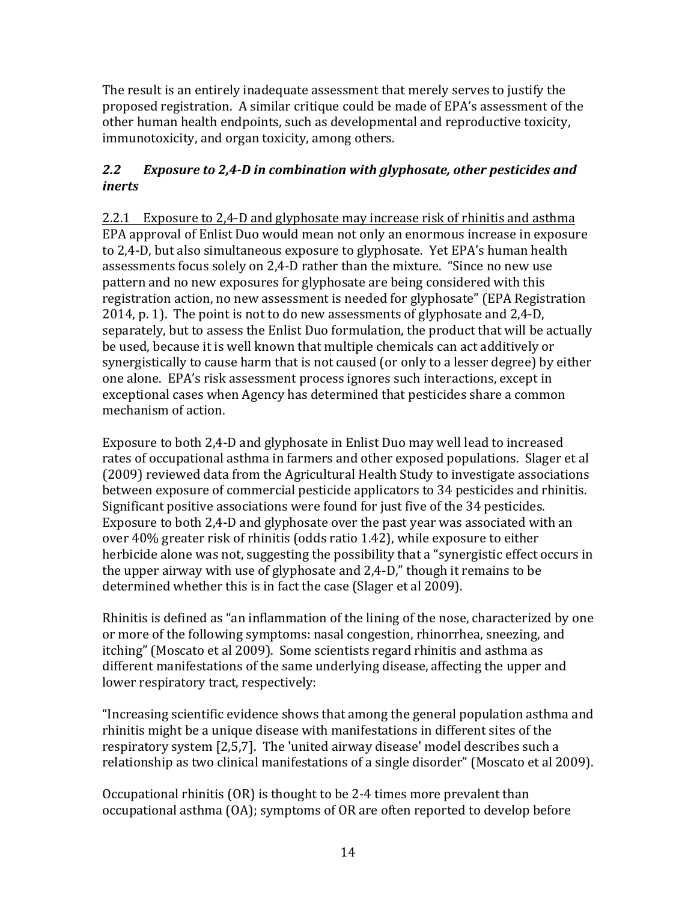The result is an entirely inadequate assessment that merely serves to justify the proposed registration. A similar critique could be made of EPA's assessment of the other human health endpoints, such as developmental and reproductive toxicity, immunotoxicity, and organ toxicity, among others.

### *2.2 Exposure to 2,4-D in combination with glyphosate, other pesticides and inerts*

#### 2.2.1 Exposure to 2,4-D and glyphosate may increase risk of rhinitis and asthma

EPA approval of Enlist Duo would mean not only an enormous increase in exposure to 2,4-D, but also simultaneous exposure to glyphosate. Yet EPA's human health assessments focus solely on 2,4-D rather than the mixture. "Since no new use pattern and no new exposures for glyphosate are being considered with this registration action, no new assessment is needed for glyphosate" (EPA Registration 2014, p. 1). The point is not to do new assessments of glyphosate and 2,4-D, separately, but to assess the Enlist Duo formulation, the product that will be actually be used, because it is well known that multiple chemicals can act additively or synergistically to cause harm that is not caused (or only to a lesser degree) by either one alone. EPA's risk assessment process ignores such interactions, except in exceptional cases when Agency has determined that pesticides share a common mechanism of action.

Exposure to both 2,4-D and glyphosate in Enlist Duo may well lead to increased rates of occupational asthma in farmers and other exposed populations. Slager et al (2009) reviewed data from the Agricultural Health Study to investigate associations between exposure of commercial pesticide applicators to 34 pesticides and rhinitis. Significant positive associations were found for just five of the 34 pesticides. Exposure to both 2,4-D and glyphosate over the past year was associated with an over 40% greater risk of rhinitis (odds ratio 1.42), while exposure to either herbicide alone was not, suggesting the possibility that a "synergistic effect occurs in the upper airway with use of glyphosate and 2,4-D," though it remains to be determined whether this is in fact the case (Slager et al 2009).

Rhinitis is defined as "an inflammation of the lining of the nose, characterized by one or more of the following symptoms: nasal congestion, rhinorrhea, sneezing, and itching" (Moscato et al 2009). Some scientists regard rhinitis and asthma as different manifestations of the same underlying disease, affecting the upper and lower respiratory tract, respectively:

"Increasing scientific evidence shows that among the general population asthma and rhinitis might be a unique disease with manifestations in different sites of the respiratory system [2,5,7]. The 'united airway disease' model describes such a relationship as two clinical manifestations of a single disorder" (Moscato et al 2009).

Occupational rhinitis (OR) is thought to be 2-4 times more prevalent than occupational asthma (OA); symptoms of OR are often reported to develop before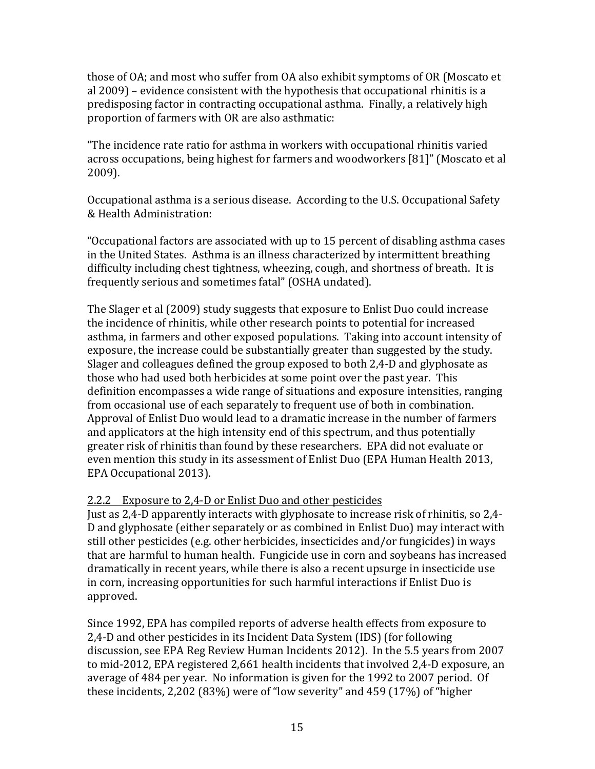those of OA; and most who suffer from OA also exhibit symptoms of OR (Moscato et al 2009) – evidence consistent with the hypothesis that occupational rhinitis is a predisposing factor in contracting occupational asthma. Finally, a relatively high proportion of farmers with OR are also asthmatic:

"The incidence rate ratio for asthma in workers with occupational rhinitis varied across occupations, being highest for farmers and woodworkers [81]" (Moscato et al 2009).

Occupational asthma is a serious disease. According to the U.S. Occupational Safety & Health Administration:

"Occupational factors are associated with up to 15 percent of disabling asthma cases in the United States. Asthma is an illness characterized by intermittent breathing difficulty including chest tightness, wheezing, cough, and shortness of breath. It is frequently serious and sometimes fatal" (OSHA undated).

The Slager et al (2009) study suggests that exposure to Enlist Duo could increase the incidence of rhinitis, while other research points to potential for increased asthma, in farmers and other exposed populations. Taking into account intensity of exposure, the increase could be substantially greater than suggested by the study. Slager and colleagues defined the group exposed to both 2,4-D and glyphosate as those who had used both herbicides at some point over the past year. This definition encompasses a wide range of situations and exposure intensities, ranging from occasional use of each separately to frequent use of both in combination. Approval of Enlist Duo would lead to a dramatic increase in the number of farmers and applicators at the high intensity end of this spectrum, and thus potentially greater risk of rhinitis than found by these researchers. EPA did not evaluate or even mention this study in its assessment of Enlist Duo (EPA Human Health 2013, EPA Occupational 2013).

<u>2.2.2 Exposure to 2,4-D or Enlist Duo and other pesticides</u>

Just as 2,4-D apparently interacts with glyphosate to increase risk of rhinitis, so 2,4-D and glyphosate (either separately or as combined in Enlist Duo) may interact with still other pesticides (e.g. other herbicides, insecticides and/or fungicides) in ways that are harmful to human health. Fungicide use in corn and soybeans has increased dramatically in recent years, while there is also a recent upsurge in insecticide use in corn, increasing opportunities for such harmful interactions if Enlist Duo is approved.

Since 1992, EPA has compiled reports of adverse health effects from exposure to 2,4-D and other pesticides in its Incident Data System (IDS) (for following discussion, see EPA Reg Review Human Incidents 2012). In the 5.5 years from 2007 to mid-2012, EPA registered 2,661 health incidents that involved 2,4-D exposure, an average of 484 per year. No information is given for the 1992 to 2007 period. Of these incidents, 2,202 (83%) were of "low severity" and 459 (17%) of "higher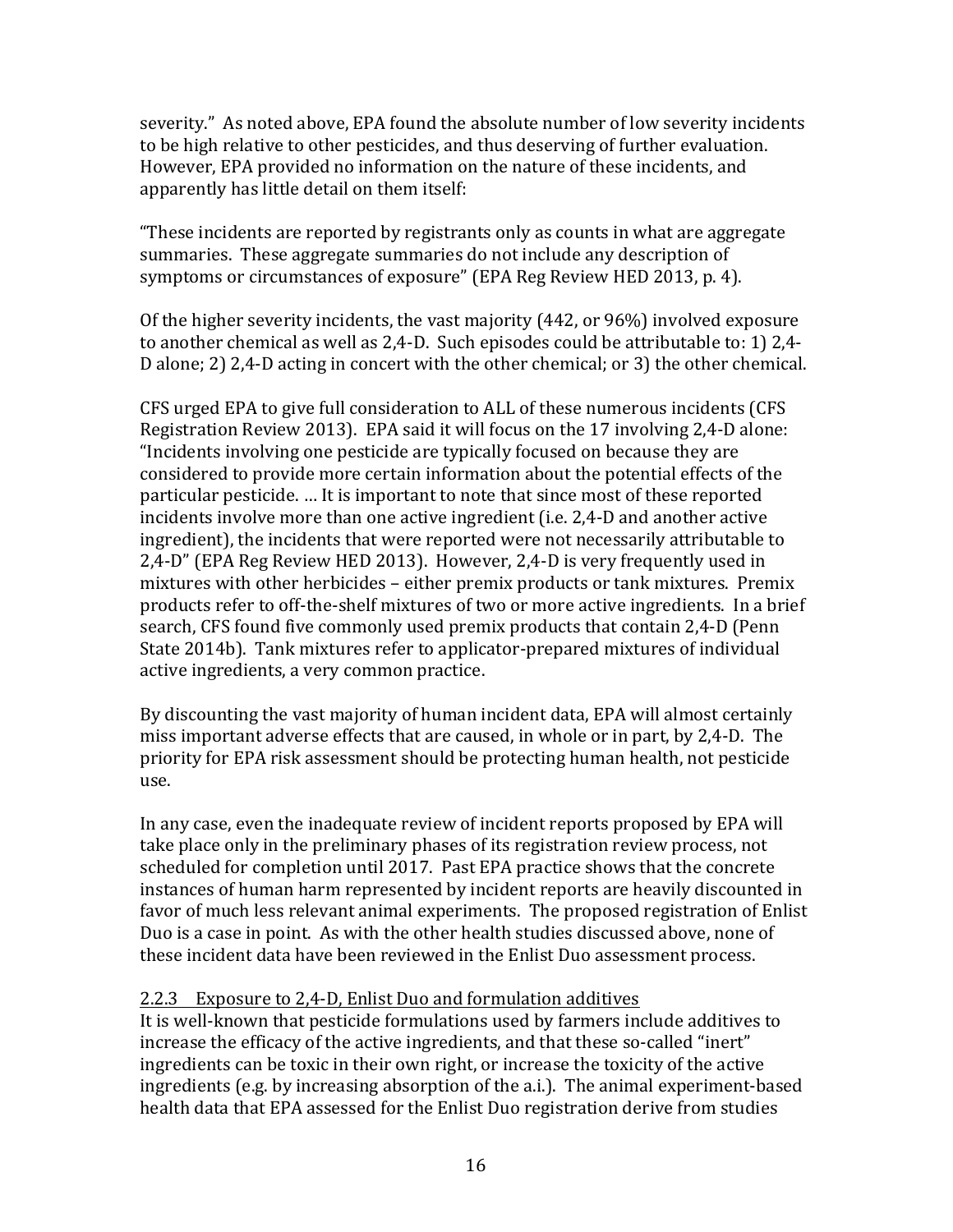severity." As noted above, EPA found the absolute number of low severity incidents to be high relative to other pesticides, and thus deserving of further evaluation. However, EPA provided no information on the nature of these incidents, and apparently has little detail on them itself:

"These incidents are reported by registrants only as counts in what are aggregate summaries. These aggregate summaries do not include any description of symptoms or circumstances of exposure" (EPA Reg Review HED 2013, p. 4).

Of the higher severity incidents, the vast majority (442, or 96%) involved exposure to another chemical as well as 2,4-D. Such episodes could be attributable to: 1) 2,4-D alone; 2) 2,4-D acting in concert with the other chemical; or 3) the other chemical.

CFS urged EPA to give full consideration to ALL of these numerous incidents (CFS Registration Review 2013). EPA said it will focus on the 17 involving 2,4-D alone: "Incidents involving one pesticide are typically focused on because they are considered to provide more certain information about the potential effects of the particular pesticide. … It is important to note that since most of these reported incidents involve more than one active ingredient (i.e. 2,4-D and another active ingredient), the incidents that were reported were not necessarily attributable to 2,4-D" (EPA Reg Review HED 2013). However, 2,4-D is very frequently used in mixtures with other herbicides – either premix products or tank mixtures. Premix products refer to off-the-shelf mixtures of two or more active ingredients. In a brief search, CFS found five commonly used premix products that contain 2,4-D (Penn State 2014b). Tank mixtures refer to applicator-prepared mixtures of individual active ingredients, a very common practice.

By discounting the vast majority of human incident data, EPA will almost certainly miss important adverse effects that are caused, in whole or in part, by 2,4-D. The priority for EPA risk assessment should be protecting human health, not pesticide use.

In any case, even the inadequate review of incident reports proposed by EPA will take place only in the preliminary phases of its registration review process, not scheduled for completion until 2017. Past EPA practice shows that the concrete instances of human harm represented by incident reports are heavily discounted in favor of much less relevant animal experiments. The proposed registration of Enlist Duo is a case in point. As with the other health studies discussed above, none of these incident data have been reviewed in the Enlist Duo assessment process.

### 2.2.3 Exposure to 2,4-D, Enlist Duo and formulation additives

It is well-known that pesticide formulations used by farmers include additives to increase the efficacy of the active ingredients, and that these so-called "inert" ingredients can be toxic in their own right, or increase the toxicity of the active ingredients (e.g. by increasing absorption of the a.i.). The animal experiment-based health data that EPA assessed for the Enlist Duo registration derive from studies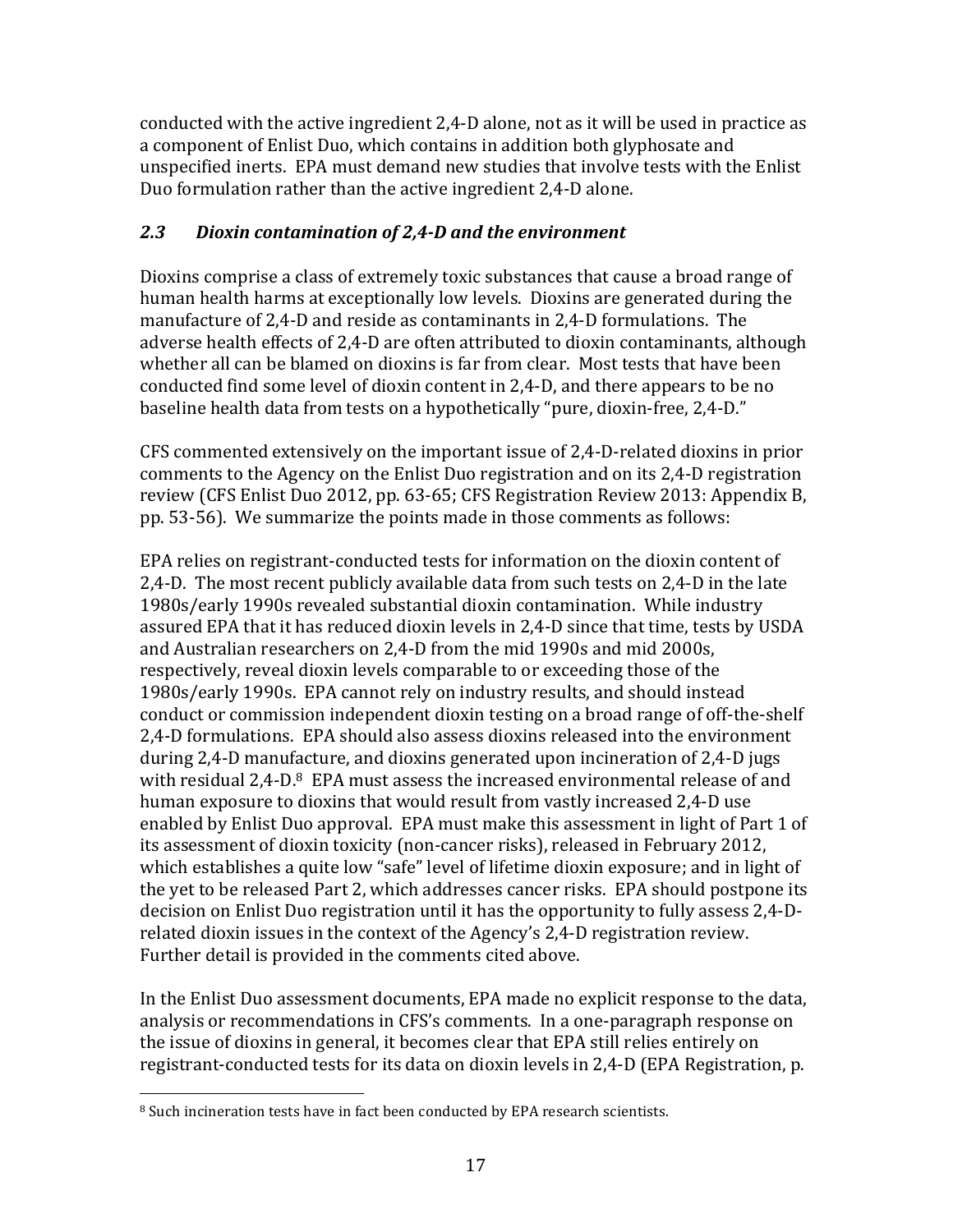conducted with the active ingredient 2,4-D alone, not as it will be used in practice as a component of Enlist Duo, which contains in addition both glyphosate and unspecified inerts. EPA must demand new studies that involve tests with the Enlist Duo formulation rather than the active ingredient 2,4-D alone.

### *2.3 Dioxin contamination of 2,4-D and the environment*

Dioxins comprise a class of extremely toxic substances that cause a broad range of human health harms at exceptionally low levels. Dioxins are generated during the manufacture of 2,4-D and reside as contaminants in 2,4-D formulations. The adverse health effects of 2,4-D are often attributed to dioxin contaminants, although whether all can be blamed on dioxins is far from clear. Most tests that have been conducted find some level of dioxin content in 2,4-D, and there appears to be no baseline health data from tests on a hypothetically "pure, dioxin-free, 2,4-D."

CFS commented extensively on the important issue of 2,4-D-related dioxins in prior comments to the Agency on the Enlist Duo registration and on its 2,4-D registration review (CFS Enlist Duo 2012, pp. 63-65; CFS Registration Review 2013: Appendix B, pp. 53-56). We summarize the points made in those comments as follows:

EPA relies on registrant-conducted tests for information on the dioxin content of 2,4-D. The most recent publicly available data from such tests on 2,4-D in the late 1980s/early 1990s revealed substantial dioxin contamination. While industry assured EPA that it has reduced dioxin levels in 2,4-D since that time, tests by USDA and Australian researchers on 2,4-D from the mid 1990s and mid 2000s, respectively, reveal dioxin levels comparable to or exceeding those of the 1980s/early 1990s. EPA cannot rely on industry results, and should instead conduct or commission independent dioxin testing on a broad range of off-the-shelf 2,4-D formulations. EPA should also assess dioxins released into the environment during 2,4-D manufacture, and dioxins generated upon incineration of 2,4-D jugs with residual 2,4-D.[8] EPA must assess the increased environmental release of and human exposure to dioxins that would result from vastly increased 2,4-D use enabled by Enlist Duo approval. EPA must make this assessment in light of Part 1 of its assessment of dioxin toxicity (non-cancer risks), released in February 2012, which establishes a quite low "safe" level of lifetime dioxin exposure; and in light of the yet to be released Part 2, which addresses cancer risks. EPA should postpone its decision on Enlist Duo registration until it has the opportunity to fully assess 2,4-D-related dioxin issues in the context of the Agency's 2,4-D registration review. Further detail is provided in the comments cited above.

In the Enlist Duo assessment documents, EPA made no explicit response to the data, analysis or recommendations in CFS's comments. In a one-paragraph response on the issue of dioxins in general, it becomes clear that EPA still relies entirely on registrant-conducted tests for its data on dioxin levels in 2,4-D (EPA Registration, p.

[8] Such incineration tests have in fact been conducted by EPA research scientists.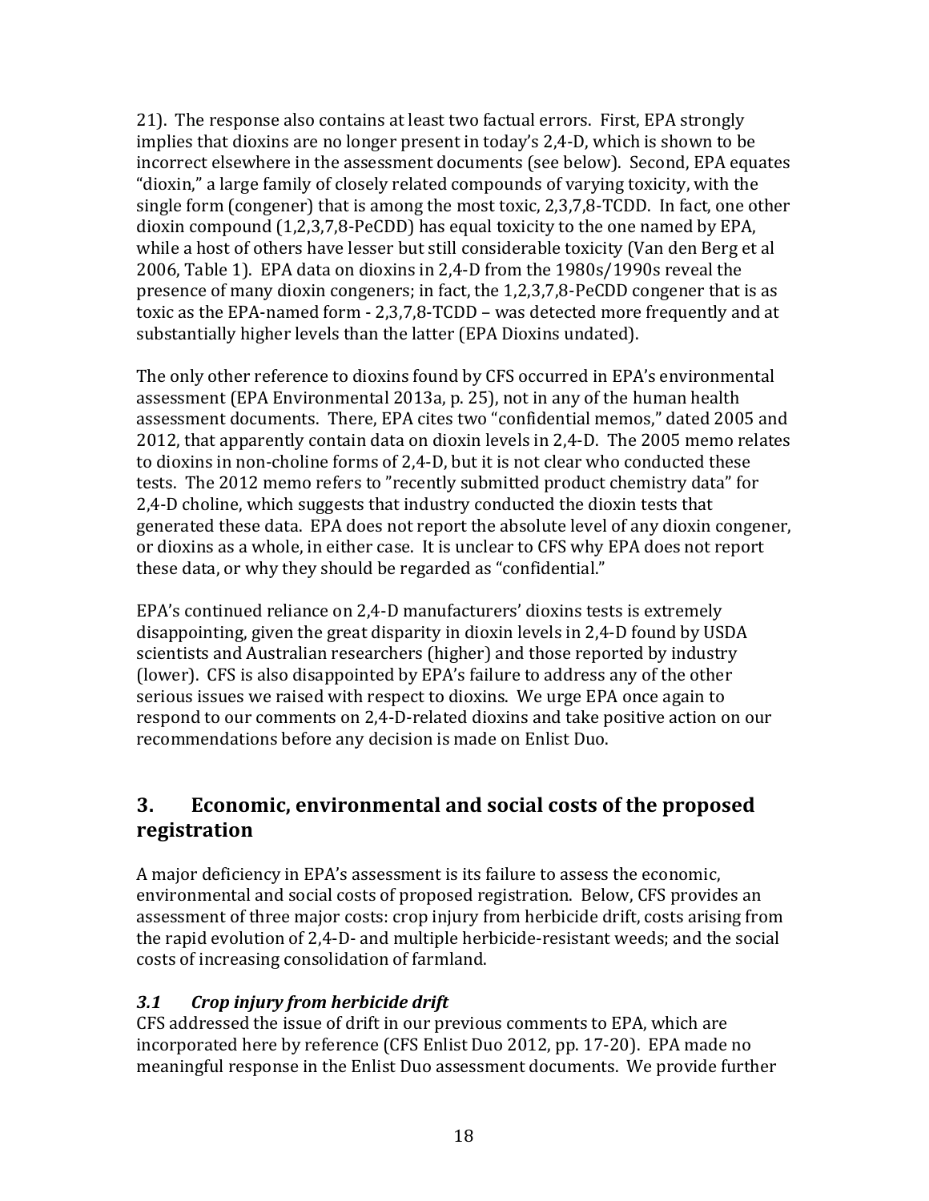21). The response also contains at least two factual errors. First, EPA strongly implies that dioxins are no longer present in today's 2,4-D, which is shown to be incorrect elsewhere in the assessment documents (see below). Second, EPA equates "dioxin," a large family of closely related compounds of varying toxicity, with the single form (congener) that is among the most toxic, 2,3,7,8-TCDD. In fact, one other dioxin compound (1,2,3,7,8-PeCDD) has equal toxicity to the one named by EPA, while a host of others have lesser but still considerable toxicity (Van den Berg et al 2006, Table 1). EPA data on dioxins in 2,4-D from the 1980s/1990s reveal the presence of many dioxin congeners; in fact, the 1,2,3,7,8-PeCDD congener that is as toxic as the EPA-named form - 2,3,7,8-TCDD – was detected more frequently and at substantially higher levels than the latter (EPA Dioxins undated).

The only other reference to dioxins found by CFS occurred in EPA's environmental assessment (EPA Environmental 2013a, p. 25), not in any of the human health assessment documents. There, EPA cites two "confidential memos," dated 2005 and 2012, that apparently contain data on dioxin levels in 2,4-D. The 2005 memo relates to dioxins in non-choline forms of 2,4-D, but it is not clear who conducted these tests. The 2012 memo refers to "recently submitted product chemistry data" for 2,4-D choline, which suggests that industry conducted the dioxin tests that generated these data. EPA does not report the absolute level of any dioxin congener, or dioxins as a whole, in either case. It is unclear to CFS why EPA does not report these data, or why they should be regarded as "confidential."

EPA's continued reliance on 2,4-D manufacturers' dioxins tests is extremely disappointing, given the great disparity in dioxin levels in 2,4-D found by USDA scientists and Australian researchers (higher) and those reported by industry (lower). CFS is also disappointed by EPA's failure to address any of the other serious issues we raised with respect to dioxins. We urge EPA once again to respond to our comments on 2,4-D-related dioxins and take positive action on our recommendations before any decision is made on Enlist Duo.

## 3. Economic, environmental and social costs of the proposed registration

A major deficiency in EPA's assessment is its failure to assess the economic, environmental and social costs of proposed registration. Below, CFS provides an assessment of three major costs: crop injury from herbicide drift, costs arising from the rapid evolution of 2,4-D- and multiple herbicide-resistant weeds; and the social costs of increasing consolidation of farmland.

### *3.1 Crop injury from herbicide drift*

CFS addressed the issue of drift in our previous comments to EPA, which are incorporated here by reference (CFS Enlist Duo 2012, pp. 17-20). EPA made no meaningful response in the Enlist Duo assessment documents. We provide further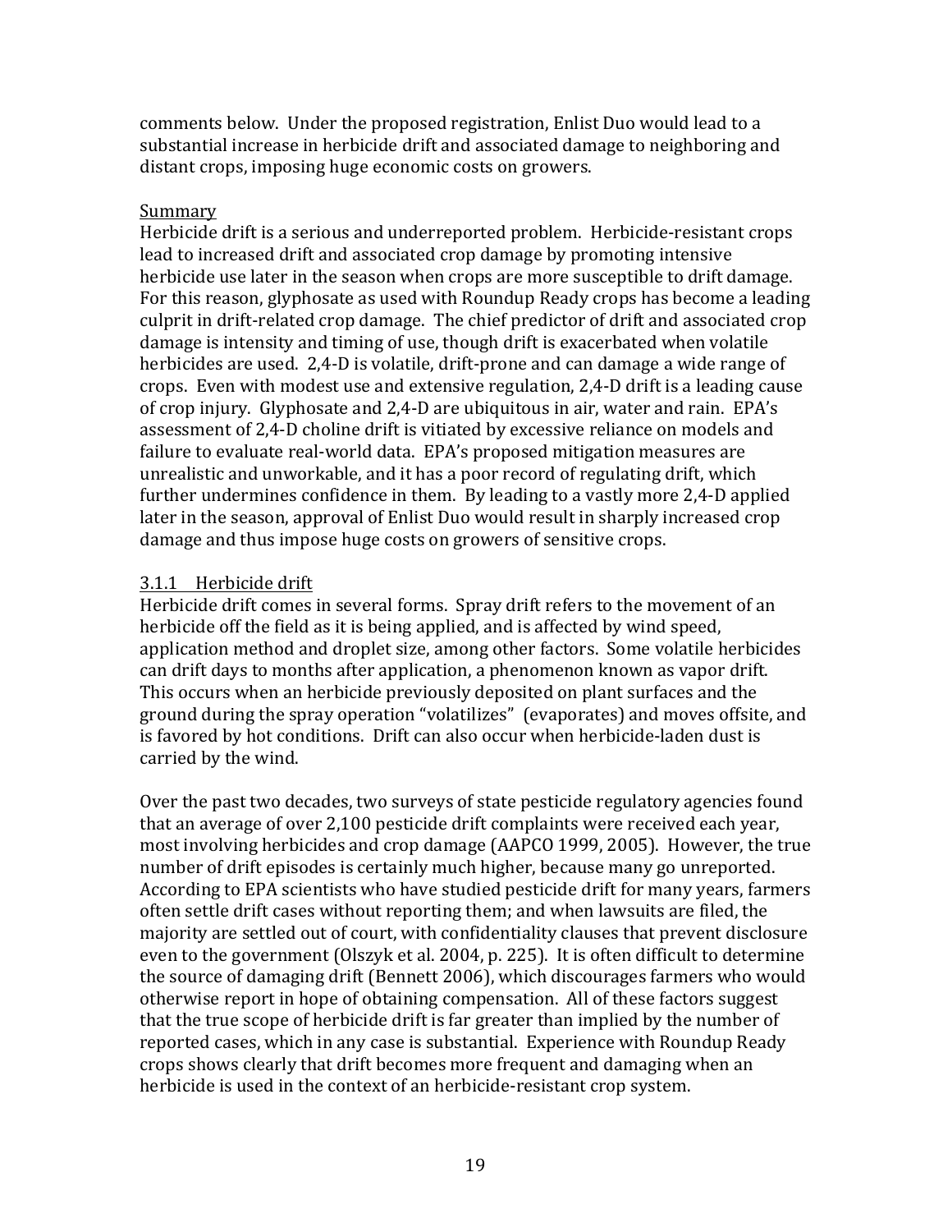comments below. Under the proposed registration, Enlist Duo would lead to a substantial increase in herbicide drift and associated damage to neighboring and distant crops, imposing huge economic costs on growers.

Summary

Herbicide drift is a serious and underreported problem. Herbicide-resistant crops lead to increased drift and associated crop damage by promoting intensive herbicide use later in the season when crops are more susceptible to drift damage. For this reason, glyphosate as used with Roundup Ready crops has become a leading culprit in drift-related crop damage. The chief predictor of drift and associated crop damage is intensity and timing of use, though drift is exacerbated when volatile herbicides are used. 2,4-D is volatile, drift-prone and can damage a wide range of crops. Even with modest use and extensive regulation, 2,4-D drift is a leading cause of crop injury. Glyphosate and 2,4-D are ubiquitous in air, water and rain. EPA's assessment of 2,4-D choline drift is vitiated by excessive reliance on models and failure to evaluate real-world data. EPA's proposed mitigation measures are unrealistic and unworkable, and it has a poor record of regulating drift, which further undermines confidence in them. By leading to a vastly more 2,4-D applied later in the season, approval of Enlist Duo would result in sharply increased crop damage and thus impose huge costs on growers of sensitive crops.

3.1.1 Herbicide drift

Herbicide drift comes in several forms. Spray drift refers to the movement of an herbicide off the field as it is being applied, and is affected by wind speed, application method and droplet size, among other factors. Some volatile herbicides can drift days to months after application, a phenomenon known as vapor drift. This occurs when an herbicide previously deposited on plant surfaces and the ground during the spray operation "volatilizes" (evaporates) and moves offsite, and is favored by hot conditions. Drift can also occur when herbicide-laden dust is carried by the wind.

Over the past two decades, two surveys of state pesticide regulatory agencies found that an average of over 2,100 pesticide drift complaints were received each year, most involving herbicides and crop damage (AAPCO 1999, 2005). However, the true number of drift episodes is certainly much higher, because many go unreported. According to EPA scientists who have studied pesticide drift for many years, farmers often settle drift cases without reporting them; and when lawsuits are filed, the majority are settled out of court, with confidentiality clauses that prevent disclosure even to the government (Olszyk et al. 2004, p. 225). It is often difficult to determine the source of damaging drift (Bennett 2006), which discourages farmers who would otherwise report in hope of obtaining compensation. All of these factors suggest that the true scope of herbicide drift is far greater than implied by the number of reported cases, which in any case is substantial. Experience with Roundup Ready crops shows clearly that drift becomes more frequent and damaging when an herbicide is used in the context of an herbicide-resistant crop system.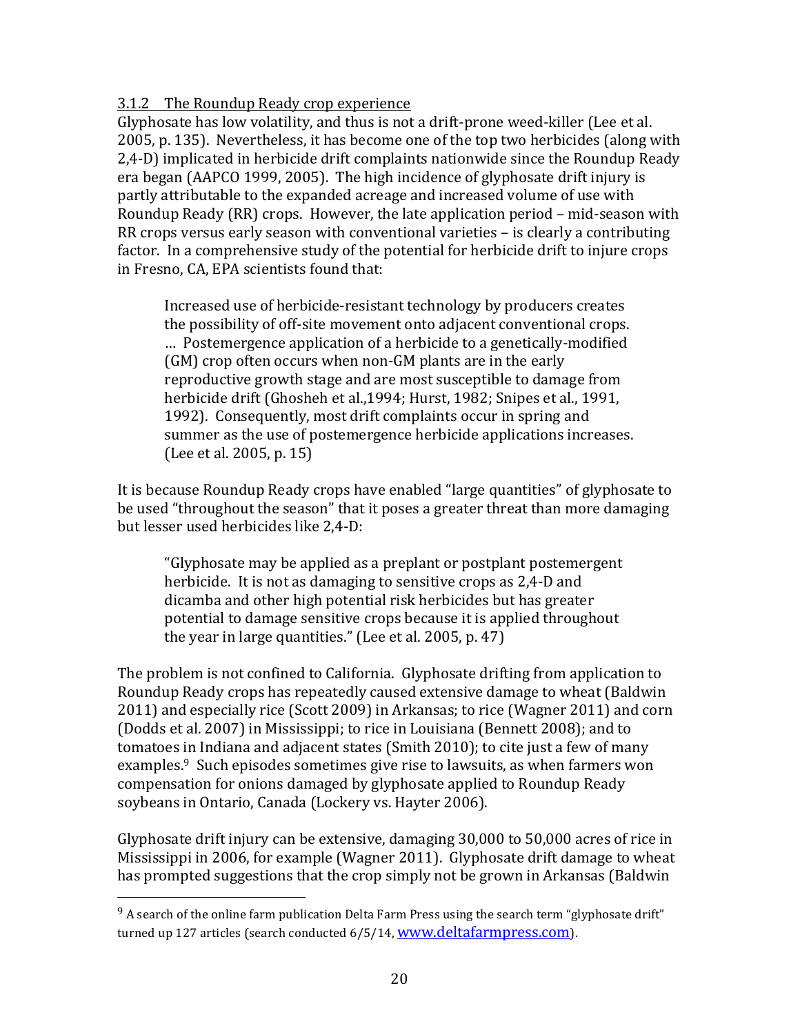### 3.1.2 The Roundup Ready crop experience

Glyphosate has low volatility, and thus is not a drift-prone weed-killer (Lee et al. 2005, p. 135). Nevertheless, it has become one of the top two herbicides (along with 2,4-D) implicated in herbicide drift complaints nationwide since the Roundup Ready era began (AAPCO 1999, 2005). The high incidence of glyphosate drift injury is partly attributable to the expanded acreage and increased volume of use with Roundup Ready (RR) crops. However, the late application period – mid-season with RR crops versus early season with conventional varieties – is clearly a contributing factor. In a comprehensive study of the potential for herbicide drift to injure crops in Fresno, CA, EPA scientists found that:

> Increased use of herbicide-resistant technology by producers creates the possibility of off-site movement onto adjacent conventional crops. … Postemergence application of a herbicide to a genetically-modified (GM) crop often occurs when non-GM plants are in the early reproductive growth stage and are most susceptible to damage from herbicide drift (Ghosheh et al.,1994; Hurst, 1982; Snipes et al., 1991, 1992). Consequently, most drift complaints occur in spring and summer as the use of postemergence herbicide applications increases. (Lee et al. 2005, p. 15)

It is because Roundup Ready crops have enabled "large quantities" of glyphosate to be used "throughout the season" that it poses a greater threat than more damaging but lesser used herbicides like 2,4-D:

> "Glyphosate may be applied as a preplant or postplant postemergent herbicide. It is not as damaging to sensitive crops as 2,4-D and dicamba and other high potential risk herbicides but has greater potential to damage sensitive crops because it is applied throughout the year in large quantities." (Lee et al. 2005, p. 47)

The problem is not confined to California. Glyphosate drifting from application to Roundup Ready crops has repeatedly caused extensive damage to wheat (Baldwin 2011) and especially rice (Scott 2009) in Arkansas; to rice (Wagner 2011) and corn (Dodds et al. 2007) in Mississippi; to rice in Louisiana (Bennett 2008); and to tomatoes in Indiana and adjacent states (Smith 2010); to cite just a few of many examples.[9] Such episodes sometimes give rise to lawsuits, as when farmers won compensation for onions damaged by glyphosate applied to Roundup Ready soybeans in Ontario, Canada (Lockery vs. Hayter 2006).

Glyphosate drift injury can be extensive, damaging 30,000 to 50,000 acres of rice in Mississippi in 2006, for example (Wagner 2011). Glyphosate drift damage to wheat has prompted suggestions that the crop simply not be grown in Arkansas (Baldwin

---

[9] A search of the online farm publication Delta Farm Press using the search term "glyphosate drift" turned up 127 articles (search conducted 6/5/14, www.deltafarmpress.com).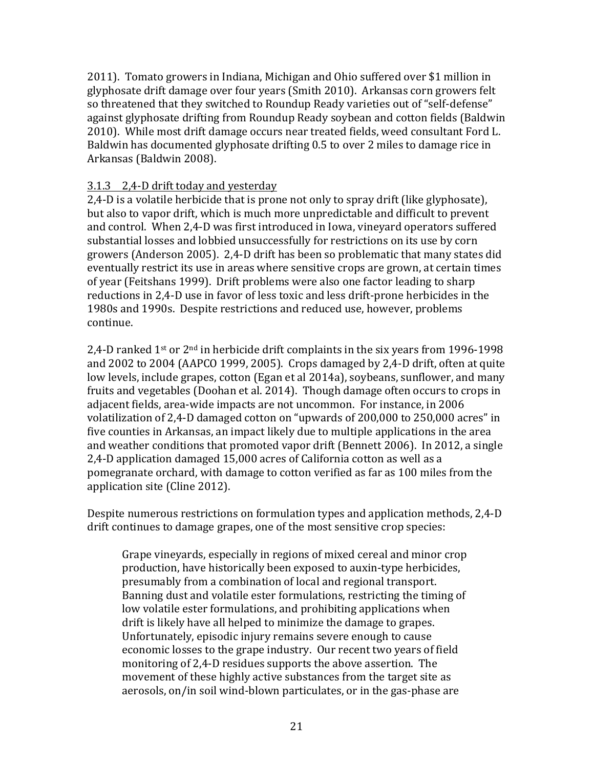2011). Tomato growers in Indiana, Michigan and Ohio suffered over $1 million in glyphosate drift damage over four years (Smith 2010). Arkansas corn growers felt so threatened that they switched to Roundup Ready soybean varieties out of "self-defense" against glyphosate drifting from Roundup Ready soybean and cotton fields (Baldwin 2010). While most drift damage occurs near treated fields, weed consultant Ford L. Baldwin has documented glyphosate drifting 0.5 to over 2 miles to damage rice in Arkansas (Baldwin 2008).

### 3.1.3 2,4-D drift today and yesterday

2,4-D is a volatile herbicide that is prone not only to spray drift (like glyphosate), but also to vapor drift, which is much more unpredictable and difficult to prevent and control. When 2,4-D was first introduced in Iowa, vineyard operators suffered substantial losses and lobbied unsuccessfully for restrictions on its use by corn growers (Anderson 2005). 2,4-D drift has been so problematic that many states did eventually restrict its use in areas where sensitive crops are grown, at certain times of year (Feitshans 1999). Drift problems were also one factor leading to sharp reductions in 2,4-D use in favor of less toxic and less drift-prone herbicides in the 1980s and 1990s. Despite restrictions and reduced use, however, problems continue.

2,4-D ranked 1st or 2nd in herbicide drift complaints in the six years from 1996-1998 and 2002 to 2004 (AAPCO 1999, 2005). Crops damaged by 2,4-D drift, often at quite low levels, include grapes, cotton (Egan et al 2014a), soybeans, sunflower, and many fruits and vegetables (Doohan et al. 2014). Though damage often occurs to crops in adjacent fields, area-wide impacts are not uncommon. For instance, in 2006 volatilization of 2,4-D damaged cotton on "upwards of 200,000 to 250,000 acres" in five counties in Arkansas, an impact likely due to multiple applications in the area and weather conditions that promoted vapor drift (Bennett 2006). In 2012, a single 2,4-D application damaged 15,000 acres of California cotton as well as a pomegranate orchard, with damage to cotton verified as far as 100 miles from the application site (Cline 2012).

Despite numerous restrictions on formulation types and application methods, 2,4-D drift continues to damage grapes, one of the most sensitive crop species:

> Grape vineyards, especially in regions of mixed cereal and minor crop production, have historically been exposed to auxin-type herbicides, presumably from a combination of local and regional transport. Banning dust and volatile ester formulations, restricting the timing of low volatile ester formulations, and prohibiting applications when drift is likely have all helped to minimize the damage to grapes. Unfortunately, episodic injury remains severe enough to cause economic losses to the grape industry. Our recent two years of field monitoring of 2,4-D residues supports the above assertion. The movement of these highly active substances from the target site as aerosols, on/in soil wind-blown particulates, or in the gas-phase are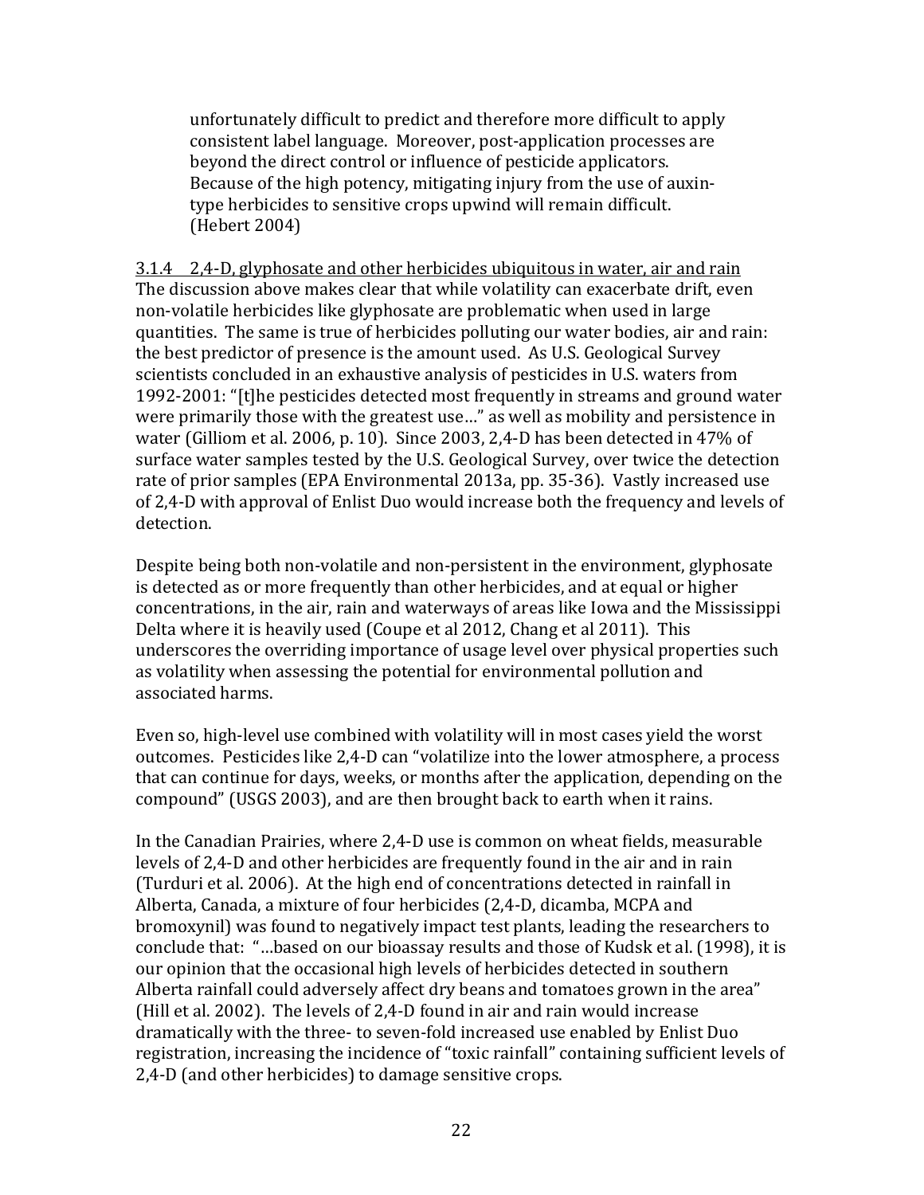> unfortunately difficult to predict and therefore more difficult to apply consistent label language. Moreover, post-application processes are beyond the direct control or influence of pesticide applicators. Because of the high potency, mitigating injury from the use of auxin-type herbicides to sensitive crops upwind will remain difficult. (Hebert 2004)

#### 3.1.4 2,4-D, glyphosate and other herbicides ubiquitous in water, air and rain

The discussion above makes clear that while volatility can exacerbate drift, even non-volatile herbicides like glyphosate are problematic when used in large quantities. The same is true of herbicides polluting our water bodies, air and rain: the best predictor of presence is the amount used. As U.S. Geological Survey scientists concluded in an exhaustive analysis of pesticides in U.S. waters from 1992-2001: "[t]he pesticides detected most frequently in streams and ground water were primarily those with the greatest use…" as well as mobility and persistence in water (Gilliom et al. 2006, p. 10). Since 2003, 2,4-D has been detected in 47% of surface water samples tested by the U.S. Geological Survey, over twice the detection rate of prior samples (EPA Environmental 2013a, pp. 35-36). Vastly increased use of 2,4-D with approval of Enlist Duo would increase both the frequency and levels of detection.

Despite being both non-volatile and non-persistent in the environment, glyphosate is detected as or more frequently than other herbicides, and at equal or higher concentrations, in the air, rain and waterways of areas like Iowa and the Mississippi Delta where it is heavily used (Coupe et al 2012, Chang et al 2011). This underscores the overriding importance of usage level over physical properties such as volatility when assessing the potential for environmental pollution and associated harms.

Even so, high-level use combined with volatility will in most cases yield the worst outcomes. Pesticides like 2,4-D can "volatilize into the lower atmosphere, a process that can continue for days, weeks, or months after the application, depending on the compound" (USGS 2003), and are then brought back to earth when it rains.

In the Canadian Prairies, where 2,4-D use is common on wheat fields, measurable levels of 2,4-D and other herbicides are frequently found in the air and in rain (Turduri et al. 2006). At the high end of concentrations detected in rainfall in Alberta, Canada, a mixture of four herbicides (2,4-D, dicamba, MCPA and bromoxynil) was found to negatively impact test plants, leading the researchers to conclude that: "…based on our bioassay results and those of Kudsk et al. (1998), it is our opinion that the occasional high levels of herbicides detected in southern Alberta rainfall could adversely affect dry beans and tomatoes grown in the area" (Hill et al. 2002). The levels of 2,4-D found in air and rain would increase dramatically with the three- to seven-fold increased use enabled by Enlist Duo registration, increasing the incidence of "toxic rainfall" containing sufficient levels of 2,4-D (and other herbicides) to damage sensitive crops.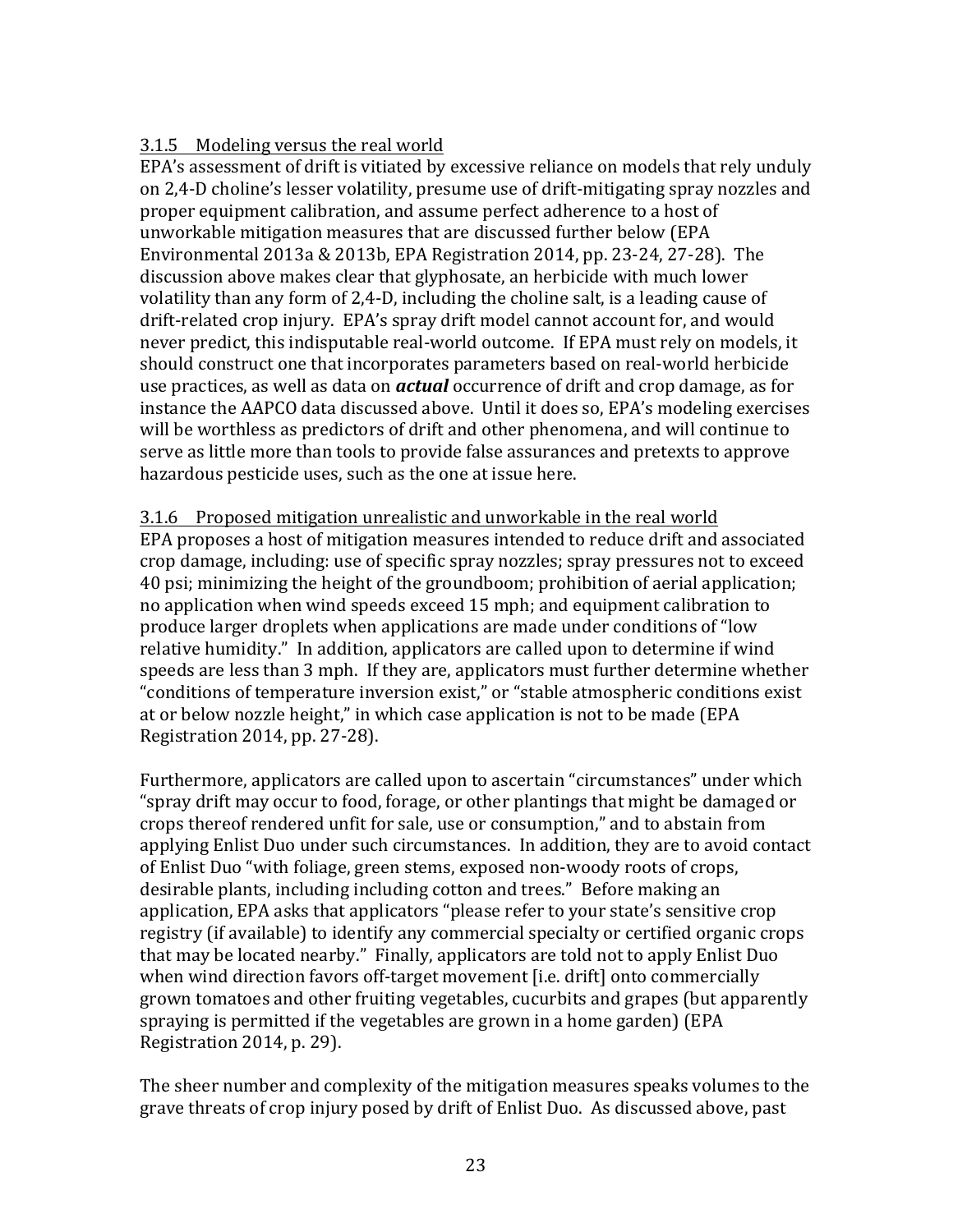### 3.1.5 Modeling versus the real world

EPA's assessment of drift is vitiated by excessive reliance on models that rely unduly on 2,4-D choline's lesser volatility, presume use of drift-mitigating spray nozzles and proper equipment calibration, and assume perfect adherence to a host of unworkable mitigation measures that are discussed further below (EPA Environmental 2013a & 2013b, EPA Registration 2014, pp. 23-24, 27-28). The discussion above makes clear that glyphosate, an herbicide with much lower volatility than any form of 2,4-D, including the choline salt, is a leading cause of drift-related crop injury. EPA's spray drift model cannot account for, and would never predict, this indisputable real-world outcome. If EPA must rely on models, it should construct one that incorporates parameters based on real-world herbicide use practices, as well as data on ***actual*** occurrence of drift and crop damage, as for instance the AAPCO data discussed above. Until it does so, EPA's modeling exercises will be worthless as predictors of drift and other phenomena, and will continue to serve as little more than tools to provide false assurances and pretexts to approve hazardous pesticide uses, such as the one at issue here.

### 3.1.6 Proposed mitigation unrealistic and unworkable in the real world

EPA proposes a host of mitigation measures intended to reduce drift and associated crop damage, including: use of specific spray nozzles; spray pressures not to exceed 40 psi; minimizing the height of the groundboom; prohibition of aerial application; no application when wind speeds exceed 15 mph; and equipment calibration to produce larger droplets when applications are made under conditions of "low relative humidity." In addition, applicators are called upon to determine if wind speeds are less than 3 mph. If they are, applicators must further determine whether "conditions of temperature inversion exist," or "stable atmospheric conditions exist at or below nozzle height," in which case application is not to be made (EPA Registration 2014, pp. 27-28).

Furthermore, applicators are called upon to ascertain "circumstances" under which "spray drift may occur to food, forage, or other plantings that might be damaged or crops thereof rendered unfit for sale, use or consumption," and to abstain from applying Enlist Duo under such circumstances. In addition, they are to avoid contact of Enlist Duo "with foliage, green stems, exposed non-woody roots of crops, desirable plants, including including cotton and trees." Before making an application, EPA asks that applicators "please refer to your state's sensitive crop registry (if available) to identify any commercial specialty or certified organic crops that may be located nearby." Finally, applicators are told not to apply Enlist Duo when wind direction favors off-target movement [i.e. drift] onto commercially grown tomatoes and other fruiting vegetables, cucurbits and grapes (but apparently spraying is permitted if the vegetables are grown in a home garden) (EPA Registration 2014, p. 29).

The sheer number and complexity of the mitigation measures speaks volumes to the grave threats of crop injury posed by drift of Enlist Duo. As discussed above, past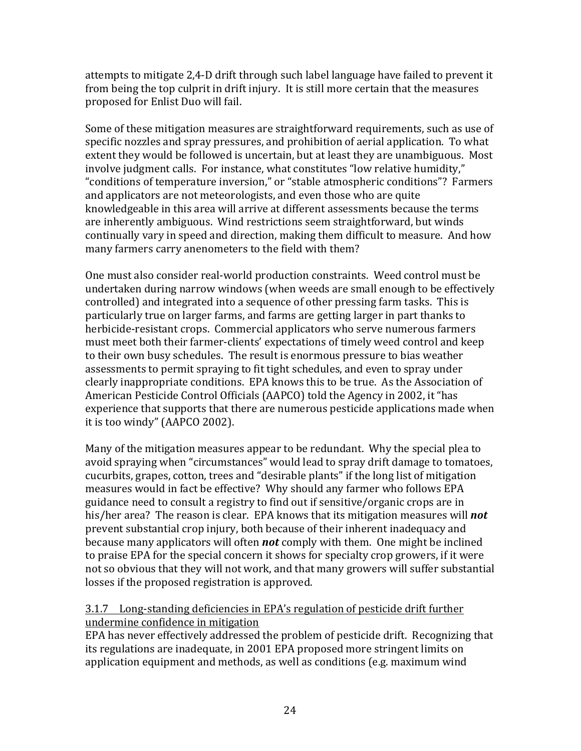attempts to mitigate 2,4-D drift through such label language have failed to prevent it from being the top culprit in drift injury. It is still more certain that the measures proposed for Enlist Duo will fail.

Some of these mitigation measures are straightforward requirements, such as use of specific nozzles and spray pressures, and prohibition of aerial application. To what extent they would be followed is uncertain, but at least they are unambiguous. Most involve judgment calls. For instance, what constitutes "low relative humidity," "conditions of temperature inversion," or "stable atmospheric conditions"? Farmers and applicators are not meteorologists, and even those who are quite knowledgeable in this area will arrive at different assessments because the terms are inherently ambiguous. Wind restrictions seem straightforward, but winds continually vary in speed and direction, making them difficult to measure. And how many farmers carry anenometers to the field with them?

One must also consider real-world production constraints. Weed control must be undertaken during narrow windows (when weeds are small enough to be effectively controlled) and integrated into a sequence of other pressing farm tasks. This is particularly true on larger farms, and farms are getting larger in part thanks to herbicide-resistant crops. Commercial applicators who serve numerous farmers must meet both their farmer-clients' expectations of timely weed control and keep to their own busy schedules. The result is enormous pressure to bias weather assessments to permit spraying to fit tight schedules, and even to spray under clearly inappropriate conditions. EPA knows this to be true. As the Association of American Pesticide Control Officials (AAPCO) told the Agency in 2002, it "has experience that supports that there are numerous pesticide applications made when it is too windy" (AAPCO 2002).

Many of the mitigation measures appear to be redundant. Why the special plea to avoid spraying when "circumstances" would lead to spray drift damage to tomatoes, cucurbits, grapes, cotton, trees and "desirable plants" if the long list of mitigation measures would in fact be effective? Why should any farmer who follows EPA guidance need to consult a registry to find out if sensitive/organic crops are in his/her area? The reason is clear. EPA knows that its mitigation measures will ***not*** prevent substantial crop injury, both because of their inherent inadequacy and because many applicators will often ***not*** comply with them. One might be inclined to praise EPA for the special concern it shows for specialty crop growers, if it were not so obvious that they will not work, and that many growers will suffer substantial losses if the proposed registration is approved.

#### 3.1.7 Long-standing deficiencies in EPA's regulation of pesticide drift further undermine confidence in mitigation

EPA has never effectively addressed the problem of pesticide drift. Recognizing that its regulations are inadequate, in 2001 EPA proposed more stringent limits on application equipment and methods, as well as conditions (e.g. maximum wind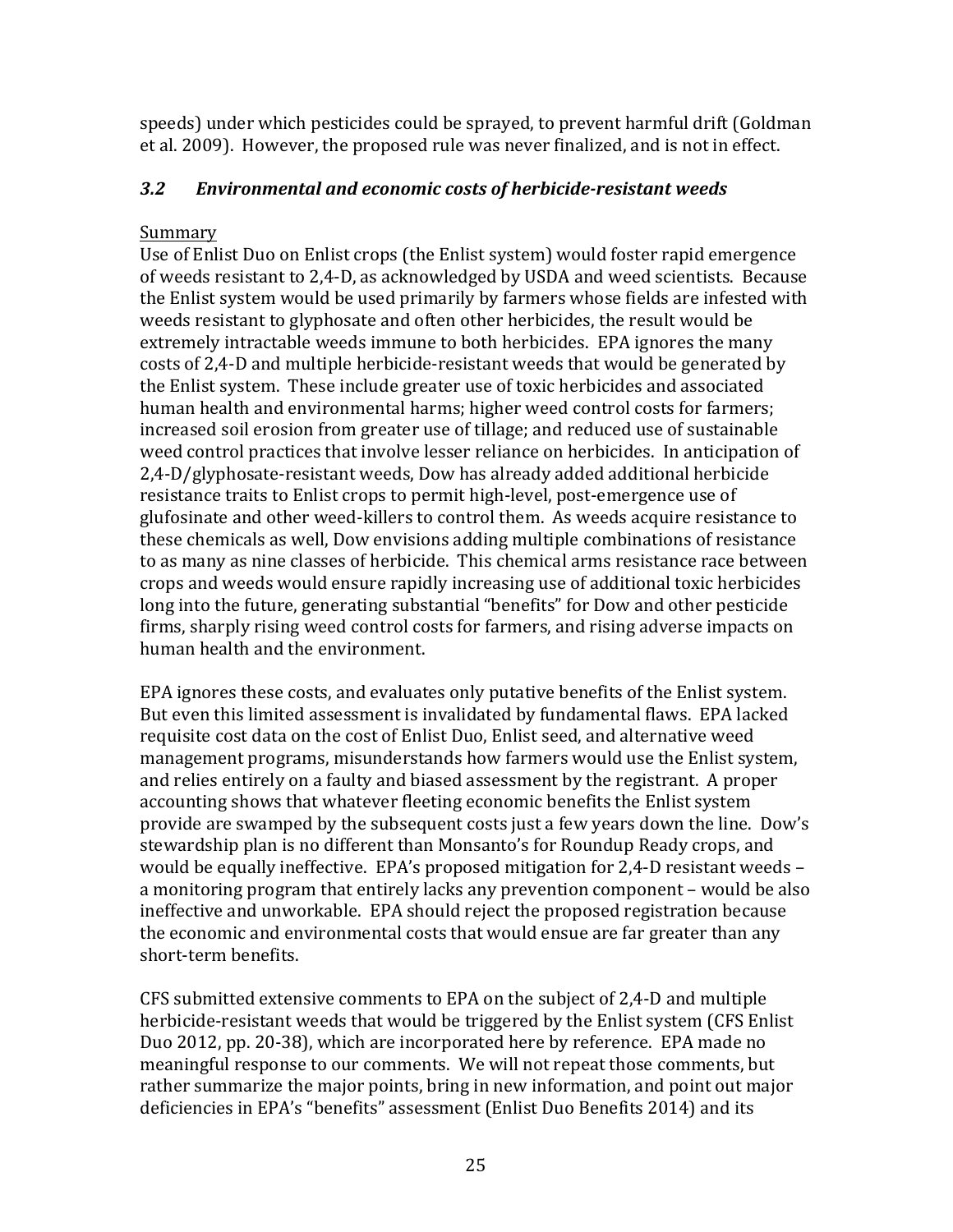speeds) under which pesticides could be sprayed, to prevent harmful drift (Goldman et al. 2009). However, the proposed rule was never finalized, and is not in effect.

### *3.2 Environmental and economic costs of herbicide-resistant weeds*

<u>Summary</u>

Use of Enlist Duo on Enlist crops (the Enlist system) would foster rapid emergence of weeds resistant to 2,4-D, as acknowledged by USDA and weed scientists. Because the Enlist system would be used primarily by farmers whose fields are infested with weeds resistant to glyphosate and often other herbicides, the result would be extremely intractable weeds immune to both herbicides. EPA ignores the many costs of 2,4-D and multiple herbicide-resistant weeds that would be generated by the Enlist system. These include greater use of toxic herbicides and associated human health and environmental harms; higher weed control costs for farmers; increased soil erosion from greater use of tillage; and reduced use of sustainable weed control practices that involve lesser reliance on herbicides. In anticipation of 2,4-D/glyphosate-resistant weeds, Dow has already added additional herbicide resistance traits to Enlist crops to permit high-level, post-emergence use of glufosinate and other weed-killers to control them. As weeds acquire resistance to these chemicals as well, Dow envisions adding multiple combinations of resistance to as many as nine classes of herbicide. This chemical arms resistance race between crops and weeds would ensure rapidly increasing use of additional toxic herbicides long into the future, generating substantial "benefits" for Dow and other pesticide firms, sharply rising weed control costs for farmers, and rising adverse impacts on human health and the environment.

EPA ignores these costs, and evaluates only putative benefits of the Enlist system. But even this limited assessment is invalidated by fundamental flaws. EPA lacked requisite cost data on the cost of Enlist Duo, Enlist seed, and alternative weed management programs, misunderstands how farmers would use the Enlist system, and relies entirely on a faulty and biased assessment by the registrant. A proper accounting shows that whatever fleeting economic benefits the Enlist system provide are swamped by the subsequent costs just a few years down the line. Dow's stewardship plan is no different than Monsanto's for Roundup Ready crops, and would be equally ineffective. EPA's proposed mitigation for 2,4-D resistant weeds – a monitoring program that entirely lacks any prevention component – would be also ineffective and unworkable. EPA should reject the proposed registration because the economic and environmental costs that would ensue are far greater than any short-term benefits.

CFS submitted extensive comments to EPA on the subject of 2,4-D and multiple herbicide-resistant weeds that would be triggered by the Enlist system (CFS Enlist Duo 2012, pp. 20-38), which are incorporated here by reference. EPA made no meaningful response to our comments. We will not repeat those comments, but rather summarize the major points, bring in new information, and point out major deficiencies in EPA's "benefits" assessment (Enlist Duo Benefits 2014) and its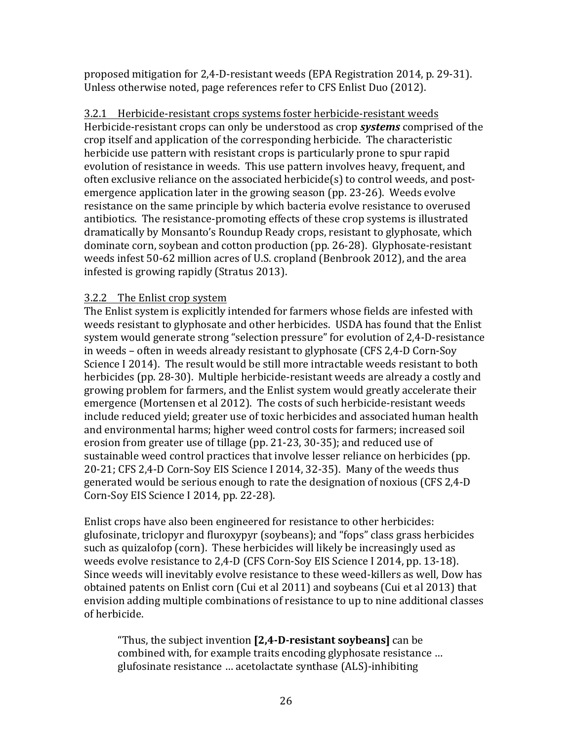proposed mitigation for 2,4-D-resistant weeds (EPA Registration 2014, p. 29-31). Unless otherwise noted, page references refer to CFS Enlist Duo (2012).

### 3.2.1 Herbicide-resistant crops systems foster herbicide-resistant weeds

Herbicide-resistant crops can only be understood as crop ***systems*** comprised of the crop itself and application of the corresponding herbicide. The characteristic herbicide use pattern with resistant crops is particularly prone to spur rapid evolution of resistance in weeds. This use pattern involves heavy, frequent, and often exclusive reliance on the associated herbicide(s) to control weeds, and post-emergence application later in the growing season (pp. 23-26). Weeds evolve resistance on the same principle by which bacteria evolve resistance to overused antibiotics. The resistance-promoting effects of these crop systems is illustrated dramatically by Monsanto's Roundup Ready crops, resistant to glyphosate, which dominate corn, soybean and cotton production (pp. 26-28). Glyphosate-resistant weeds infest 50-62 million acres of U.S. cropland (Benbrook 2012), and the area infested is growing rapidly (Stratus 2013).

### 3.2.2 The Enlist crop system

The Enlist system is explicitly intended for farmers whose fields are infested with weeds resistant to glyphosate and other herbicides. USDA has found that the Enlist system would generate strong "selection pressure" for evolution of 2,4-D-resistance in weeds – often in weeds already resistant to glyphosate (CFS 2,4-D Corn-Soy Science I 2014). The result would be still more intractable weeds resistant to both herbicides (pp. 28-30). Multiple herbicide-resistant weeds are already a costly and growing problem for farmers, and the Enlist system would greatly accelerate their emergence (Mortensen et al 2012). The costs of such herbicide-resistant weeds include reduced yield; greater use of toxic herbicides and associated human health and environmental harms; higher weed control costs for farmers; increased soil erosion from greater use of tillage (pp. 21-23, 30-35); and reduced use of sustainable weed control practices that involve lesser reliance on herbicides (pp. 20-21; CFS 2,4-D Corn-Soy EIS Science I 2014, 32-35). Many of the weeds thus generated would be serious enough to rate the designation of noxious (CFS 2,4-D Corn-Soy EIS Science I 2014, pp. 22-28).

Enlist crops have also been engineered for resistance to other herbicides: glufosinate, triclopyr and fluroxypyr (soybeans); and "fops" class grass herbicides such as quizalofop (corn). These herbicides will likely be increasingly used as weeds evolve resistance to 2,4-D (CFS Corn-Soy EIS Science I 2014, pp. 13-18). Since weeds will inevitably evolve resistance to these weed-killers as well, Dow has obtained patents on Enlist corn (Cui et al 2011) and soybeans (Cui et al 2013) that envision adding multiple combinations of resistance to up to nine additional classes of herbicide.

> "Thus, the subject invention **[2,4-D-resistant soybeans]** can be combined with, for example traits encoding glyphosate resistance … glufosinate resistance … acetolactate synthase (ALS)-inhibiting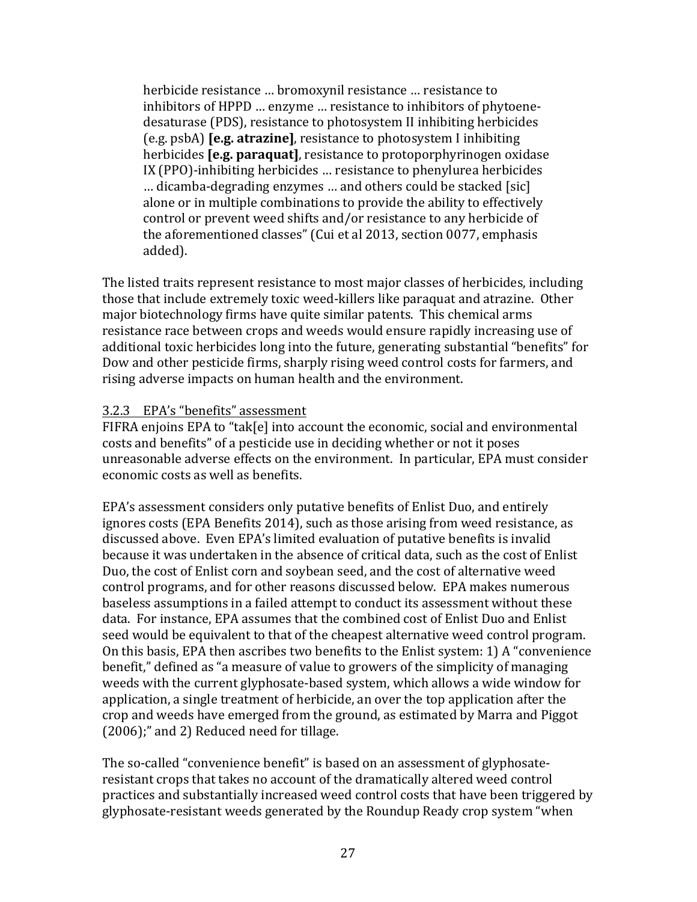> herbicide resistance … bromoxynil resistance … resistance to inhibitors of HPPD … enzyme … resistance to inhibitors of phytoene-desaturase (PDS), resistance to photosystem II inhibiting herbicides (e.g. psbA) **[e.g. atrazine]**, resistance to protoporphyrin I inhibiting herbicides **[e.g. paraquat]**, resistance to protoporphyrinogen oxidase IX (PPO)-inhibiting herbicides … resistance to phenylurea herbicides … dicamba-degrading enzymes … and others could be stacked [sic] alone or in multiple combinations to provide the ability to effectively control or prevent weed shifts and/or resistance to any herbicide of the aforementioned classes" (Cui et al 2013, section 0077, emphasis added).

The listed traits represent resistance to most major classes of herbicides, including those that include extremely toxic weed-killers like paraquat and atrazine. Other major biotechnology firms have quite similar patents. This chemical arms resistance race between crops and weeds would ensure rapidly increasing use of additional toxic herbicides long into the future, generating substantial "benefits" for Dow and other pesticide firms, sharply rising weed control costs for farmers, and rising adverse impacts on human health and the environment.

### 3.2.3 EPA's "benefits" assessment

FIFRA enjoins EPA to "tak[e] into account the economic, social and environmental costs and benefits" of a pesticide use in deciding whether or not it poses unreasonable adverse effects on the environment. In particular, EPA must consider economic costs as well as benefits.

EPA's assessment considers only putative benefits of Enlist Duo, and entirely ignores costs (EPA Benefits 2014), such as those arising from weed resistance, as discussed above. Even EPA's limited evaluation of putative benefits is invalid because it was undertaken in the absence of critical data, such as the cost of Enlist Duo, the cost of Enlist corn and soybean seed, and the cost of alternative weed control programs, and for other reasons discussed below. EPA makes numerous baseless assumptions in a failed attempt to conduct its assessment without these data. For instance, EPA assumes that the combined cost of Enlist Duo and Enlist seed would be equivalent to that of the cheapest alternative weed control program. On this basis, EPA then ascribes two benefits to the Enlist system: 1) A "convenience benefit," defined as "a measure of value to growers of the simplicity of managing weeds with the current glyphosate-based system, which allows a wide window for application, a single treatment of herbicide, an over the top application after the crop and weeds have emerged from the ground, as estimated by Marra and Piggot (2006);" and 2) Reduced need for tillage.

The so-called "convenience benefit" is based on an assessment of glyphosate-resistant crops that takes no account of the dramatically altered weed control practices and substantially increased weed control costs that have been triggered by glyphosate-resistant weeds generated by the Roundup Ready crop system "when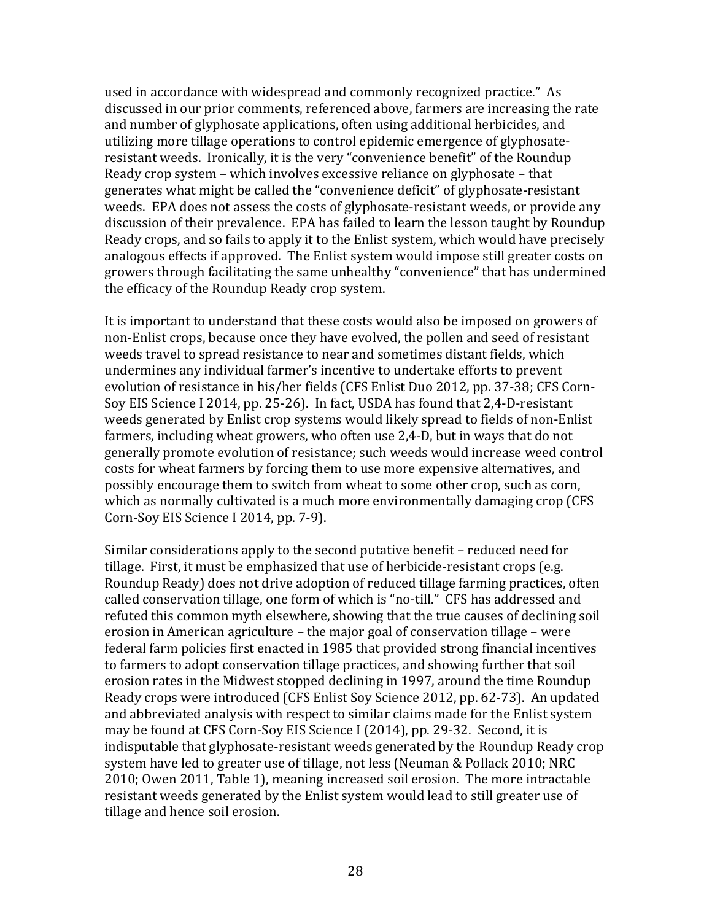used in accordance with widespread and commonly recognized practice." As discussed in our prior comments, referenced above, farmers are increasing the rate and number of glyphosate applications, often using additional herbicides, and utilizing more tillage operations to control epidemic emergence of glyphosate-resistant weeds. Ironically, it is the very "convenience benefit" of the Roundup Ready crop system – which involves excessive reliance on glyphosate – that generates what might be called the "convenience deficit" of glyphosate-resistant weeds. EPA does not assess the costs of glyphosate-resistant weeds, or provide any discussion of their prevalence. EPA has failed to learn the lesson taught by Roundup Ready crops, and so fails to apply it to the Enlist system, which would have precisely analogous effects if approved. The Enlist system would impose still greater costs on growers through facilitating the same unhealthy "convenience" that has undermined the efficacy of the Roundup Ready crop system.

It is important to understand that these costs would also be imposed on growers of non-Enlist crops, because once they have evolved, the pollen and seed of resistant weeds travel to spread resistance to near and sometimes distant fields, which undermines any individual farmer's incentive to undertake efforts to prevent evolution of resistance in his/her fields (CFS Enlist Duo 2012, pp. 37-38; CFS Corn-Soy EIS Science I 2014, pp. 25-26). In fact, USDA has found that 2,4-D-resistant weeds generated by Enlist crop systems would likely spread to fields of non-Enlist farmers, including wheat growers, who often use 2,4-D, but in ways that do not generally promote evolution of resistance; such weeds would increase weed control costs for wheat farmers by forcing them to use more expensive alternatives, and possibly encourage them to switch from wheat to some other crop, such as corn, which as normally cultivated is a much more environmentally damaging crop (CFS Corn-Soy EIS Science I 2014, pp. 7-9).

Similar considerations apply to the second putative benefit – reduced need for tillage. First, it must be emphasized that use of herbicide-resistant crops (e.g. Roundup Ready) does not drive adoption of reduced tillage farming practices, often called conservation tillage, one form of which is "no-till." CFS has addressed and refuted this common myth elsewhere, showing that the true causes of declining soil erosion in American agriculture – the major goal of conservation tillage – were federal farm policies first enacted in 1985 that provided strong financial incentives to farmers to adopt conservation tillage practices, and showing further that soil erosion rates in the Midwest stopped declining in 1997, around the time Roundup Ready crops were introduced (CFS Enlist Soy Science 2012, pp. 62-73). An updated and abbreviated analysis with respect to similar claims made for the Enlist system may be found at CFS Corn-Soy EIS Science I (2014), pp. 29-32. Second, it is indisputable that glyphosate-resistant weeds generated by the Roundup Ready crop system have led to greater use of tillage, not less (Neuman & Pollack 2010; NRC 2010; Owen 2011, Table 1), meaning increased soil erosion. The more intractable resistant weeds generated by the Enlist system would lead to still greater use of tillage and hence soil erosion.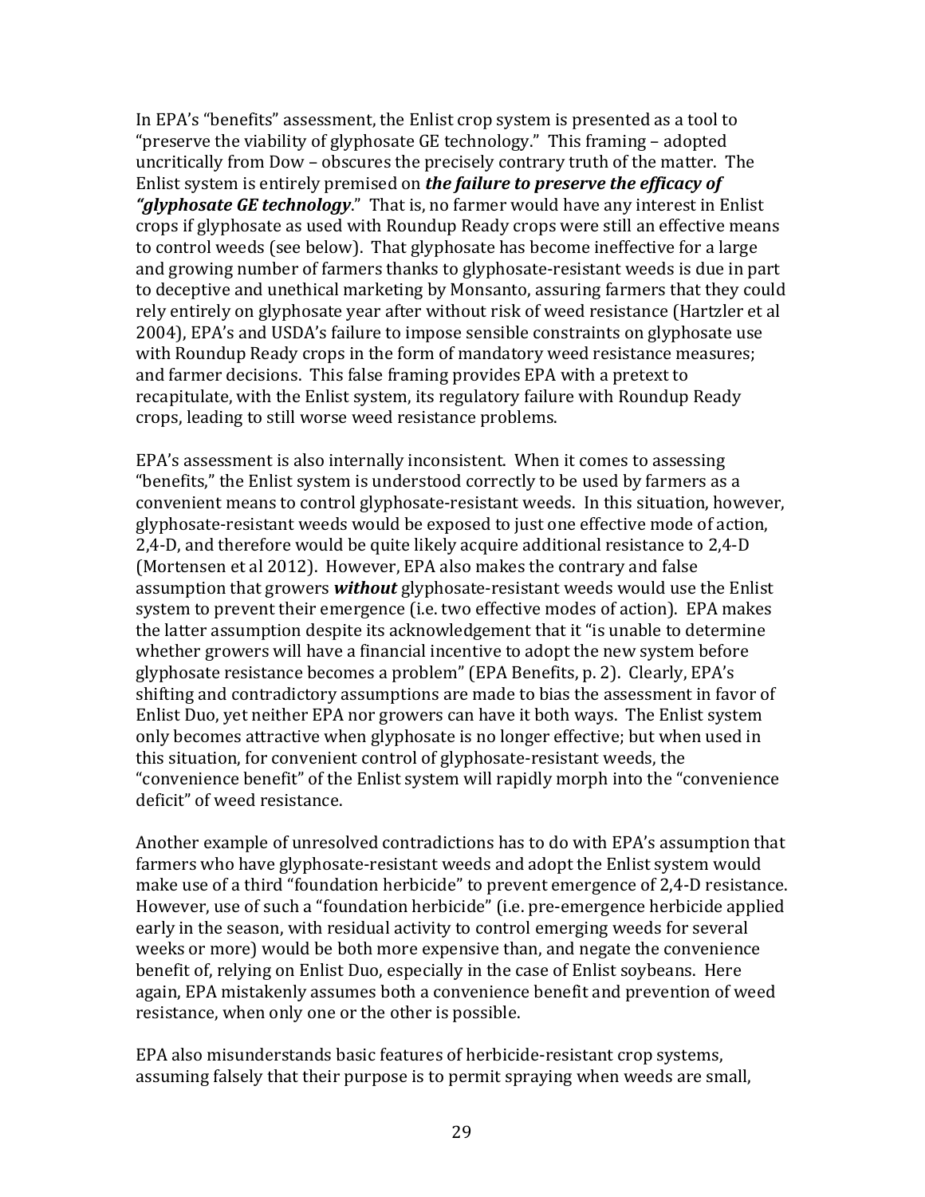In EPA's "benefits" assessment, the Enlist crop system is presented as a tool to "preserve the viability of glyphosate GE technology." This framing – adopted uncritically from Dow – obscures the precisely contrary truth of the matter. The Enlist system is entirely premised on ***the failure to preserve the efficacy of "glyphosate GE technology***." That is, no farmer would have any interest in Enlist crops if glyphosate as used with Roundup Ready crops were still an effective means to control weeds (see below). That glyphosate has become ineffective for a large and growing number of farmers thanks to glyphosate-resistant weeds is due in part to deceptive and unethical marketing by Monsanto, assuring farmers that they could rely entirely on glyphosate year after without risk of weed resistance (Hartzler et al 2004), EPA's and USDA's failure to impose sensible constraints on glyphosate use with Roundup Ready crops in the form of mandatory weed resistance measures; and farmer decisions. This false framing provides EPA with a pretext to recapitulate, with the Enlist system, its regulatory failure with Roundup Ready crops, leading to still worse weed resistance problems.

EPA's assessment is also internally inconsistent. When it comes to assessing "benefits," the Enlist system is understood correctly to be used by farmers as a convenient means to control glyphosate-resistant weeds. In this situation, however, glyphosate-resistant weeds would be exposed to just one effective mode of action, 2,4-D, and therefore would be quite likely acquire additional resistance to 2,4-D (Mortensen et al 2012). However, EPA also makes the contrary and false assumption that growers ***without*** glyphosate-resistant weeds would use the Enlist system to prevent their emergence (i.e. two effective modes of action). EPA makes the latter assumption despite its acknowledgement that it "is unable to determine whether growers will have a financial incentive to adopt the new system before glyphosate resistance becomes a problem" (EPA Benefits, p. 2). Clearly, EPA's shifting and contradictory assumptions are made to bias the assessment in favor of Enlist Duo, yet neither EPA nor growers can have it both ways. The Enlist system only becomes attractive when glyphosate is no longer effective; but when used in this situation, for convenient control of glyphosate-resistant weeds, the "convenience benefit" of the Enlist system will rapidly morph into the "convenience deficit" of weed resistance.

Another example of unresolved contradictions has to do with EPA's assumption that farmers who have glyphosate-resistant weeds and adopt the Enlist system would make use of a third "foundation herbicide" to prevent emergence of 2,4-D resistance. However, use of such a "foundation herbicide" (i.e. pre-emergence herbicide applied early in the season, with residual activity to control emerging weeds for several weeks or more) would be both more expensive than, and negate the convenience benefit of, relying on Enlist Duo, especially in the case of Enlist soybeans. Here again, EPA mistakenly assumes both a convenience benefit and prevention of weed resistance, when only one or the other is possible.

EPA also misunderstands basic features of herbicide-resistant crop systems, assuming falsely that their purpose is to permit spraying when weeds are small,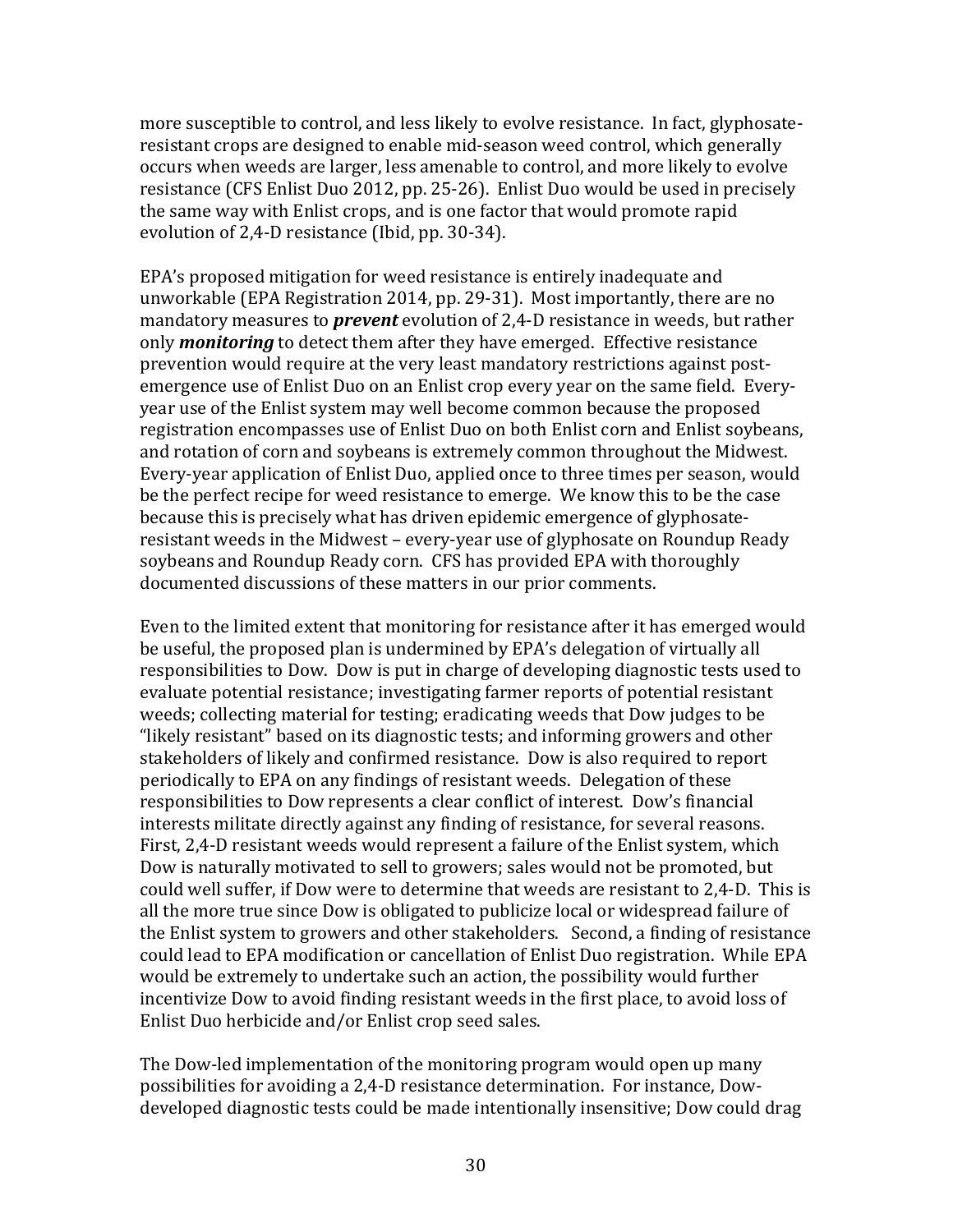more susceptible to control, and less likely to evolve resistance. In fact, glyphosate-resistant crops are designed to enable mid-season weed control, which generally occurs when weeds are larger, less amenable to control, and more likely to evolve resistance (CFS Enlist Duo 2012, pp. 25-26). Enlist Duo would be used in precisely the same way with Enlist crops, and is one factor that would promote rapid evolution of 2,4-D resistance (Ibid, pp. 30-34).

EPA's proposed mitigation for weed resistance is entirely inadequate and unworkable (EPA Registration 2014, pp. 29-31). Most importantly, there are no mandatory measures to ***prevent*** evolution of 2,4-D resistance in weeds, but rather only ***monitoring*** to detect them after they have emerged. Effective resistance prevention would require at the very least mandatory restrictions against post-emergence use of Enlist Duo on an Enlist crop every year on the same field. Every-year use of the Enlist system may well become common because the proposed registration encompasses use of Enlist Duo on both Enlist corn and Enlist soybeans, and rotation of corn and soybeans is extremely common throughout the Midwest. Every-year application of Enlist Duo, applied once to three times per season, would be the perfect recipe for weed resistance to emerge. We know this to be the case because this is precisely what has driven epidemic emergence of glyphosate-resistant weeds in the Midwest – every-year use of glyphosate on Roundup Ready soybeans and Roundup Ready corn. CFS has provided EPA with thoroughly documented discussions of these matters in our prior comments.

Even to the limited extent that monitoring for resistance after it has emerged would be useful, the proposed plan is undermined by EPA's delegation of virtually all responsibilities to Dow. Dow is put in charge of developing diagnostic tests used to evaluate potential resistance; investigating farmer reports of potential resistant weeds; collecting material for testing; eradicating weeds that Dow judges to be "likely resistant" based on its diagnostic tests; and informing growers and other stakeholders of likely and confirmed resistance. Dow is also required to report periodically to EPA on any findings of resistant weeds. Delegation of these responsibilities to Dow represents a clear conflict of interest. Dow's financial interests militate directly against any finding of resistance, for several reasons. First, 2,4-D resistant weeds would represent a failure of the Enlist system, which Dow is naturally motivated to sell to growers; sales would not be promoted, but could well suffer, if Dow were to determine that weeds are resistant to 2,4-D. This is all the more true since Dow is obligated to publicize local or widespread failure of the Enlist system to growers and other stakeholders. Second, a finding of resistance could lead to EPA modification or cancellation of Enlist Duo registration. While EPA would be extremely to undertake such an action, the possibility would further incentivize Dow to avoid finding resistant weeds in the first place, to avoid loss of Enlist Duo herbicide and/or Enlist crop seed sales.

The Dow-led implementation of the monitoring program would open up many possibilities for avoiding a 2,4-D resistance determination. For instance, Dow-developed diagnostic tests could be made intentionally insensitive; Dow could drag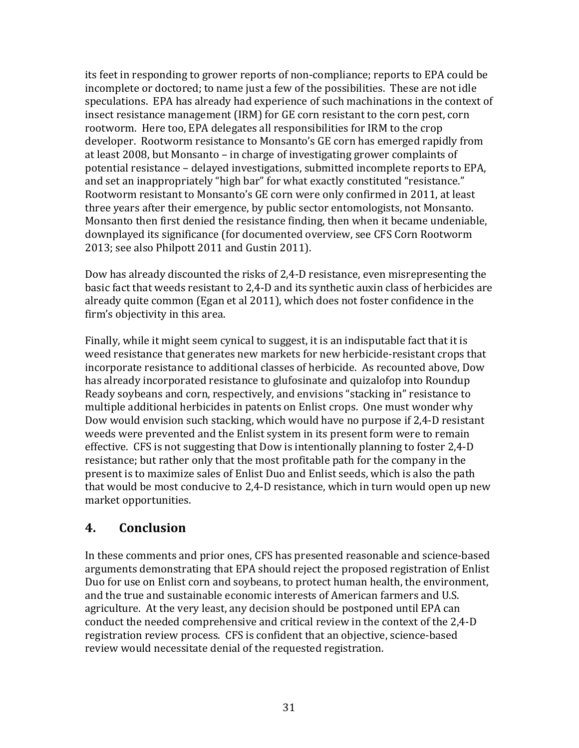its feet in responding to grower reports of non-compliance; reports to EPA could be incomplete or doctored; to name just a few of the possibilities. These are not idle speculations. EPA has already had experience of such machinations in the context of insect resistance management (IRM) for GE corn resistant to the corn pest, corn rootworm. Here too, EPA delegates all responsibilities for IRM to the crop developer. Rootworm resistance to Monsanto's GE corn has emerged rapidly from at least 2008, but Monsanto – in charge of investigating grower complaints of potential resistance – delayed investigations, submitted incomplete reports to EPA, and set an inappropriately "high bar" for what exactly constituted "resistance." Rootworm resistant to Monsanto's GE corn were only confirmed in 2011, at least three years after their emergence, by public sector entomologists, not Monsanto. Monsanto then first denied the resistance finding, then when it became undeniable, downplayed its significance (for documented overview, see CFS Corn Rootworm 2013; see also Philpott 2011 and Gustin 2011).

Dow has already discounted the risks of 2,4-D resistance, even misrepresenting the basic fact that weeds resistant to 2,4-D and its synthetic auxin class of herbicides are already quite common (Egan et al 2011), which does not foster confidence in the firm's objectivity in this area.

Finally, while it might seem cynical to suggest, it is an indisputable fact that it is weed resistance that generates new markets for new herbicide-resistant crops that incorporate resistance to additional classes of herbicide. As recounted above, Dow has already incorporated resistance to glufosinate and quizalofop into Roundup Ready soybeans and corn, respectively, and envisions "stacking in" resistance to multiple additional herbicides in patents on Enlist crops. One must wonder why Dow would envision such stacking, which would have no purpose if 2,4-D resistant weeds were prevented and the Enlist system in its present form were to remain effective. CFS is not suggesting that Dow is intentionally planning to foster 2,4-D resistance; but rather only that the most profitable path for the company in the present is to maximize sales of Enlist Duo and Enlist seeds, which is also the path that would be most conducive to 2,4-D resistance, which in turn would open up new market opportunities.

## 4. Conclusion

In these comments and prior ones, CFS has presented reasonable and science-based arguments demonstrating that EPA should reject the proposed registration of Enlist Duo for use on Enlist corn and soybeans, to protect human health, the environment, and the true and sustainable economic interests of American farmers and U.S. agriculture. At the very least, any decision should be postponed until EPA can conduct the needed comprehensive and critical review in the context of the 2,4-D registration review process. CFS is confident that an objective, science-based review would necessitate denial of the requested registration.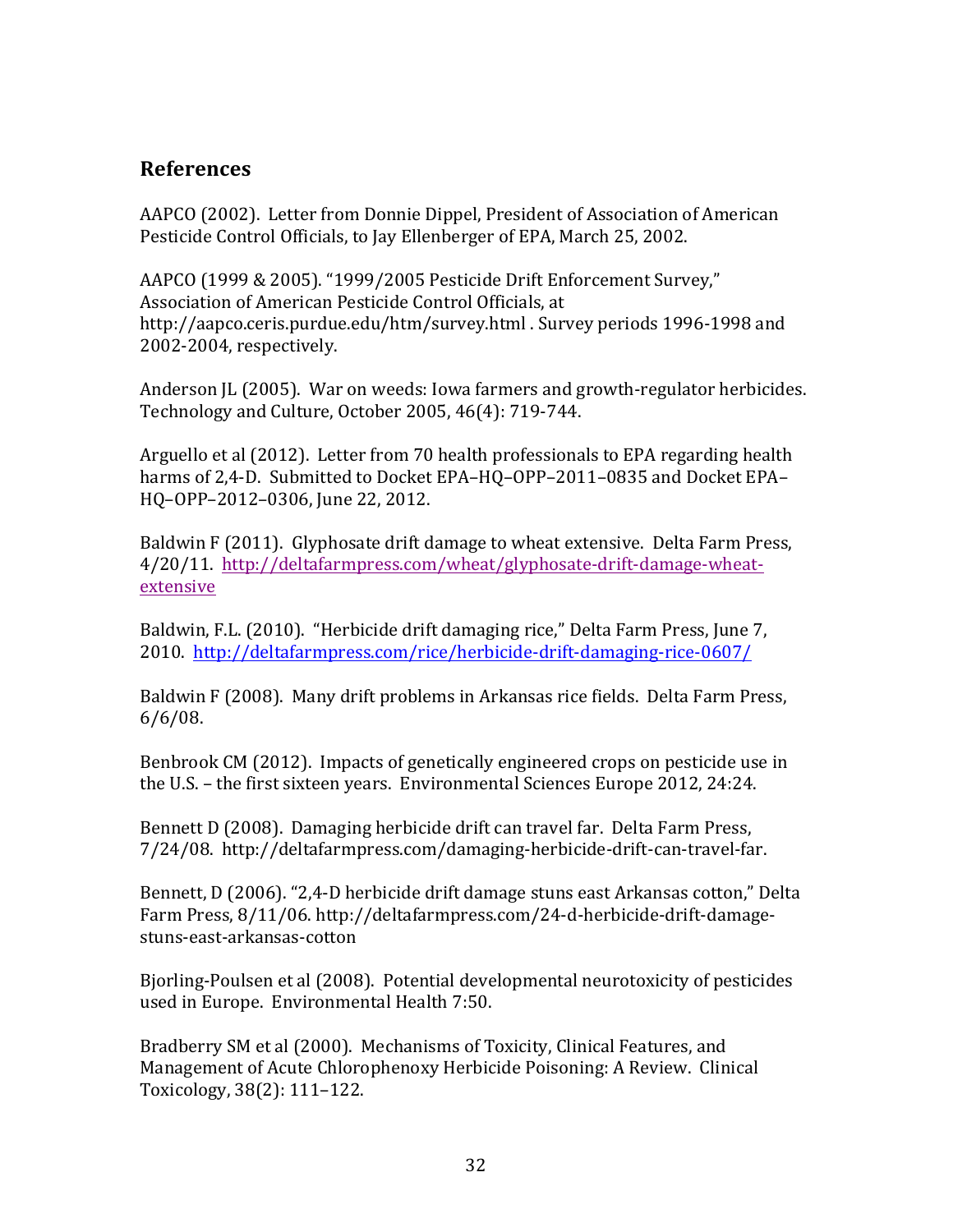## References

AAPCO (2002). Letter from Donnie Dippel, President of Association of American Pesticide Control Officials, to Jay Ellenberger of EPA, March 25, 2002.

AAPCO (1999 & 2005). "1999/2005 Pesticide Drift Enforcement Survey," Association of American Pesticide Control Officials, at http://aapco.ceris.purdue.edu/htm/survey.html . Survey periods 1996-1998 and 2002-2004, respectively.

Anderson JL (2005). War on weeds: Iowa farmers and growth-regulator herbicides. Technology and Culture, October 2005, 46(4): 719-744.

Arguello et al (2012). Letter from 70 health professionals to EPA regarding health harms of 2,4-D. Submitted to Docket EPA–HQ–OPP–2011–0835 and Docket EPA–HQ–OPP–2012–0306, June 22, 2012.

Baldwin F (2011). Glyphosate drift damage to wheat extensive. Delta Farm Press, 4/20/11. http://deltafarmpress.com/wheat/glyphosate-drift-damage-wheat-extensive

Baldwin, F.L. (2010). "Herbicide drift damaging rice," Delta Farm Press, June 7, 2010. http://deltafarmpress.com/rice/herbicide-drift-damaging-rice-0607/

Baldwin F (2008). Many drift problems in Arkansas rice fields. Delta Farm Press, 6/6/08.

Benbrook CM (2012). Impacts of genetically engineered crops on pesticide use in the U.S. – the first sixteen years. Environmental Sciences Europe 2012, 24:24.

Bennett D (2008). Damaging herbicide drift can travel far. Delta Farm Press, 7/24/08. http://deltafarmpress.com/damaging-herbicide-drift-can-travel-far.

Bennett, D (2006). "2,4-D herbicide drift damage stuns east Arkansas cotton," Delta Farm Press, 8/11/06. http://deltafarmpress.com/24-d-herbicide-drift-damage-stuns-east-arkansas-cotton

Bjorling-Poulsen et al (2008). Potential developmental neurotoxicity of pesticides used in Europe. Environmental Health 7:50.

Bradberry SM et al (2000). Mechanisms of Toxicity, Clinical Features, and Management of Acute Chlorophenoxy Herbicide Poisoning: A Review. Clinical Toxicology, 38(2): 111–122.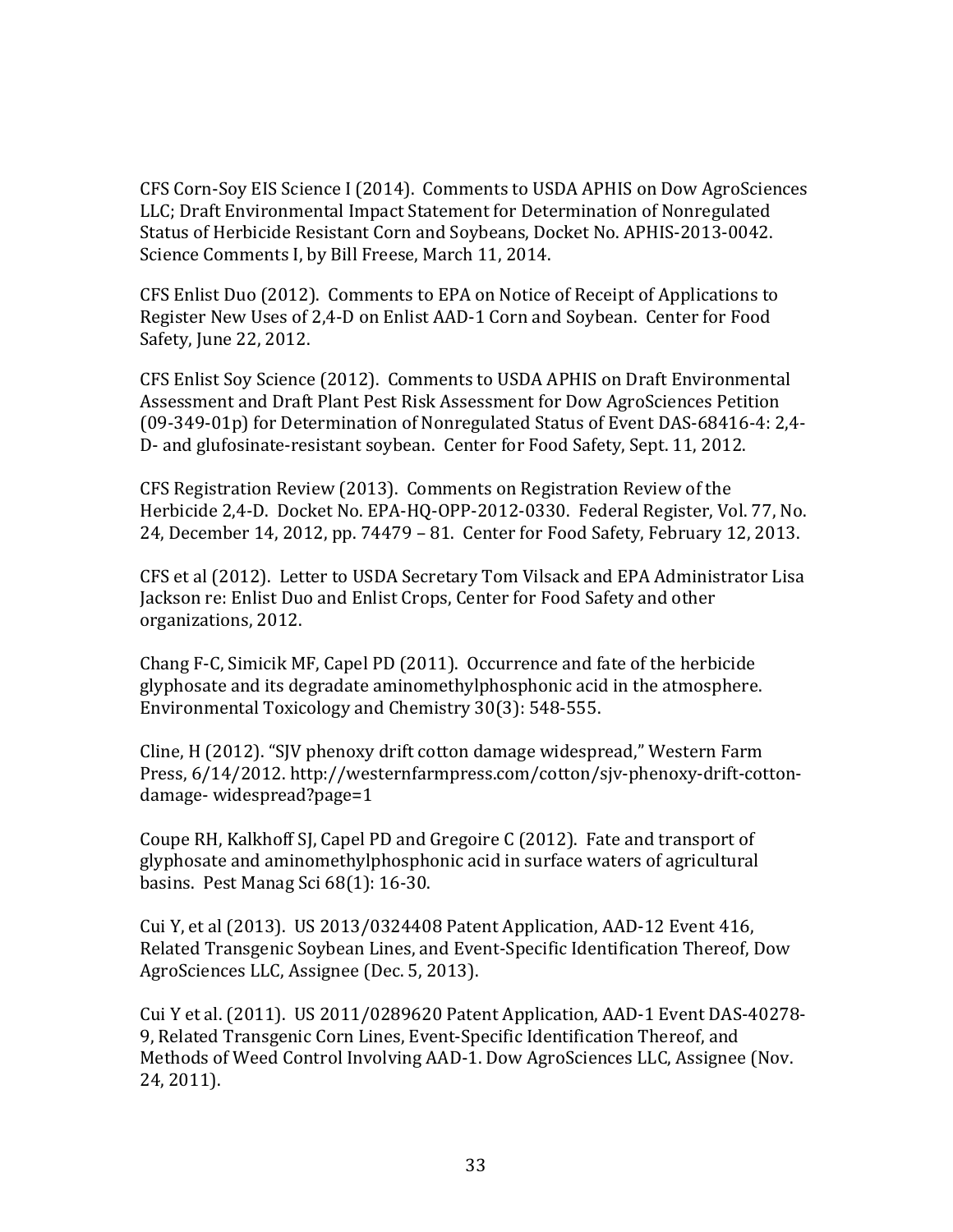CFS Corn-Soy EIS Science I (2014). Comments to USDA APHIS on Dow AgroSciences LLC; Draft Environmental Impact Statement for Determination of Nonregulated Status of Herbicide Resistant Corn and Soybeans, Docket No. APHIS-2013-0042. Science Comments I, by Bill Freese, March 11, 2014.

CFS Enlist Duo (2012). Comments to EPA on Notice of Receipt of Applications to Register New Uses of 2,4-D on Enlist AAD-1 Corn and Soybean. Center for Food Safety, June 22, 2012.

CFS Enlist Soy Science (2012). Comments to USDA APHIS on Draft Environmental Assessment and Draft Plant Pest Risk Assessment for Dow AgroSciences Petition (09-349-01p) for Determination of Nonregulated Status of Event DAS-68416-4: 2,4-D- and glufosinate-resistant soybean. Center for Food Safety, Sept. 11, 2012.

CFS Registration Review (2013). Comments on Registration Review of the Herbicide 2,4-D. Docket No. EPA-HQ-OPP-2012-0330. Federal Register, Vol. 77, No. 24, December 14, 2012, pp. 74479 – 81. Center for Food Safety, February 12, 2013.

CFS et al (2012). Letter to USDA Secretary Tom Vilsack and EPA Administrator Lisa Jackson re: Enlist Duo and Enlist Crops, Center for Food Safety and other organizations, 2012.

Chang F-C, Simicik MF, Capel PD (2011). Occurrence and fate of the herbicide glyphosate and its degradate aminomethylphosphonic acid in the atmosphere. Environmental Toxicology and Chemistry 30(3): 548-555.

Cline, H (2012). "SJV phenoxy drift cotton damage widespread," Western Farm Press, 6/14/2012. http://westernfarmpress.com/cotton/sjv-phenoxy-drift-cotton-damage- widespread?page=1

Coupe RH, Kalkhoff SJ, Capel PD and Gregoire C (2012). Fate and transport of glyphosate and aminomethylphosphonic acid in surface waters of agricultural basins. Pest Manag Sci 68(1): 16-30.

Cui Y, et al (2013). US 2013/0324408 Patent Application, AAD-12 Event 416, Related Transgenic Soybean Lines, and Event-Specific Identification Thereof, Dow AgroSciences LLC, Assignee (Dec. 5, 2013).

Cui Y et al. (2011). US 2011/0289620 Patent Application, AAD-1 Event DAS-40278-9, Related Transgenic Corn Lines, Event-Specific Identification Thereof, and Methods of Weed Control Involving AAD-1. Dow AgroSciences LLC, Assignee (Nov. 24, 2011).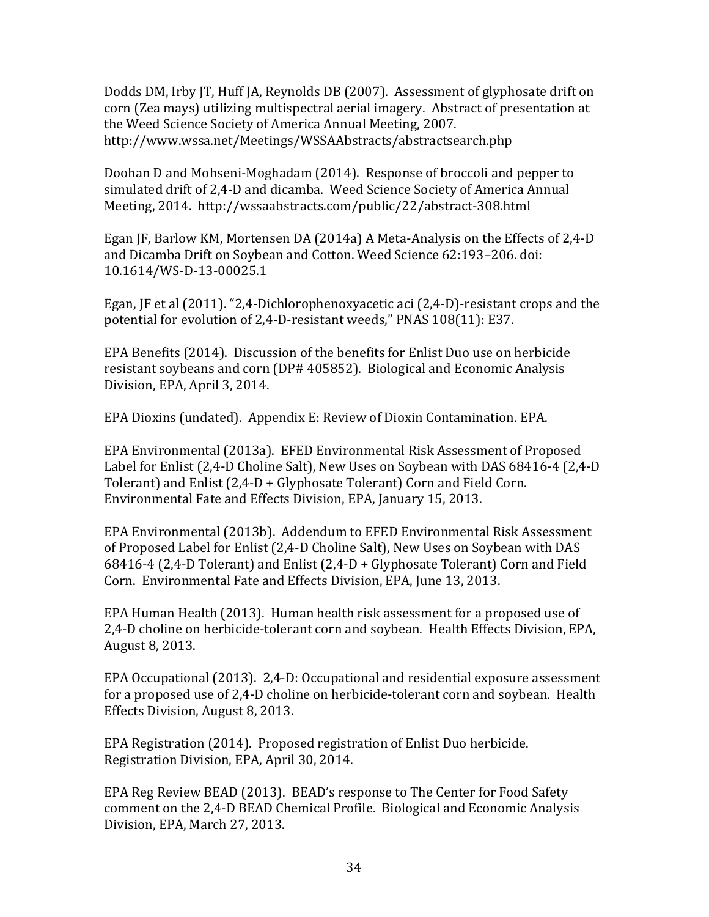Dodds DM, Irby JT, Huff JA, Reynolds DB (2007). Assessment of glyphosate drift on corn (Zea mays) utilizing multispectral aerial imagery. Abstract of presentation at the Weed Science Society of America Annual Meeting, 2007. http://www.wssa.net/Meetings/WSSAAbstracts/abstractsearch.php

Doohan D and Mohseni-Moghadam (2014). Response of broccoli and pepper to simulated drift of 2,4-D and dicamba. Weed Science Society of America Annual Meeting, 2014. http://wssaabstracts.com/public/22/abstract-308.html

Egan JF, Barlow KM, Mortensen DA (2014a) A Meta-Analysis on the Effects of 2,4-D and Dicamba Drift on Soybean and Cotton. Weed Science 62:193–206. doi: 10.1614/WS-D-13-00025.1

Egan, JF et al (2011). "2,4-Dichlorophenoxyacetic aci (2,4-D)-resistant crops and the potential for evolution of 2,4-D-resistant weeds," PNAS 108(11): E37.

EPA Benefits (2014). Discussion of the benefits for Enlist Duo use on herbicide resistant soybeans and corn (DP# 405852). Biological and Economic Analysis Division, EPA, April 3, 2014.

EPA Dioxins (undated). Appendix E: Review of Dioxin Contamination. EPA.

EPA Environmental (2013a). EFED Environmental Risk Assessment of Proposed Label for Enlist (2,4-D Choline Salt), New Uses on Soybean with DAS 68416-4 (2,4-D Tolerant) and Enlist (2,4-D + Glyphosate Tolerant) Corn and Field Corn. Environmental Fate and Effects Division, EPA, January 15, 2013.

EPA Environmental (2013b). Addendum to EFED Environmental Risk Assessment of Proposed Label for Enlist (2,4-D Choline Salt), New Uses on Soybean with DAS 68416-4 (2,4-D Tolerant) and Enlist (2,4-D + Glyphosate Tolerant) Corn and Field Corn. Environmental Fate and Effects Division, EPA, June 13, 2013.

EPA Human Health (2013). Human health risk assessment for a proposed use of 2,4-D choline on herbicide-tolerant corn and soybean. Health Effects Division, EPA, August 8, 2013.

EPA Occupational (2013). 2,4-D: Occupational and residential exposure assessment for a proposed use of 2,4-D choline on herbicide-tolerant corn and soybean. Health Effects Division, August 8, 2013.

EPA Registration (2014). Proposed registration of Enlist Duo herbicide. Registration Division, EPA, April 30, 2014.

EPA Reg Review BEAD (2013). BEAD's response to The Center for Food Safety comment on the 2,4-D BEAD Chemical Profile. Biological and Economic Analysis Division, EPA, March 27, 2013.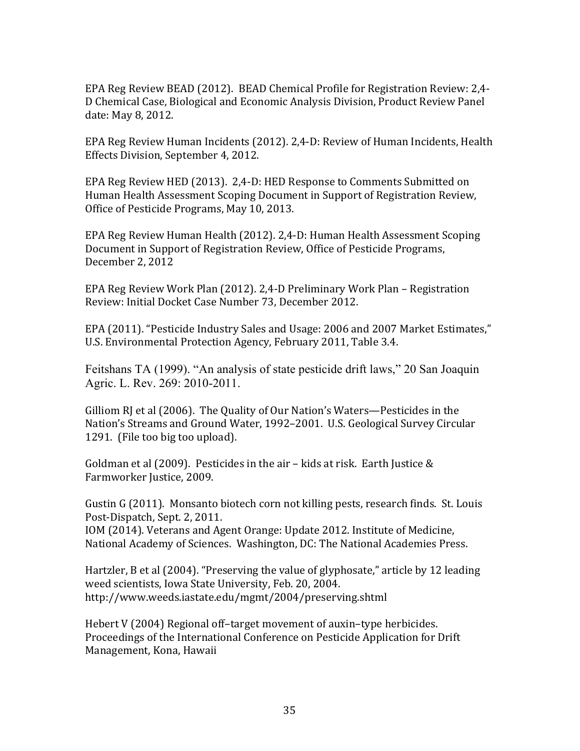EPA Reg Review BEAD (2012). BEAD Chemical Profile for Registration Review: 2,4-D Chemical Case, Biological and Economic Analysis Division, Product Review Panel date: May 8, 2012.

EPA Reg Review Human Incidents (2012). 2,4-D: Review of Human Incidents, Health Effects Division, September 4, 2012.

EPA Reg Review HED (2013). 2,4-D: HED Response to Comments Submitted on Human Health Assessment Scoping Document in Support of Registration Review, Office of Pesticide Programs, May 10, 2013.

EPA Reg Review Human Health (2012). 2,4-D: Human Health Assessment Scoping Document in Support of Registration Review, Office of Pesticide Programs, December 2, 2012

EPA Reg Review Work Plan (2012). 2,4-D Preliminary Work Plan – Registration Review: Initial Docket Case Number 73, December 2012.

EPA (2011). "Pesticide Industry Sales and Usage: 2006 and 2007 Market Estimates," U.S. Environmental Protection Agency, February 2011, Table 3.4.

Feitshans TA (1999). "An analysis of state pesticide drift laws," 20 San Joaquin Agric. L. Rev. 269: 2010-2011.

Gilliom RJ et al (2006). The Quality of Our Nation's Waters—Pesticides in the Nation's Streams and Ground Water, 1992–2001. U.S. Geological Survey Circular 1291. (File too big too upload).

Goldman et al (2009). Pesticides in the air – kids at risk. Earth Justice & Farmworker Justice, 2009.

Gustin G (2011). Monsanto biotech corn not killing pests, research finds. St. Louis Post-Dispatch, Sept. 2, 2011.
IOM (2014). Veterans and Agent Orange: Update 2012. Institute of Medicine, National Academy of Sciences. Washington, DC: The National Academies Press.

Hartzler, B et al (2004). "Preserving the value of glyphosate," article by 12 leading weed scientists, Iowa State University, Feb. 20, 2004. http://www.weeds.iastate.edu/mgmt/2004/preserving.shtml

Hebert V (2004) Regional off–target movement of auxin–type herbicides. Proceedings of the International Conference on Pesticide Application for Drift Management, Kona, Hawaii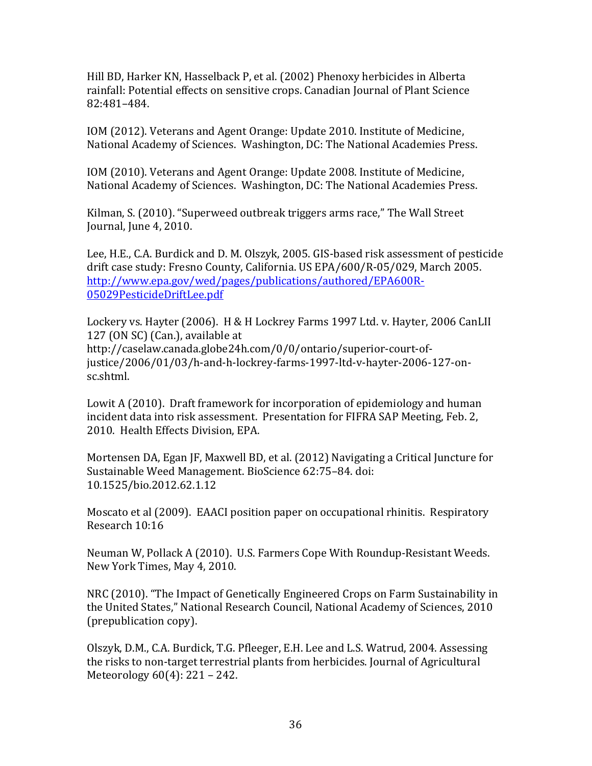Hill BD, Harker KN, Hasselback P, et al. (2002) Phenoxy herbicides in Alberta rainfall: Potential effects on sensitive crops. Canadian Journal of Plant Science 82:481–484.

IOM (2012). Veterans and Agent Orange: Update 2010. Institute of Medicine, National Academy of Sciences. Washington, DC: The National Academies Press.

IOM (2010). Veterans and Agent Orange: Update 2008. Institute of Medicine, National Academy of Sciences. Washington, DC: The National Academies Press.

Kilman, S. (2010). "Superweed outbreak triggers arms race," The Wall Street Journal, June 4, 2010.

Lee, H.E., C.A. Burdick and D. M. Olszyk, 2005. GIS-based risk assessment of pesticide drift case study: Fresno County, California. US EPA/600/R-05/029, March 2005. [http://www.epa.gov/wed/pages/publications/authored/EPA600R-05029PesticideDriftLee.pdf](http://www.epa.gov/wed/pages/publications/authored/EPA600R-05029PesticideDriftLee.pdf)

Lockery vs. Hayter (2006). H & H Lockrey Farms 1997 Ltd. v. Hayter, 2006 CanLII 127 (ON SC) (Can.), available at http://caselaw.canada.globe24h.com/0/0/ontario/superior-court-of-justice/2006/01/03/h-and-h-lockrey-farms-1997-ltd-v-hayter-2006-127-on-sc.shtml.

Lowit A (2010). Draft framework for incorporation of epidemiology and human incident data into risk assessment. Presentation for FIFRA SAP Meeting, Feb. 2, 2010. Health Effects Division, EPA.

Mortensen DA, Egan JF, Maxwell BD, et al. (2012) Navigating a Critical Juncture for Sustainable Weed Management. BioScience 62:75–84. doi: 10.1525/bio.2012.62.1.12

Moscato et al (2009). EAACI position paper on occupational rhinitis. Respiratory Research 10:16

Neuman W, Pollack A (2010). U.S. Farmers Cope With Roundup-Resistant Weeds. New York Times, May 4, 2010.

NRC (2010). "The Impact of Genetically Engineered Crops on Farm Sustainability in the United States," National Research Council, National Academy of Sciences, 2010 (prepublication copy).

Olszyk, D.M., C.A. Burdick, T.G. Pfleeger, E.H. Lee and L.S. Watrud, 2004. Assessing the risks to non-target terrestrial plants from herbicides. Journal of Agricultural Meteorology 60(4): 221 – 242.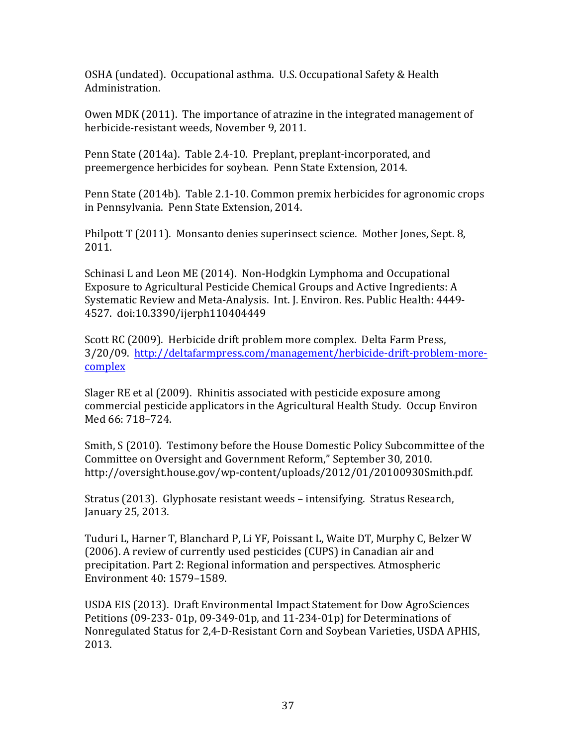OSHA (undated). Occupational asthma. U.S. Occupational Safety & Health Administration.

Owen MDK (2011). The importance of atrazine in the integrated management of herbicide-resistant weeds, November 9, 2011.

Penn State (2014a). Table 2.4-10. Preplant, preplant-incorporated, and preemergence herbicides for soybean. Penn State Extension, 2014.

Penn State (2014b). Table 2.1-10. Common premix herbicides for agronomic crops in Pennsylvania. Penn State Extension, 2014.

Philpott T (2011). Monsanto denies superinsect science. Mother Jones, Sept. 8, 2011.

Schinasi L and Leon ME (2014). Non-Hodgkin Lymphoma and Occupational Exposure to Agricultural Pesticide Chemical Groups and Active Ingredients: A Systematic Review and Meta-Analysis. Int. J. Environ. Res. Public Health: 4449-4527. doi:10.3390/ijerph110404449

Scott RC (2009). Herbicide drift problem more complex. Delta Farm Press, 3/20/09. [http://deltafarmpress.com/management/herbicide-drift-problem-more-complex](http://deltafarmpress.com/management/herbicide-drift-problem-more-complex)

Slager RE et al (2009). Rhinitis associated with pesticide exposure among commercial pesticide applicators in the Agricultural Health Study. Occup Environ Med 66: 718–724.

Smith, S (2010). Testimony before the House Domestic Policy Subcommittee of the Committee on Oversight and Government Reform," September 30, 2010. http://oversight.house.gov/wp-content/uploads/2012/01/20100930Smith.pdf.

Stratus (2013). Glyphosate resistant weeds – intensifying. Stratus Research, January 25, 2013.

Tuduri L, Harner T, Blanchard P, Li YF, Poissant L, Waite DT, Murphy C, Belzer W (2006). A review of currently used pesticides (CUPS) in Canadian air and precipitation. Part 2: Regional information and perspectives. Atmospheric Environment 40: 1579–1589.

USDA EIS (2013). Draft Environmental Impact Statement for Dow AgroSciences Petitions (09-233- 01p, 09-349-01p, and 11-234-01p) for Determinations of Nonregulated Status for 2,4-D-Resistant Corn and Soybean Varieties, USDA APHIS, 2013.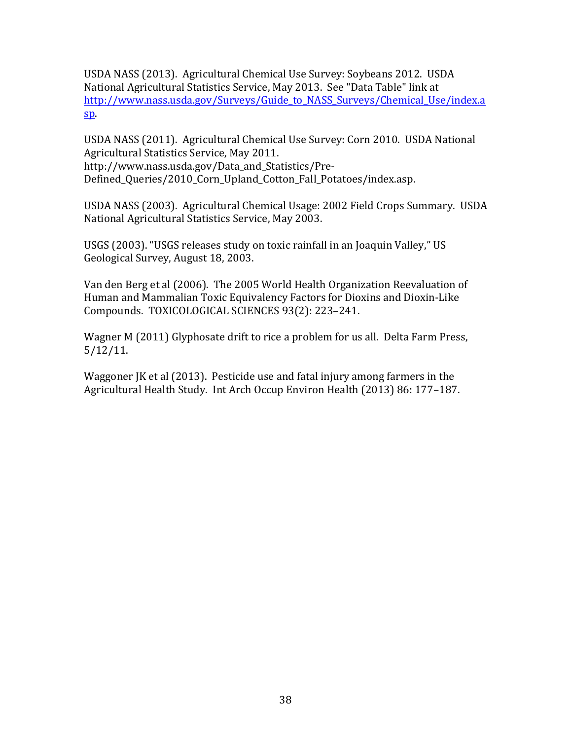USDA NASS (2013). Agricultural Chemical Use Survey: Soybeans 2012. USDA National Agricultural Statistics Service, May 2013. See "Data Table" link at [http://www.nass.usda.gov/Surveys/Guide_to_NASS_Surveys/Chemical_Use/index.asp](http://www.nass.usda.gov/Surveys/Guide_to_NASS_Surveys/Chemical_Use/index.asp).

USDA NASS (2011). Agricultural Chemical Use Survey: Corn 2010. USDA National Agricultural Statistics Service, May 2011. http://www.nass.usda.gov/Data_and_Statistics/Pre-Defined_Queries/2010_Corn_Upland_Cotton_Fall_Potatoes/index.asp.

USDA NASS (2003). Agricultural Chemical Usage: 2002 Field Crops Summary. USDA National Agricultural Statistics Service, May 2003.

USGS (2003). "USGS releases study on toxic rainfall in an Joaquin Valley," US Geological Survey, August 18, 2003.

Van den Berg et al (2006). The 2005 World Health Organization Reevaluation of Human and Mammalian Toxic Equivalency Factors for Dioxins and Dioxin-Like Compounds. TOXICOLOGICAL SCIENCES 93(2): 223–241.

Wagner M (2011) Glyphosate drift to rice a problem for us all. Delta Farm Press, 5/12/11.

Waggoner JK et al (2013). Pesticide use and fatal injury among farmers in the Agricultural Health Study. Int Arch Occup Environ Health (2013) 86: 177–187.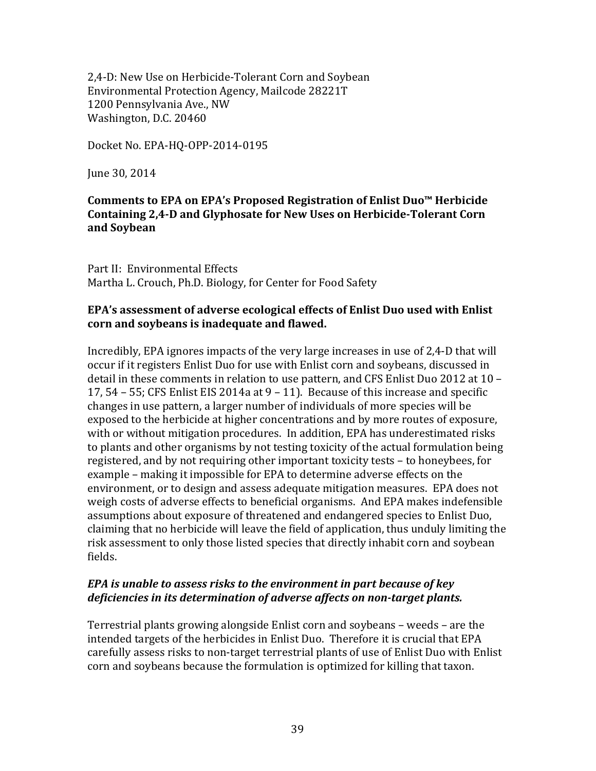2,4-D: New Use on Herbicide-Tolerant Corn and Soybean
Environmental Protection Agency, Mailcode 28221T
1200 Pennsylvania Ave., NW
Washington, D.C. 20460

Docket No. EPA-HQ-OPP-2014-0195

June 30, 2014

**Comments to EPA on EPA's Proposed Registration of Enlist Duo™ Herbicide Containing 2,4-D and Glyphosate for New Uses on Herbicide-Tolerant Corn and Soybean**

Part II: Environmental Effects
Martha L. Crouch, Ph.D. Biology, for Center for Food Safety

**EPA's assessment of adverse ecological effects of Enlist Duo used with Enlist corn and soybeans is inadequate and flawed.**

Incredibly, EPA ignores impacts of the very large increases in use of 2,4-D that will occur if it registers Enlist Duo for use with Enlist corn and soybeans, discussed in detail in these comments in relation to use pattern, and CFS Enlist Duo 2012 at 10 – 17, 54 – 55; CFS Enlist EIS 2014a at 9 – 11). Because of this increase and specific changes in use pattern, a larger number of individuals of more species will be exposed to the herbicide at higher concentrations and by more routes of exposure, with or without mitigation procedures. In addition, EPA has underestimated risks to plants and other organisms by not testing toxicity of the actual formulation being registered, and by not requiring other important toxicity tests – to honeybees, for example – making it impossible for EPA to determine adverse effects on the environment, or to design and assess adequate mitigation measures. EPA does not weigh costs of adverse effects to beneficial organisms. And EPA makes indefensible assumptions about exposure of threatened and endangered species to Enlist Duo, claiming that no herbicide will leave the field of application, thus unduly limiting the risk assessment to only those listed species that directly inhabit corn and soybean fields.

***EPA is unable to assess risks to the environment in part because of key deficiencies in its determination of adverse affects on non-target plants.***

Terrestrial plants growing alongside Enlist corn and soybeans – weeds – are the intended targets of the herbicides in Enlist Duo. Therefore it is crucial that EPA carefully assess risks to non-target terrestrial plants of use of Enlist Duo with Enlist corn and soybeans because the formulation is optimized for killing that taxon.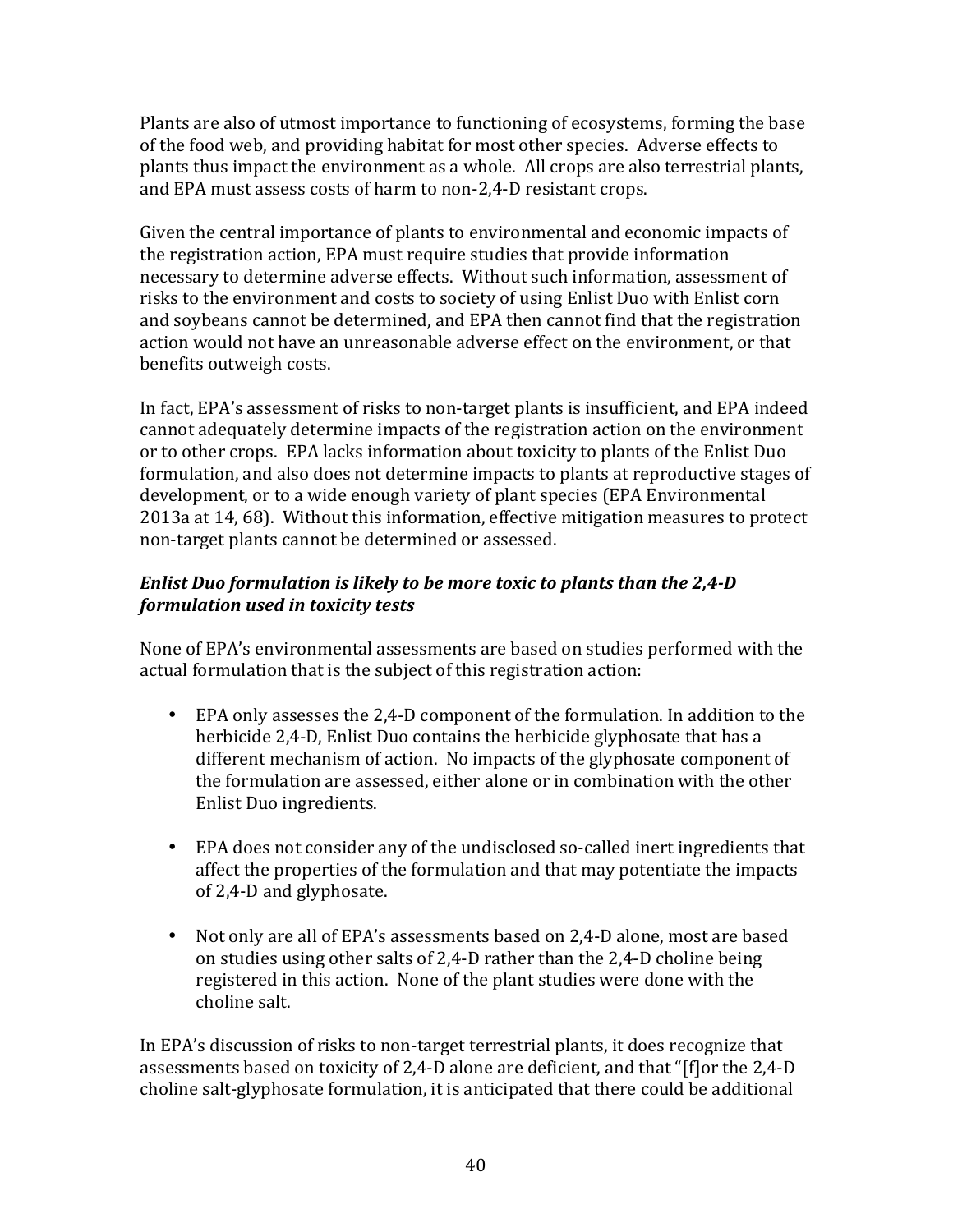Plants are also of utmost importance to functioning of ecosystems, forming the base of the food web, and providing habitat for most other species. Adverse effects to plants thus impact the environment as a whole. All crops are also terrestrial plants, and EPA must assess costs of harm to non-2,4-D resistant crops.

Given the central importance of plants to environmental and economic impacts of the registration action, EPA must require studies that provide information necessary to determine adverse effects. Without such information, assessment of risks to the environment and costs to society of using Enlist Duo with Enlist corn and soybeans cannot be determined, and EPA then cannot find that the registration action would not have an unreasonable adverse effect on the environment, or that benefits outweigh costs.

In fact, EPA's assessment of risks to non-target plants is insufficient, and EPA indeed cannot adequately determine impacts of the registration action on the environment or to other crops. EPA lacks information about toxicity to plants of the Enlist Duo formulation, and also does not determine impacts to plants at reproductive stages of development, or to a wide enough variety of plant species (EPA Environmental 2013a at 14, 68). Without this information, effective mitigation measures to protect non-target plants cannot be determined or assessed.

***Enlist Duo formulation is likely to be more toxic to plants than the 2,4-D formulation used in toxicity tests***

None of EPA's environmental assessments are based on studies performed with the actual formulation that is the subject of this registration action:

- EPA only assesses the 2,4-D component of the formulation. In addition to the herbicide 2,4-D, Enlist Duo contains the herbicide glyphosate that has a different mechanism of action. No impacts of the glyphosate component of the formulation are assessed, either alone or in combination with the other Enlist Duo ingredients.

- EPA does not consider any of the undisclosed so-called inert ingredients that affect the properties of the formulation and that may potentiate the impacts of 2,4-D and glyphosate.

- Not only are all of EPA's assessments based on 2,4-D alone, most are based on studies using other salts of 2,4-D rather than the 2,4-D choline being registered in this action. None of the plant studies were done with the choline salt.

In EPA's discussion of risks to non-target terrestrial plants, it does recognize that assessments based on toxicity of 2,4-D alone are deficient, and that "[f]or the 2,4-D choline salt-glyphosate formulation, it is anticipated that there could be additional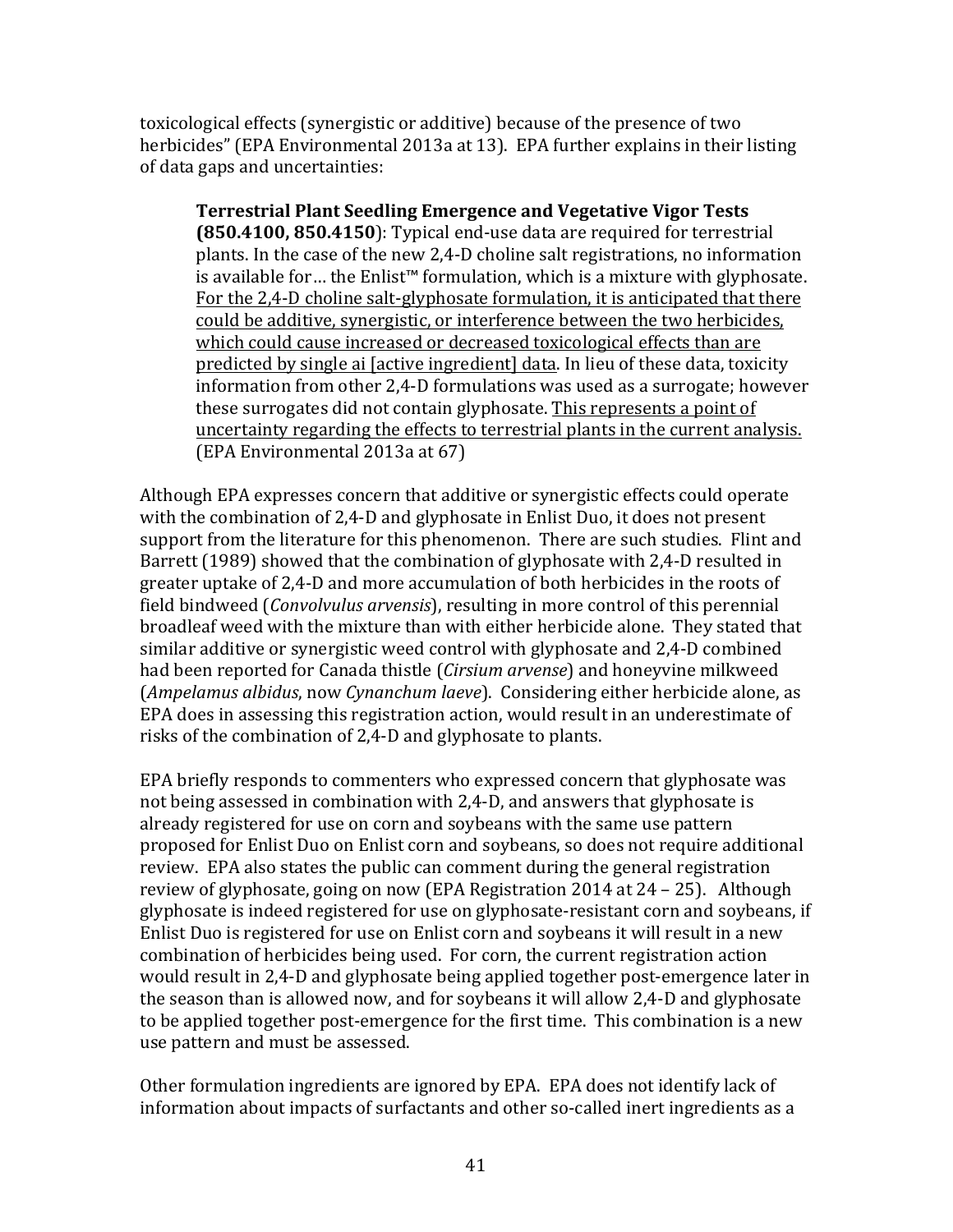toxicological effects (synergistic or additive) because of the presence of two herbicides" (EPA Environmental 2013a at 13). EPA further explains in their listing of data gaps and uncertainties:

> **Terrestrial Plant Seedling Emergence and Vegetative Vigor Tests (850.4100, 850.4150)**: Typical end-use data are required for terrestrial plants. In the case of the new 2,4-D choline salt registrations, no information is available for… the Enlist™ formulation, which is a mixture with glyphosate. <u>For the 2,4-D choline salt-glyphosate formulation, it is anticipated that there could be additive, synergistic, or interference between the two herbicides, which could cause increased or decreased toxicological effects than are predicted by single ai [active ingredient] data</u>. In lieu of these data, toxicity information from other 2,4-D formulations was used as a surrogate; however these surrogates did not contain glyphosate. <u>This represents a point of uncertainty regarding the effects to terrestrial plants in the current analysis.</u> (EPA Environmental 2013a at 67)

Although EPA expresses concern that additive or synergistic effects could operate with the combination of 2,4-D and glyphosate in Enlist Duo, it does not present support from the literature for this phenomenon. There are such studies. Flint and Barrett (1989) showed that the combination of glyphosate with 2,4-D resulted in greater uptake of 2,4-D and more accumulation of both herbicides in the roots of field bindweed (*Convolvulus arvensis*), resulting in more control of this perennial broadleaf weed with the mixture than with either herbicide alone. They stated that similar additive or synergistic weed control with glyphosate and 2,4-D combined had been reported for Canada thistle (*Cirsium arvense*) and honeyvine milkweed (*Ampelamus albidus*, now *Cynanchum laeve*). Considering either herbicide alone, as EPA does in assessing this registration action, would result in an underestimate of risks of the combination of 2,4-D and glyphosate to plants.

EPA briefly responds to commenters who expressed concern that glyphosate was not being assessed in combination with 2,4-D, and answers that glyphosate is already registered for use on corn and soybeans with the same use pattern proposed for Enlist Duo on Enlist corn and soybeans, so does not require additional review. EPA also states the public can comment during the general registration review of glyphosate, going on now (EPA Registration 2014 at 24 – 25). Although glyphosate is indeed registered for use on glyphosate-resistant corn and soybeans, if Enlist Duo is registered for use on Enlist corn and soybeans it will result in a new combination of herbicides being used. For corn, the current registration action would result in 2,4-D and glyphosate being applied together post-emergence later in the season than is allowed now, and for soybeans it will allow 2,4-D and glyphosate to be applied together post-emergence for the first time. This combination is a new use pattern and must be assessed.

Other formulation ingredients are ignored by EPA. EPA does not identify lack of information about impacts of surfactants and other so-called inert ingredients as a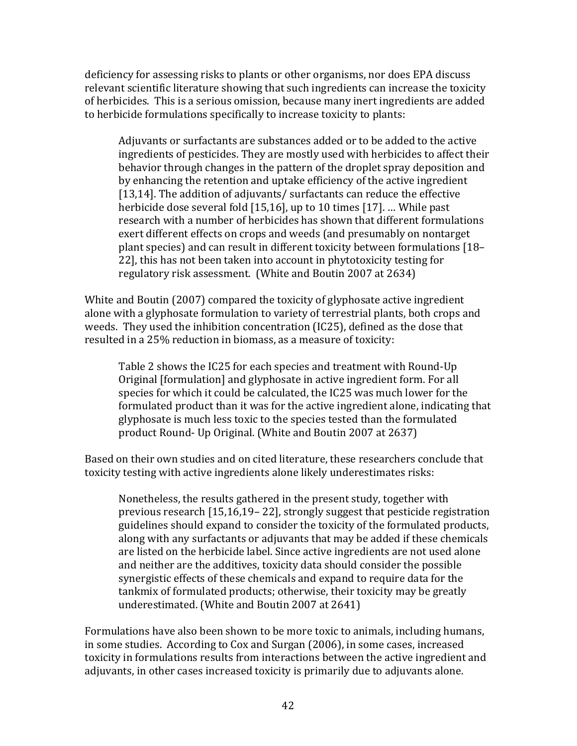deficiency for assessing risks to plants or other organisms, nor does EPA discuss relevant scientific literature showing that such ingredients can increase the toxicity of herbicides. This is a serious omission, because many inert ingredients are added to herbicide formulations specifically to increase toxicity to plants:

> Adjuvants or surfactants are substances added or to be added to the active ingredients of pesticides. They are mostly used with herbicides to affect their behavior through changes in the pattern of the droplet spray deposition and by enhancing the retention and uptake efficiency of the active ingredient [13,14]. The addition of adjuvants/ surfactants can reduce the effective herbicide dose several fold [15,16], up to 10 times [17]. … While past research with a number of herbicides has shown that different formulations exert different effects on crops and weeds (and presumably on nontarget plant species) and can result in different toxicity between formulations [18–22], this has not been taken into account in phytotoxicity testing for regulatory risk assessment. (White and Boutin 2007 at 2634)

White and Boutin (2007) compared the toxicity of glyphosate active ingredient alone with a glyphosate formulation to variety of terrestrial plants, both crops and weeds. They used the inhibition concentration (IC25), defined as the dose that resulted in a 25% reduction in biomass, as a measure of toxicity:

> Table 2 shows the IC25 for each species and treatment with Round-Up Original [formulation] and glyphosate in active ingredient form. For all species for which it could be calculated, the IC25 was much lower for the formulated product than it was for the active ingredient alone, indicating that glyphosate is much less toxic to the species tested than the formulated product Round- Up Original. (White and Boutin 2007 at 2637)

Based on their own studies and on cited literature, these researchers conclude that toxicity testing with active ingredients alone likely underestimates risks:

> Nonetheless, the results gathered in the present study, together with previous research [15,16,19– 22], strongly suggest that pesticide registration guidelines should expand to consider the toxicity of the formulated products, along with any surfactants or adjuvants that may be added if these chemicals are listed on the herbicide label. Since active ingredients are not used alone and neither are the additives, toxicity data should consider the possible synergistic effects of these chemicals and expand to require data for the tankmix of formulated products; otherwise, their toxicity may be greatly underestimated. (White and Boutin 2007 at 2641)

Formulations have also been shown to be more toxic to animals, including humans, in some studies. According to Cox and Surgan (2006), in some cases, increased toxicity in formulations results from interactions between the active ingredient and adjuvants, in other cases increased toxicity is primarily due to adjuvants alone.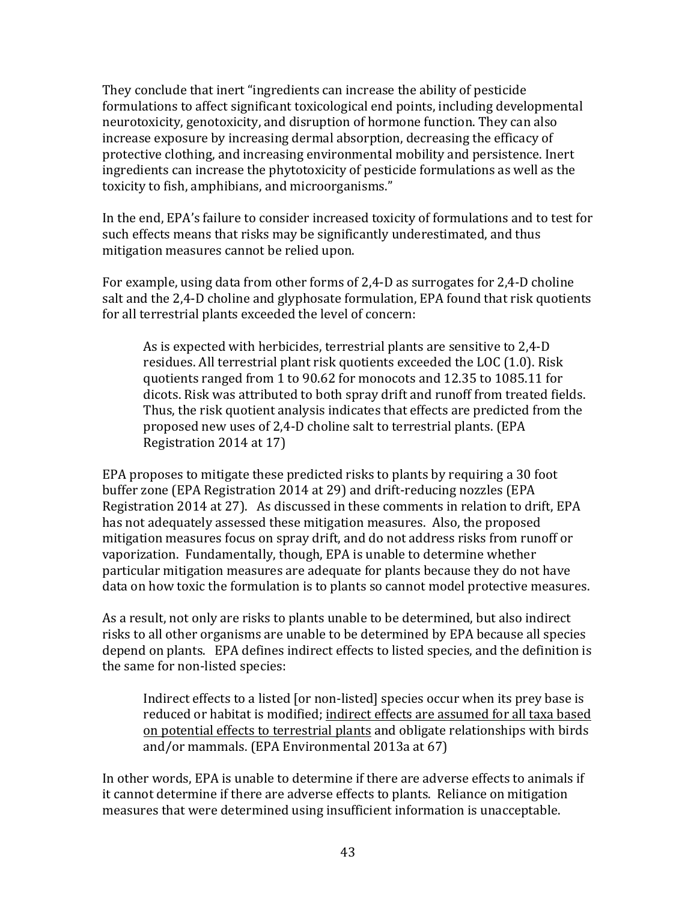They conclude that inert "ingredients can increase the ability of pesticide formulations to affect significant toxicological end points, including developmental neurotoxicity, genotoxicity, and disruption of hormone function. They can also increase exposure by increasing dermal absorption, decreasing the efficacy of protective clothing, and increasing environmental mobility and persistence. Inert ingredients can increase the phytotoxicity of pesticide formulations as well as the toxicity to fish, amphibians, and microorganisms."

In the end, EPA's failure to consider increased toxicity of formulations and to test for such effects means that risks may be significantly underestimated, and thus mitigation measures cannot be relied upon.

For example, using data from other forms of 2,4-D as surrogates for 2,4-D choline salt and the 2,4-D choline and glyphosate formulation, EPA found that risk quotients for all terrestrial plants exceeded the level of concern:

> As is expected with herbicides, terrestrial plants are sensitive to 2,4-D residues. All terrestrial plant risk quotients exceeded the LOC (1.0). Risk quotients ranged from 1 to 90.62 for monocots and 12.35 to 1085.11 for dicots. Risk was attributed to both spray drift and runoff from treated fields. Thus, the risk quotient analysis indicates that effects are predicted from the proposed new uses of 2,4-D choline salt to terrestrial plants. (EPA Registration 2014 at 17)

EPA proposes to mitigate these predicted risks to plants by requiring a 30 foot buffer zone (EPA Registration 2014 at 29) and drift-reducing nozzles (EPA Registration 2014 at 27). As discussed in these comments in relation to drift, EPA has not adequately assessed these mitigation measures. Also, the proposed mitigation measures focus on spray drift, and do not address risks from runoff or vaporization. Fundamentally, though, EPA is unable to determine whether particular mitigation measures are adequate for plants because they do not have data on how toxic the formulation is to plants so cannot model protective measures.

As a result, not only are risks to plants unable to be determined, but also indirect risks to all other organisms are unable to be determined by EPA because all species depend on plants. EPA defines indirect effects to listed species, and the definition is the same for non-listed species:

> Indirect effects to a listed [or non-listed] species occur when its prey base is reduced or habitat is modified; <u>indirect effects are assumed for all taxa based on potential effects to terrestrial plants</u> and obligate relationships with birds and/or mammals. (EPA Environmental 2013a at 67)

In other words, EPA is unable to determine if there are adverse effects to animals if it cannot determine if there are adverse effects to plants. Reliance on mitigation measures that were determined using insufficient information is unacceptable.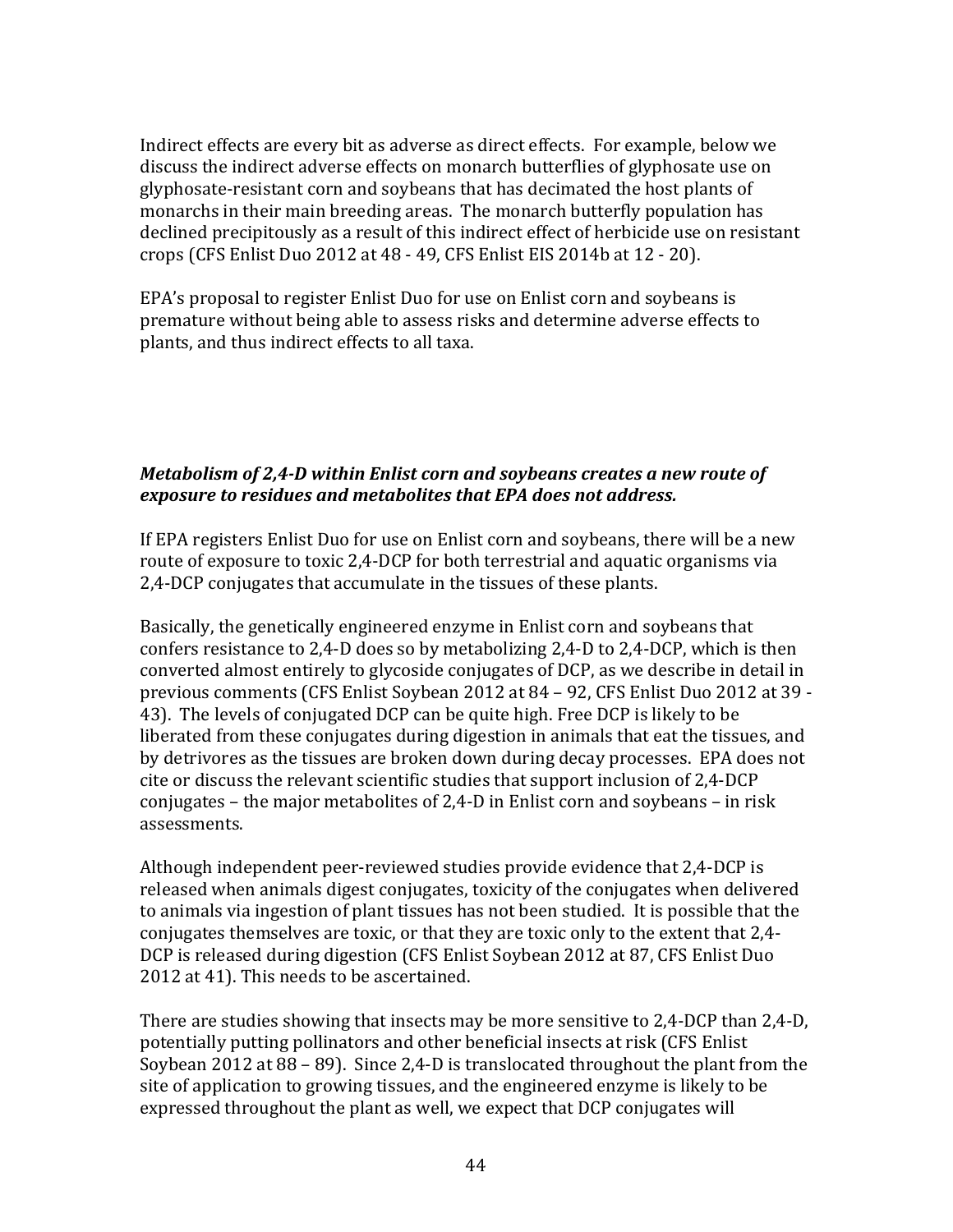Indirect effects are every bit as adverse as direct effects. For example, below we discuss the indirect adverse effects on monarch butterflies of glyphosate use on glyphosate-resistant corn and soybeans that has decimated the host plants of monarchs in their main breeding areas. The monarch butterfly population has declined precipitously as a result of this indirect effect of herbicide use on resistant crops (CFS Enlist Duo 2012 at 48 - 49, CFS Enlist EIS 2014b at 12 - 20).

EPA's proposal to register Enlist Duo for use on Enlist corn and soybeans is premature without being able to assess risks and determine adverse effects to plants, and thus indirect effects to all taxa.

***Metabolism of 2,4-D within Enlist corn and soybeans creates a new route of exposure to residues and metabolites that EPA does not address.***

If EPA registers Enlist Duo for use on Enlist corn and soybeans, there will be a new route of exposure to toxic 2,4-DCP for both terrestrial and aquatic organisms via 2,4-DCP conjugates that accumulate in the tissues of these plants.

Basically, the genetically engineered enzyme in Enlist corn and soybeans that confers resistance to 2,4-D does so by metabolizing 2,4-D to 2,4-DCP, which is then converted almost entirely to glycoside conjugates of DCP, as we describe in detail in previous comments (CFS Enlist Soybean 2012 at 84 – 92, CFS Enlist Duo 2012 at 39 - 43). The levels of conjugated DCP can be quite high. Free DCP is likely to be liberated from these conjugates during digestion in animals that eat the tissues, and by detrivores as the tissues are broken down during decay processes. EPA does not cite or discuss the relevant scientific studies that support inclusion of 2,4-DCP conjugates – the major metabolites of 2,4-D in Enlist corn and soybeans – in risk assessments.

Although independent peer-reviewed studies provide evidence that 2,4-DCP is released when animals digest conjugates, toxicity of the conjugates when delivered to animals via ingestion of plant tissues has not been studied. It is possible that the conjugates themselves are toxic, or that they are toxic only to the extent that 2,4-DCP is released during digestion (CFS Enlist Soybean 2012 at 87, CFS Enlist Duo 2012 at 41). This needs to be ascertained.

There are studies showing that insects may be more sensitive to 2,4-DCP than 2,4-D, potentially putting pollinators and other beneficial insects at risk (CFS Enlist Soybean 2012 at 88 – 89). Since 2,4-D is translocated throughout the plant from the site of application to growing tissues, and the engineered enzyme is likely to be expressed throughout the plant as well, we expect that DCP conjugates will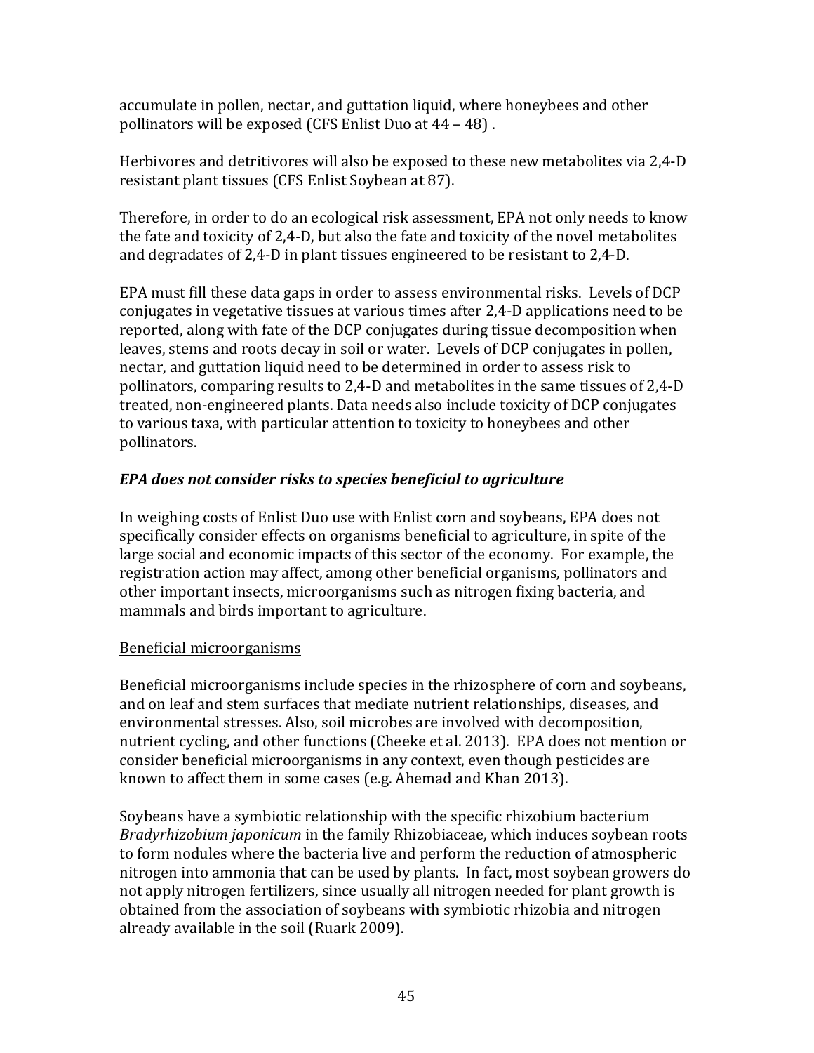accumulate in pollen, nectar, and guttation liquid, where honeybees and other pollinators will be exposed (CFS Enlist Duo at 44 – 48) .

Herbivores and detritivores will also be exposed to these new metabolites via 2,4-D resistant plant tissues (CFS Enlist Soybean at 87).

Therefore, in order to do an ecological risk assessment, EPA not only needs to know the fate and toxicity of 2,4-D, but also the fate and toxicity of the novel metabolites and degradates of 2,4-D in plant tissues engineered to be resistant to 2,4-D.

EPA must fill these data gaps in order to assess environmental risks. Levels of DCP conjugates in vegetative tissues at various times after 2,4-D applications need to be reported, along with fate of the DCP conjugates during tissue decomposition when leaves, stems and roots decay in soil or water. Levels of DCP conjugates in pollen, nectar, and guttation liquid need to be determined in order to assess risk to pollinators, comparing results to 2,4-D and metabolites in the same tissues of 2,4-D treated, non-engineered plants. Data needs also include toxicity of DCP conjugates to various taxa, with particular attention to toxicity to honeybees and other pollinators.

### *EPA does not consider risks to species beneficial to agriculture*

In weighing costs of Enlist Duo use with Enlist corn and soybeans, EPA does not specifically consider effects on organisms beneficial to agriculture, in spite of the large social and economic impacts of this sector of the economy. For example, the registration action may affect, among other beneficial organisms, pollinators and other important insects, microorganisms such as nitrogen fixing bacteria, and mammals and birds important to agriculture.

<u>Beneficial microorganisms</u>

Beneficial microorganisms include species in the rhizosphere of corn and soybeans, and on leaf and stem surfaces that mediate nutrient relationships, diseases, and environmental stresses. Also, soil microbes are involved with decomposition, nutrient cycling, and other functions (Cheeke et al. 2013). EPA does not mention or consider beneficial microorganisms in any context, even though pesticides are known to affect them in some cases (e.g. Ahemad and Khan 2013).

Soybeans have a symbiotic relationship with the specific rhizobium bacterium *Bradyrhizobium japonicum* in the family Rhizobiaceae, which induces soybean roots to form nodules where the bacteria live and perform the reduction of atmospheric nitrogen into ammonia that can be used by plants. In fact, most soybean growers do not apply nitrogen fertilizers, since usually all nitrogen needed for plant growth is obtained from the association of soybeans with symbiotic rhizobia and nitrogen already available in the soil (Ruark 2009).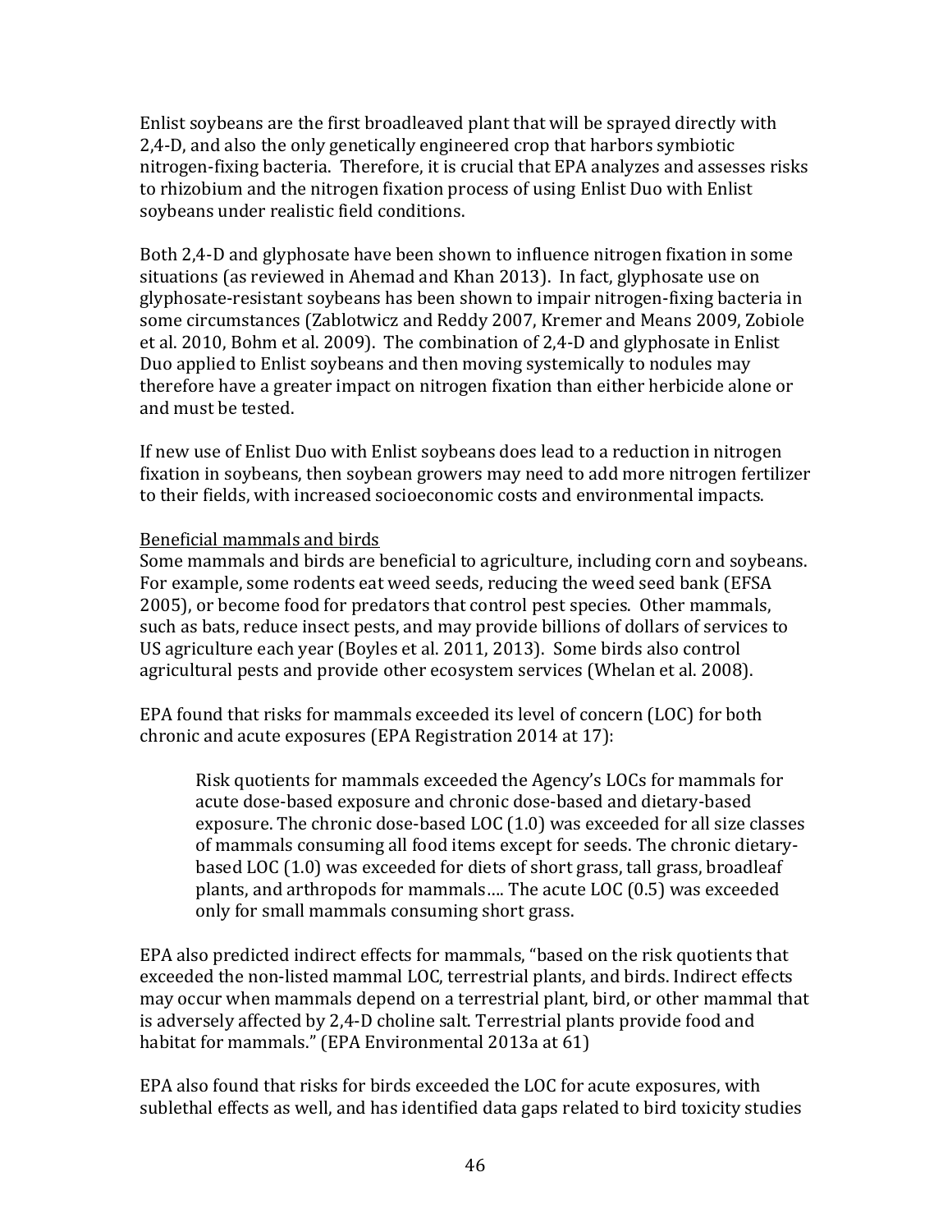Enlist soybeans are the first broadleaved plant that will be sprayed directly with 2,4-D, and also the only genetically engineered crop that harbors symbiotic nitrogen-fixing bacteria. Therefore, it is crucial that EPA analyzes and assesses risks to rhizobium and the nitrogen fixation process of using Enlist Duo with Enlist soybeans under realistic field conditions.

Both 2,4-D and glyphosate have been shown to influence nitrogen fixation in some situations (as reviewed in Ahemad and Khan 2013). In fact, glyphosate use on glyphosate-resistant soybeans has been shown to impair nitrogen-fixing bacteria in some circumstances (Zablotwicz and Reddy 2007, Kremer and Means 2009, Zobiole et al. 2010, Bohm et al. 2009). The combination of 2,4-D and glyphosate in Enlist Duo applied to Enlist soybeans and then moving systemically to nodules may therefore have a greater impact on nitrogen fixation than either herbicide alone or and must be tested.

If new use of Enlist Duo with Enlist soybeans does lead to a reduction in nitrogen fixation in soybeans, then soybean growers may need to add more nitrogen fertilizer to their fields, with increased socioeconomic costs and environmental impacts.

<u>Beneficial mammals and birds</u>

Some mammals and birds are beneficial to agriculture, including corn and soybeans. For example, some rodents eat weed seeds, reducing the weed seed bank (EFSA 2005), or become food for predators that control pest species. Other mammals, such as bats, reduce insect pests, and may provide billions of dollars of services to US agriculture each year (Boyles et al. 2011, 2013). Some birds also control agricultural pests and provide other ecosystem services (Whelan et al. 2008).

EPA found that risks for mammals exceeded its level of concern (LOC) for both chronic and acute exposures (EPA Registration 2014 at 17):

> Risk quotients for mammals exceeded the Agency's LOCs for mammals for acute dose-based exposure and chronic dose-based and dietary-based exposure. The chronic dose-based LOC (1.0) was exceeded for all size classes of mammals consuming all food items except for seeds. The chronic dietary-based LOC (1.0) was exceeded for diets of short grass, tall grass, broadleaf plants, and arthropods for mammals…. The acute LOC (0.5) was exceeded only for small mammals consuming short grass.

EPA also predicted indirect effects for mammals, "based on the risk quotients that exceeded the non-listed mammal LOC, terrestrial plants, and birds. Indirect effects may occur when mammals depend on a terrestrial plant, bird, or other mammal that is adversely affected by 2,4-D choline salt. Terrestrial plants provide food and habitat for mammals." (EPA Environmental 2013a at 61)

EPA also found that risks for birds exceeded the LOC for acute exposures, with sublethal effects as well, and has identified data gaps related to bird toxicity studies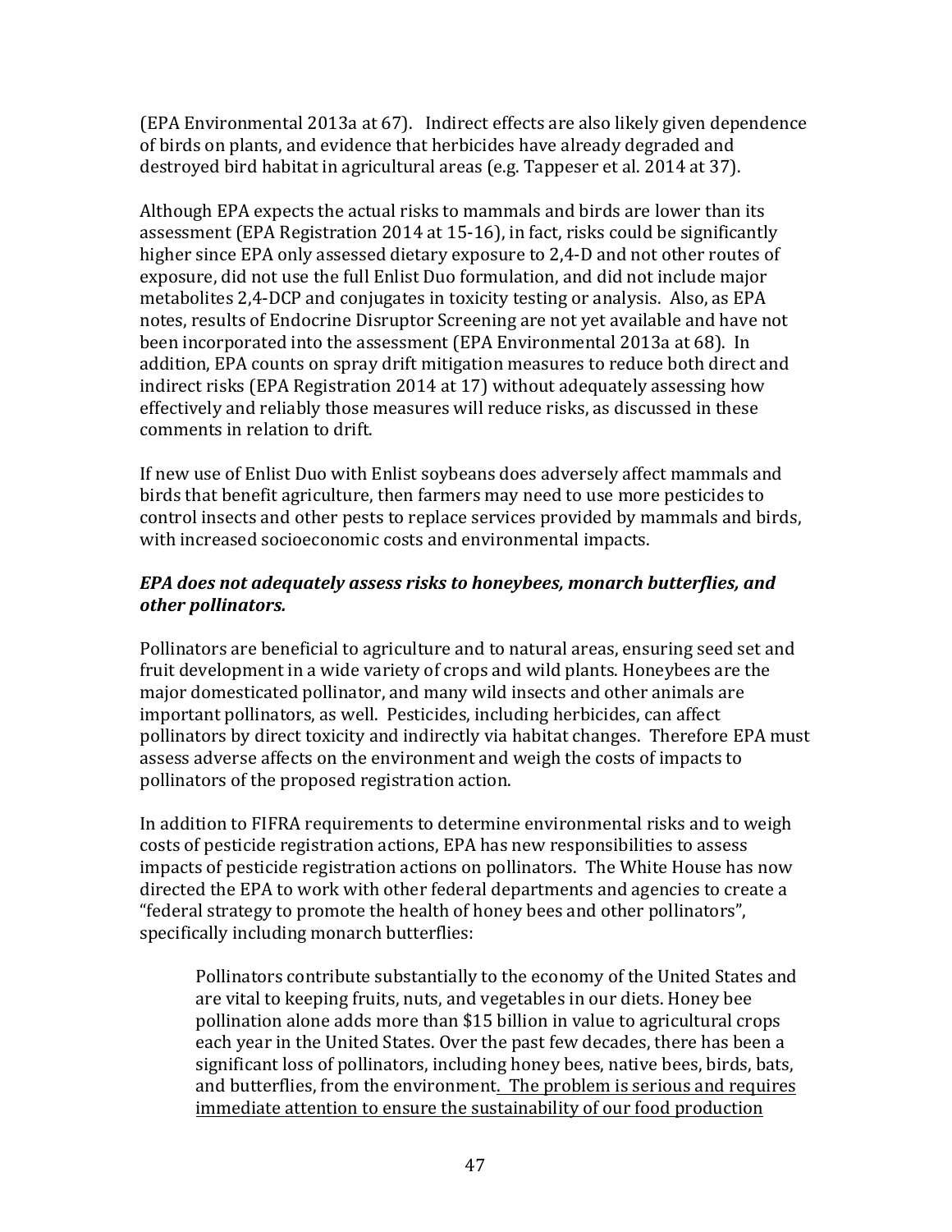(EPA Environmental 2013a at 67). Indirect effects are also likely given dependence of birds on plants, and evidence that herbicides have already degraded and destroyed bird habitat in agricultural areas (e.g. Tappeser et al. 2014 at 37).

Although EPA expects the actual risks to mammals and birds are lower than its assessment (EPA Registration 2014 at 15-16), in fact, risks could be significantly higher since EPA only assessed dietary exposure to 2,4-D and not other routes of exposure, did not use the full Enlist Duo formulation, and did not include major metabolites 2,4-DCP and conjugates in toxicity testing or analysis. Also, as EPA notes, results of Endocrine Disruptor Screening are not yet available and have not been incorporated into the assessment (EPA Environmental 2013a at 68). In addition, EPA counts on spray drift mitigation measures to reduce both direct and indirect risks (EPA Registration 2014 at 17) without adequately assessing how effectively and reliably those measures will reduce risks, as discussed in these comments in relation to drift.

If new use of Enlist Duo with Enlist soybeans does adversely affect mammals and birds that benefit agriculture, then farmers may need to use more pesticides to control insects and other pests to replace services provided by mammals and birds, with increased socioeconomic costs and environmental impacts.

***EPA does not adequately assess risks to honeybees, monarch butterflies, and other pollinators.***

Pollinators are beneficial to agriculture and to natural areas, ensuring seed set and fruit development in a wide variety of crops and wild plants. Honeybees are the major domesticated pollinator, and many wild insects and other animals are important pollinators, as well. Pesticides, including herbicides, can affect pollinators by direct toxicity and indirectly via habitat changes. Therefore EPA must assess adverse affects on the environment and weigh the costs of impacts to pollinators of the proposed registration action.

In addition to FIFRA requirements to determine environmental risks and to weigh costs of pesticide registration actions, EPA has new responsibilities to assess impacts of pesticide registration actions on pollinators. The White House has now directed the EPA to work with other federal departments and agencies to create a "federal strategy to promote the health of honey bees and other pollinators", specifically including monarch butterflies:

> Pollinators contribute substantially to the economy of the United States and are vital to keeping fruits, nuts, and vegetables in our diets. Honey bee pollination alone adds more than $15 billion in value to agricultural crops each year in the United States. Over the past few decades, there has been a significant loss of pollinators, including honey bees, native bees, birds, bats, and butterflies, from the environment. <u>The problem is serious and requires immediate attention to ensure the sustainability of our food production</u>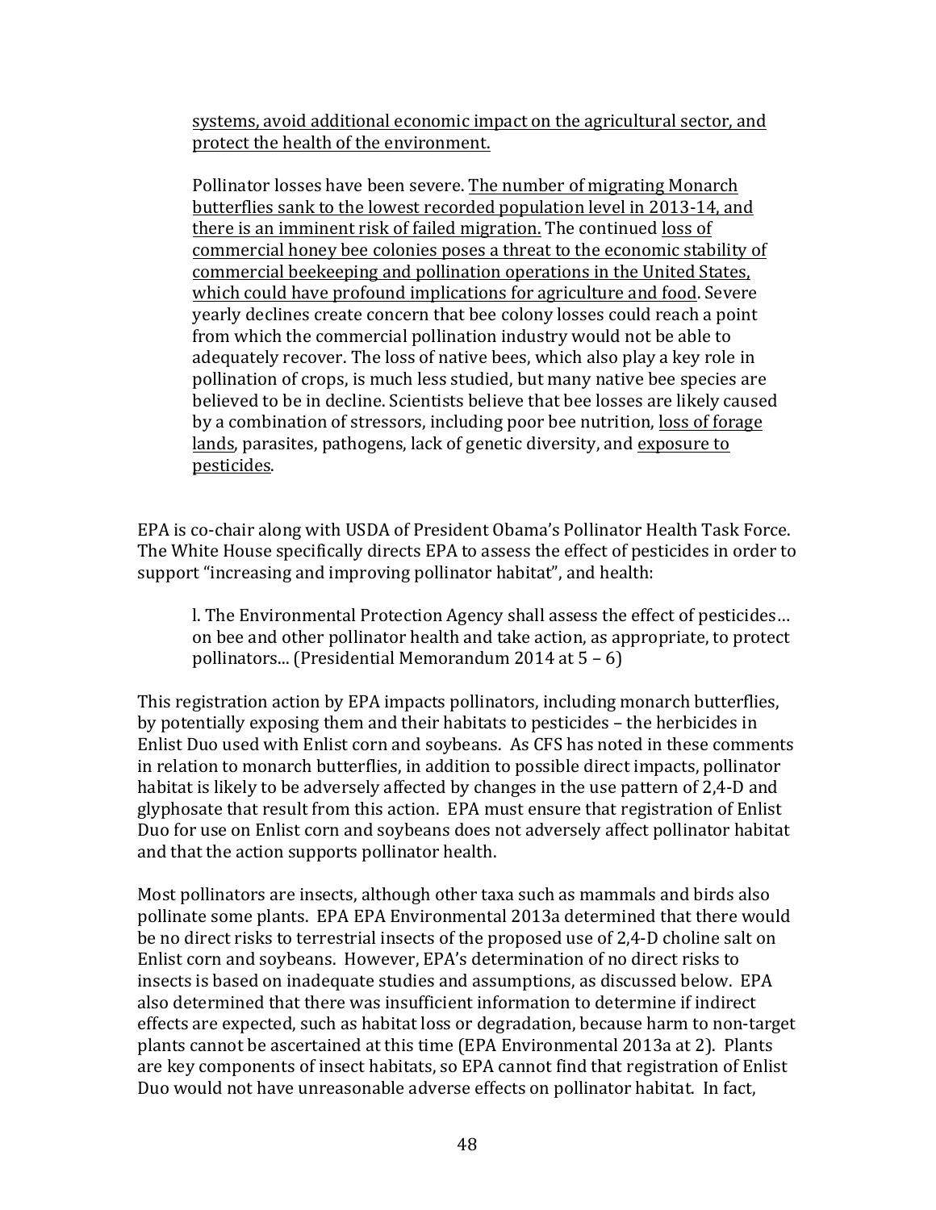> systems, avoid additional economic impact on the agricultural sector, and protect the health of the environment.
>
> Pollinator losses have been severe. The number of migrating Monarch butterflies sank to the lowest recorded population level in 2013-14, and there is an imminent risk of failed migration. The continued loss of commercial honey bee colonies poses a threat to the economic stability of commercial beekeeping and pollination operations in the United States, which could have profound implications for agriculture and food. Severe yearly declines create concern that bee colony losses could reach a point from which the commercial pollination industry would not be able to adequately recover. The loss of native bees, which also play a key role in pollination of crops, is much less studied, but many native bee species are believed to be in decline. Scientists believe that bee losses are likely caused by a combination of stressors, including poor bee nutrition, loss of forage lands, parasites, pathogens, lack of genetic diversity, and exposure to pesticides.

EPA is co-chair along with USDA of President Obama's Pollinator Health Task Force. The White House specifically directs EPA to assess the effect of pesticides in order to support "increasing and improving pollinator habitat", and health:

> l. The Environmental Protection Agency shall assess the effect of pesticides… on bee and other pollinator health and take action, as appropriate, to protect pollinators... (Presidential Memorandum 2014 at 5 – 6)

This registration action by EPA impacts pollinators, including monarch butterflies, by potentially exposing them and their habitats to pesticides – the herbicides in Enlist Duo used with Enlist corn and soybeans. As CFS has noted in these comments in relation to monarch butterflies, in addition to possible direct impacts, pollinator habitat is likely to be adversely affected by changes in the use pattern of 2,4-D and glyphosate that result from this action. EPA must ensure that registration of Enlist Duo for use on Enlist corn and soybeans does not adversely affect pollinator habitat and that the action supports pollinator health.

Most pollinators are insects, although other taxa such as mammals and birds also pollinate some plants. EPA EPA Environmental 2013a determined that there would be no direct risks to terrestrial insects of the proposed use of 2,4-D choline salt on Enlist corn and soybeans. However, EPA's determination of no direct risks to insects is based on inadequate studies and assumptions, as discussed below. EPA also determined that there was insufficient information to determine if indirect effects are expected, such as habitat loss or degradation, because harm to non-target plants cannot be ascertained at this time (EPA Environmental 2013a at 2). Plants are key components of insect habitats, so EPA cannot find that registration of Enlist Duo would not have unreasonable adverse effects on pollinator habitat. In fact,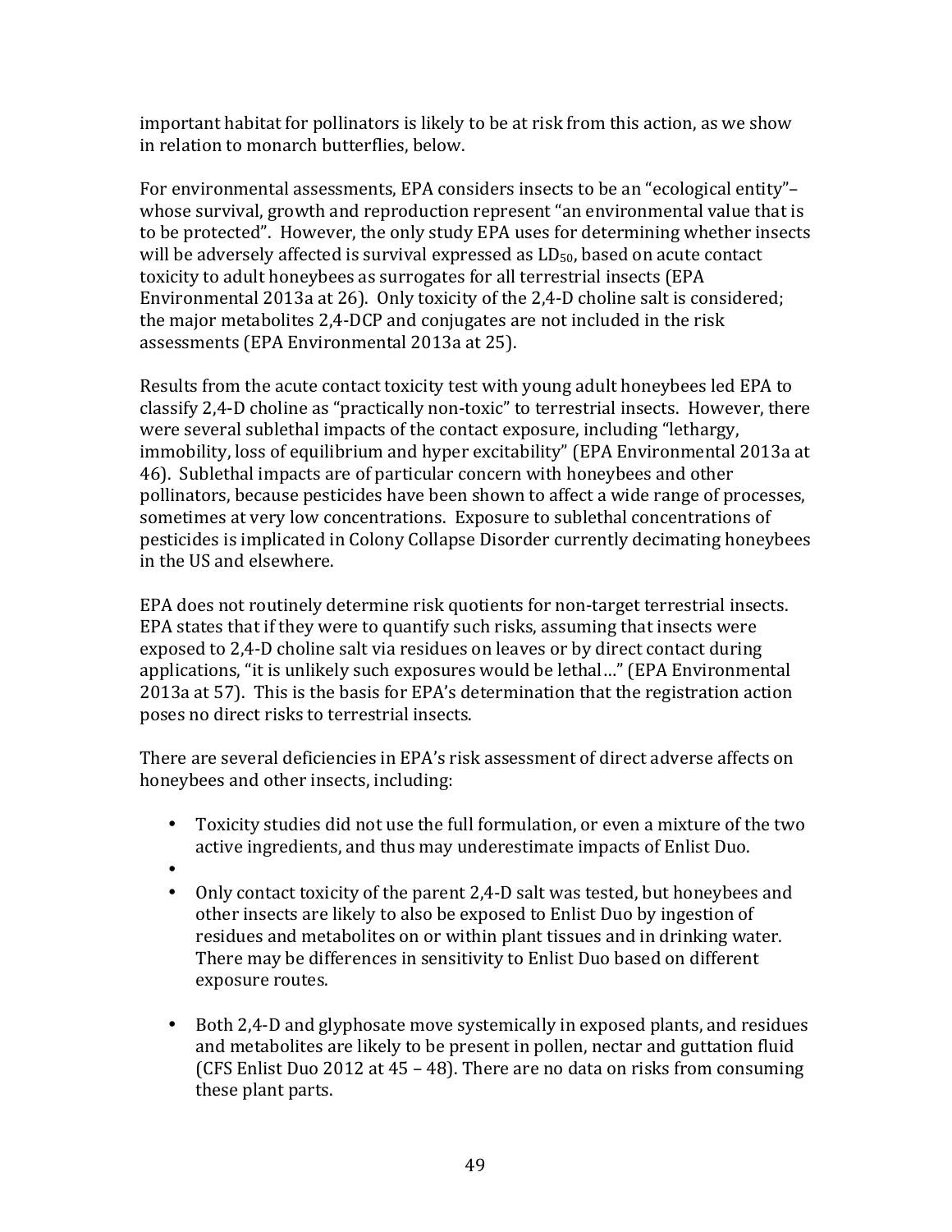important habitat for pollinators is likely to be at risk from this action, as we show in relation to monarch butterflies, below.

For environmental assessments, EPA considers insects to be an "ecological entity"– whose survival, growth and reproduction represent "an environmental value that is to be protected". However, the only study EPA uses for determining whether insects will be adversely affected is survival expressed as $LD_{50}$, based on acute contact toxicity to adult honeybees as surrogates for all terrestrial insects (EPA Environmental 2013a at 26). Only toxicity of the 2,4-D choline salt is considered; the major metabolites 2,4-DCP and conjugates are not included in the risk assessments (EPA Environmental 2013a at 25).

Results from the acute contact toxicity test with young adult honeybees led EPA to classify 2,4-D choline as "practically non-toxic" to terrestrial insects. However, there were several sublethal impacts of the contact exposure, including "lethargy, immobility, loss of equilibrium and hyper excitability" (EPA Environmental 2013a at 46). Sublethal impacts are of particular concern with honeybees and other pollinators, because pesticides have been shown to affect a wide range of processes, sometimes at very low concentrations. Exposure to sublethal concentrations of pesticides is implicated in Colony Collapse Disorder currently decimating honeybees in the US and elsewhere.

EPA does not routinely determine risk quotients for non-target terrestrial insects. EPA states that if they were to quantify such risks, assuming that insects were exposed to 2,4-D choline salt via residues on leaves or by direct contact during applications, "it is unlikely such exposures would be lethal…" (EPA Environmental 2013a at 57). This is the basis for EPA's determination that the registration action poses no direct risks to terrestrial insects.

There are several deficiencies in EPA's risk assessment of direct adverse affects on honeybees and other insects, including:

- Toxicity studies did not use the full formulation, or even a mixture of the two active ingredients, and thus may underestimate impacts of Enlist Duo.
- Only contact toxicity of the parent 2,4-D salt was tested, but honeybees and other insects are likely to also be exposed to Enlist Duo by ingestion of residues and metabolites on or within plant tissues and in drinking water. There may be differences in sensitivity to Enlist Duo based on different exposure routes.
- Both 2,4-D and glyphosate move systemically in exposed plants, and residues and metabolites are likely to be present in pollen, nectar and guttation fluid (CFS Enlist Duo 2012 at 45 – 48). There are no data on risks from consuming these plant parts.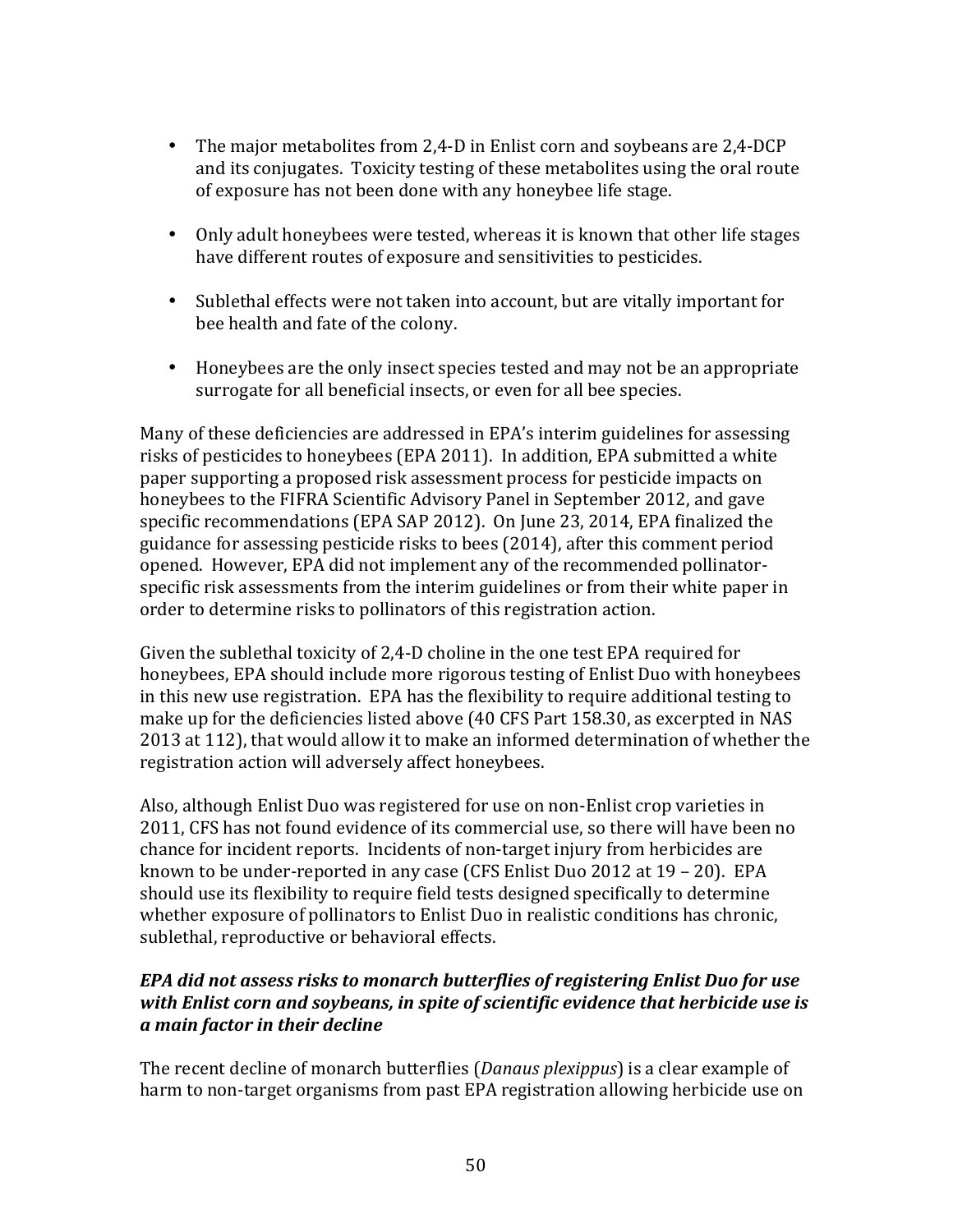- The major metabolites from 2,4-D in Enlist corn and soybeans are 2,4-DCP and its conjugates. Toxicity testing of these metabolites using the oral route of exposure has not been done with any honeybee life stage.

- Only adult honeybees were tested, whereas it is known that other life stages have different routes of exposure and sensitivities to pesticides.

- Sublethal effects were not taken into account, but are vitally important for bee health and fate of the colony.

- Honeybees are the only insect species tested and may not be an appropriate surrogate for all beneficial insects, or even for all bee species.

Many of these deficiencies are addressed in EPA's interim guidelines for assessing risks of pesticides to honeybees (EPA 2011). In addition, EPA submitted a white paper supporting a proposed risk assessment process for pesticide impacts on honeybees to the FIFRA Scientific Advisory Panel in September 2012, and gave specific recommendations (EPA SAP 2012). On June 23, 2014, EPA finalized the guidance for assessing pesticide risks to bees (2014), after this comment period opened. However, EPA did not implement any of the recommended pollinator-specific risk assessments from the interim guidelines or from their white paper in order to determine risks to pollinators of this registration action.

Given the sublethal toxicity of 2,4-D choline in the one test EPA required for honeybees, EPA should include more rigorous testing of Enlist Duo with honeybees in this new use registration. EPA has the flexibility to require additional testing to make up for the deficiencies listed above (40 CFS Part 158.30, as excerpted in NAS 2013 at 112), that would allow it to make an informed determination of whether the registration action will adversely affect honeybees.

Also, although Enlist Duo was registered for use on non-Enlist crop varieties in 2011, CFS has not found evidence of its commercial use, so there will have been no chance for incident reports. Incidents of non-target injury from herbicides are known to be under-reported in any case (CFS Enlist Duo 2012 at 19 – 20). EPA should use its flexibility to require field tests designed specifically to determine whether exposure of pollinators to Enlist Duo in realistic conditions has chronic, sublethal, reproductive or behavioral effects.

***EPA did not assess risks to monarch butterflies of registering Enlist Duo for use with Enlist corn and soybeans, in spite of scientific evidence that herbicide use is a main factor in their decline***

The recent decline of monarch butterflies (*Danaus plexippus*) is a clear example of harm to non-target organisms from past EPA registration allowing herbicide use on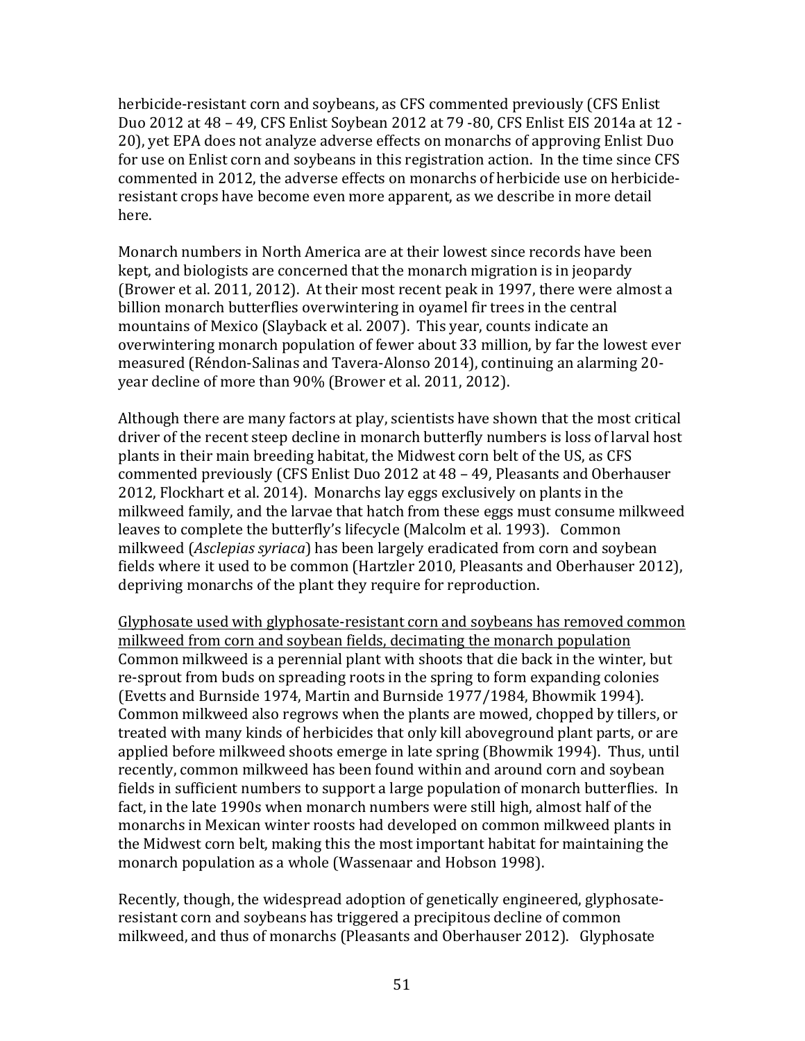herbicide-resistant corn and soybeans, as CFS commented previously (CFS Enlist Duo 2012 at 48 – 49, CFS Enlist Soybean 2012 at 79 -80, CFS Enlist EIS 2014a at 12 - 20), yet EPA does not analyze adverse effects on monarchs of approving Enlist Duo for use on Enlist corn and soybeans in this registration action. In the time since CFS commented in 2012, the adverse effects on monarchs of herbicide use on herbicide-resistant crops have become even more apparent, as we describe in more detail here.

Monarch numbers in North America are at their lowest since records have been kept, and biologists are concerned that the monarch migration is in jeopardy (Brower et al. 2011, 2012). At their most recent peak in 1997, there were almost a billion monarch butterflies overwintering in oyamel fir trees in the central mountains of Mexico (Slayback et al. 2007). This year, counts indicate an overwintering monarch population of fewer about 33 million, by far the lowest ever measured (Réndon-Salinas and Tavera-Alonso 2014), continuing an alarming 20-year decline of more than 90% (Brower et al. 2011, 2012).

Although there are many factors at play, scientists have shown that the most critical driver of the recent steep decline in monarch butterfly numbers is loss of larval host plants in their main breeding habitat, the Midwest corn belt of the US, as CFS commented previously (CFS Enlist Duo 2012 at 48 – 49, Pleasants and Oberhauser 2012, Flockhart et al. 2014). Monarchs lay eggs exclusively on plants in the milkweed family, and the larvae that hatch from these eggs must consume milkweed leaves to complete the butterfly's lifecycle (Malcolm et al. 1993). Common milkweed (*Asclepias syriaca*) has been largely eradicated from corn and soybean fields where it used to be common (Hartzler 2010, Pleasants and Oberhauser 2012), depriving monarchs of the plant they require for reproduction.

<u>Glyphosate used with glyphosate-resistant corn and soybeans has removed common milkweed from corn and soybean fields, decimating the monarch population</u>

Common milkweed is a perennial plant with shoots that die back in the winter, but re-sprout from buds on spreading roots in the spring to form expanding colonies (Evetts and Burnside 1974, Martin and Burnside 1977/1984, Bhowmik 1994). Common milkweed also regrows when the plants are mowed, chopped by tillers, or treated with many kinds of herbicides that only kill aboveground plant parts, or are applied before milkweed shoots emerge in late spring (Bhowmik 1994). Thus, until recently, common milkweed has been found within and around corn and soybean fields in sufficient numbers to support a large population of monarch butterflies. In fact, in the late 1990s when monarch numbers were still high, almost half of the monarchs in Mexican winter roosts had developed on common milkweed plants in the Midwest corn belt, making this the most important habitat for maintaining the monarch population as a whole (Wassenaar and Hobson 1998).

Recently, though, the widespread adoption of genetically engineered, glyphosate-resistant corn and soybeans has triggered a precipitous decline of common milkweed, and thus of monarchs (Pleasants and Oberhauser 2012). Glyphosate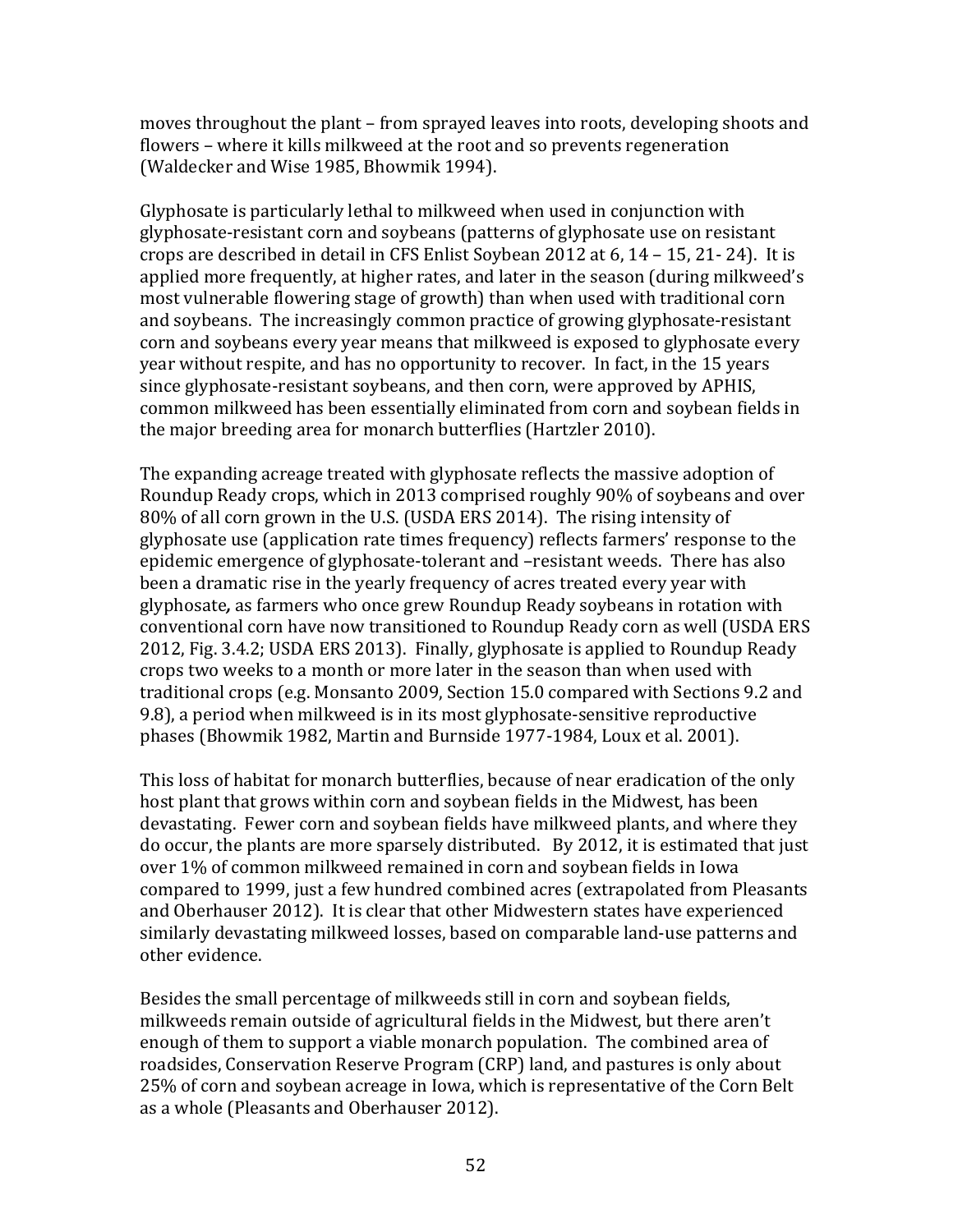moves throughout the plant – from sprayed leaves into roots, developing shoots and flowers – where it kills milkweed at the root and so prevents regeneration (Waldecker and Wise 1985, Bhowmik 1994).

Glyphosate is particularly lethal to milkweed when used in conjunction with glyphosate-resistant corn and soybeans (patterns of glyphosate use on resistant crops are described in detail in CFS Enlist Soybean 2012 at 6, 14 – 15, 21- 24). It is applied more frequently, at higher rates, and later in the season (during milkweed's most vulnerable flowering stage of growth) than when used with traditional corn and soybeans. The increasingly common practice of growing glyphosate-resistant corn and soybeans every year means that milkweed is exposed to glyphosate every year without respite, and has no opportunity to recover. In fact, in the 15 years since glyphosate-resistant soybeans, and then corn, were approved by APHIS, common milkweed has been essentially eliminated from corn and soybean fields in the major breeding area for monarch butterflies (Hartzler 2010).

The expanding acreage treated with glyphosate reflects the massive adoption of Roundup Ready crops, which in 2013 comprised roughly 90% of soybeans and over 80% of all corn grown in the U.S. (USDA ERS 2014). The rising intensity of glyphosate use (application rate times frequency) reflects farmers' response to the epidemic emergence of glyphosate-tolerant and –resistant weeds. There has also been a dramatic rise in the yearly frequency of acres treated every year with glyphosate*,* as farmers who once grew Roundup Ready soybeans in rotation with conventional corn have now transitioned to Roundup Ready corn as well (USDA ERS 2012, Fig. 3.4.2; USDA ERS 2013). Finally, glyphosate is applied to Roundup Ready crops two weeks to a month or more later in the season than when used with traditional crops (e.g. Monsanto 2009, Section 15.0 compared with Sections 9.2 and 9.8), a period when milkweed is in its most glyphosate-sensitive reproductive phases (Bhowmik 1982, Martin and Burnside 1977-1984, Loux et al. 2001).

This loss of habitat for monarch butterflies, because of near eradication of the only host plant that grows within corn and soybean fields in the Midwest, has been devastating. Fewer corn and soybean fields have milkweed plants, and where they do occur, the plants are more sparsely distributed. By 2012, it is estimated that just over 1% of common milkweed remained in corn and soybean fields in Iowa compared to 1999, just a few hundred combined acres (extrapolated from Pleasants and Oberhauser 2012). It is clear that other Midwestern states have experienced similarly devastating milkweed losses, based on comparable land-use patterns and other evidence.

Besides the small percentage of milkweeds still in corn and soybean fields, milkweeds remain outside of agricultural fields in the Midwest, but there aren't enough of them to support a viable monarch population. The combined area of roadsides, Conservation Reserve Program (CRP) land, and pastures is only about 25% of corn and soybean acreage in Iowa, which is representative of the Corn Belt as a whole (Pleasants and Oberhauser 2012).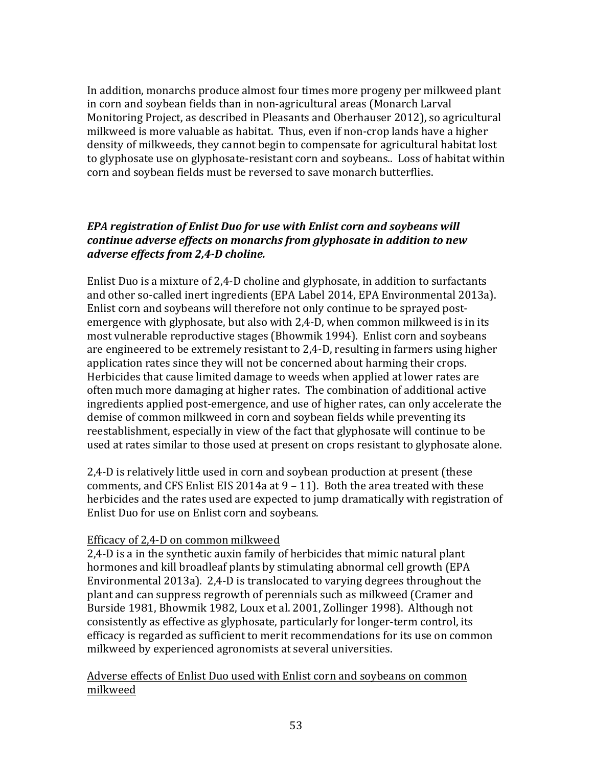In addition, monarchs produce almost four times more progeny per milkweed plant in corn and soybean fields than in non-agricultural areas (Monarch Larval Monitoring Project, as described in Pleasants and Oberhauser 2012), so agricultural milkweed is more valuable as habitat. Thus, even if non-crop lands have a higher density of milkweeds, they cannot begin to compensate for agricultural habitat lost to glyphosate use on glyphosate-resistant corn and soybeans.. Loss of habitat within corn and soybean fields must be reversed to save monarch butterflies.

***EPA registration of Enlist Duo for use with Enlist corn and soybeans will continue adverse effects on monarchs from glyphosate in addition to new adverse effects from 2,4-D choline.***

Enlist Duo is a mixture of 2,4-D choline and glyphosate, in addition to surfactants and other so-called inert ingredients (EPA Label 2014, EPA Environmental 2013a). Enlist corn and soybeans will therefore not only continue to be sprayed post-emergence with glyphosate, but also with 2,4-D, when common milkweed is in its most vulnerable reproductive stages (Bhowmik 1994). Enlist corn and soybeans are engineered to be extremely resistant to 2,4-D, resulting in farmers using higher application rates since they will not be concerned about harming their crops. Herbicides that cause limited damage to weeds when applied at lower rates are often much more damaging at higher rates. The combination of additional active ingredients applied post-emergence, and use of higher rates, can only accelerate the demise of common milkweed in corn and soybean fields while preventing its reestablishment, especially in view of the fact that glyphosate will continue to be used at rates similar to those used at present on crops resistant to glyphosate alone.

2,4-D is relatively little used in corn and soybean production at present (these comments, and CFS Enlist EIS 2014a at 9 – 11). Both the area treated with these herbicides and the rates used are expected to jump dramatically with registration of Enlist Duo for use on Enlist corn and soybeans.

<u>Efficacy of 2,4-D on common milkweed</u>
2,4-D is a in the synthetic auxin family of herbicides that mimic natural plant hormones and kill broadleaf plants by stimulating abnormal cell growth (EPA Environmental 2013a). 2,4-D is translocated to varying degrees throughout the plant and can suppress regrowth of perennials such as milkweed (Cramer and Burside 1981, Bhowmik 1982, Loux et al. 2001, Zollinger 1998). Although not consistently as effective as glyphosate, particularly for longer-term control, its efficacy is regarded as sufficient to merit recommendations for its use on common milkweed by experienced agronomists at several universities.

<u>Adverse effects of Enlist Duo used with Enlist corn and soybeans on common milkweed</u>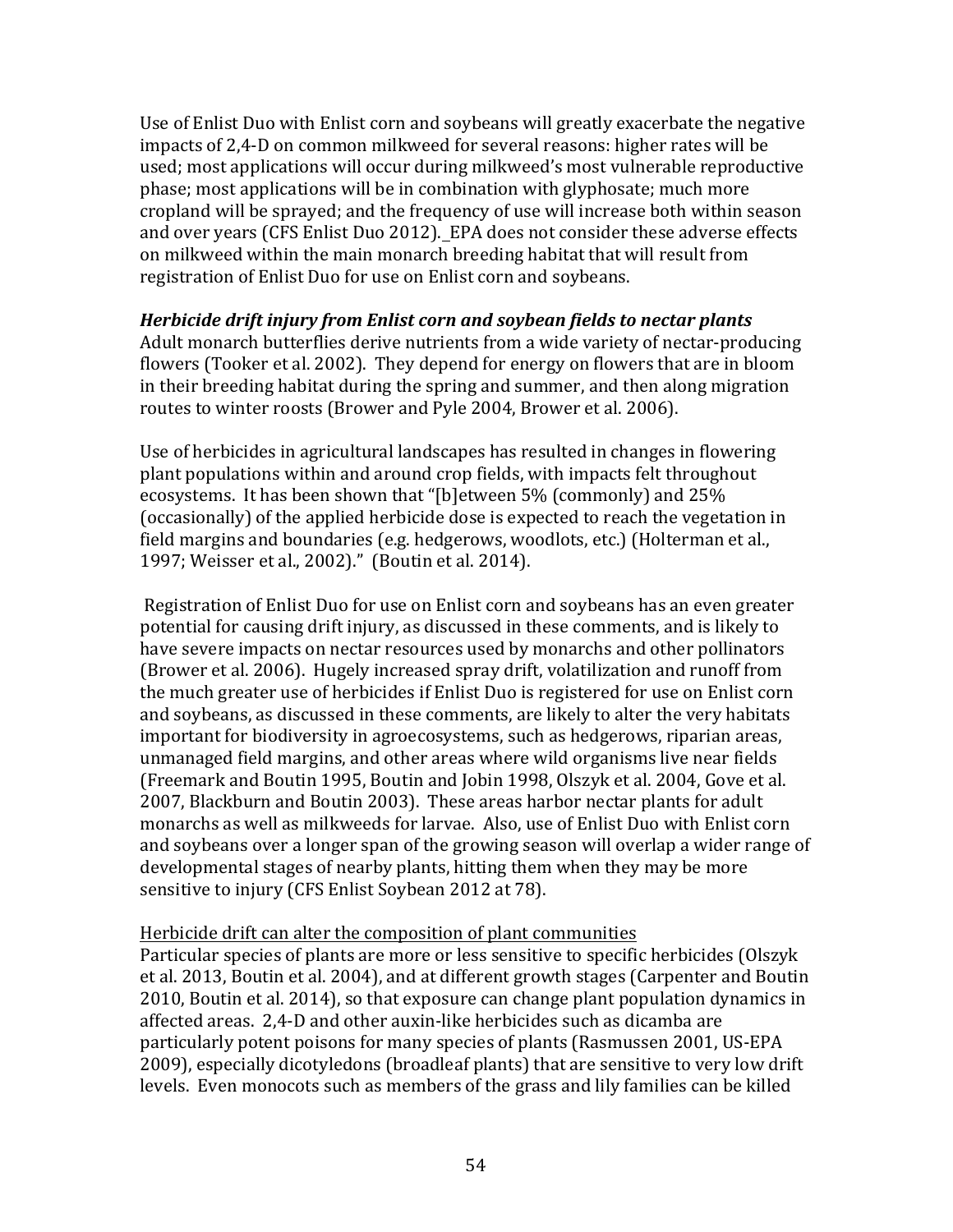Use of Enlist Duo with Enlist corn and soybeans will greatly exacerbate the negative impacts of 2,4-D on common milkweed for several reasons: higher rates will be used; most applications will occur during milkweed's most vulnerable reproductive phase; most applications will be in combination with glyphosate; much more cropland will be sprayed; and the frequency of use will increase both within season and over years (CFS Enlist Duo 2012). EPA does not consider these adverse effects on milkweed within the main monarch breeding habitat that will result from registration of Enlist Duo for use on Enlist corn and soybeans.

***Herbicide drift injury from Enlist corn and soybean fields to nectar plants***

Adult monarch butterflies derive nutrients from a wide variety of nectar-producing flowers (Tooker et al. 2002). They depend for energy on flowers that are in bloom in their breeding habitat during the spring and summer, and then along migration routes to winter roosts (Brower and Pyle 2004, Brower et al. 2006).

Use of herbicides in agricultural landscapes has resulted in changes in flowering plant populations within and around crop fields, with impacts felt throughout ecosystems. It has been shown that "[b]etween 5% (commonly) and 25% (occasionally) of the applied herbicide dose is expected to reach the vegetation in field margins and boundaries (e.g. hedgerows, woodlots, etc.) (Holterman et al., 1997; Weisser et al., 2002)." (Boutin et al. 2014).

Registration of Enlist Duo for use on Enlist corn and soybeans has an even greater potential for causing drift injury, as discussed in these comments, and is likely to have severe impacts on nectar resources used by monarchs and other pollinators (Brower et al. 2006). Hugely increased spray drift, volatilization and runoff from the much greater use of herbicides if Enlist Duo is registered for use on Enlist corn and soybeans, as discussed in these comments, are likely to alter the very habitats important for biodiversity in agroecosystems, such as hedgerows, riparian areas, unmanaged field margins, and other areas where wild organisms live near fields (Freemark and Boutin 1995, Boutin and Jobin 1998, Olszyk et al. 2004, Gove et al. 2007, Blackburn and Boutin 2003). These areas harbor nectar plants for adult monarchs as well as milkweeds for larvae. Also, use of Enlist Duo with Enlist corn and soybeans over a longer span of the growing season will overlap a wider range of developmental stages of nearby plants, hitting them when they may be more sensitive to injury (CFS Enlist Soybean 2012 at 78).

<u>Herbicide drift can alter the composition of plant communities</u>

Particular species of plants are more or less sensitive to specific herbicides (Olszyk et al. 2013, Boutin et al. 2004), and at different growth stages (Carpenter and Boutin 2010, Boutin et al. 2014), so that exposure can change plant population dynamics in affected areas. 2,4-D and other auxin-like herbicides such as dicamba are particularly potent poisons for many species of plants (Rasmussen 2001, US-EPA 2009), especially dicotyledons (broadleaf plants) that are sensitive to very low drift levels. Even monocots such as members of the grass and lily families can be killed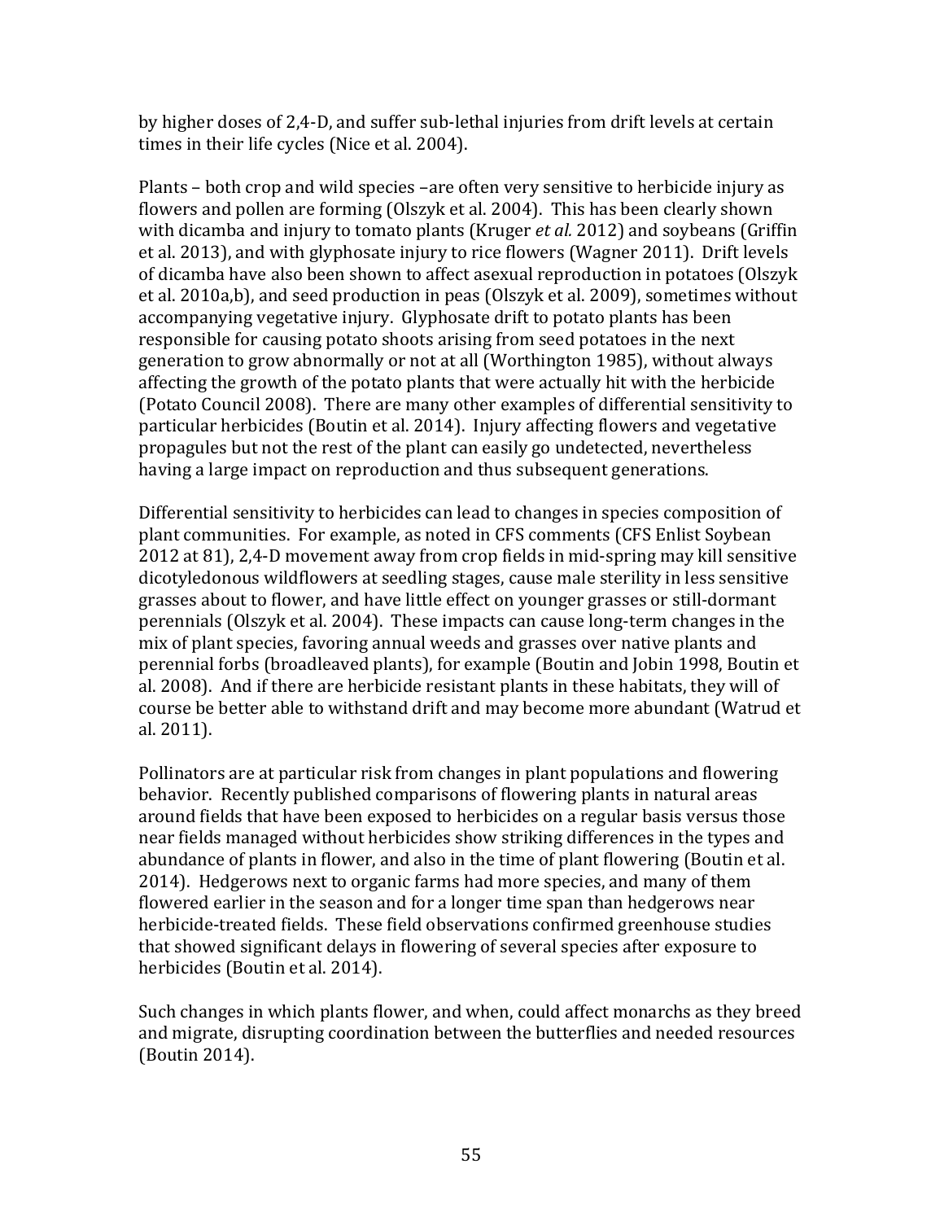by higher doses of 2,4-D, and suffer sub-lethal injuries from drift levels at certain times in their life cycles (Nice et al. 2004).

Plants – both crop and wild species –are often very sensitive to herbicide injury as flowers and pollen are forming (Olszyk et al. 2004). This has been clearly shown with dicamba and injury to tomato plants (Kruger *et al.* 2012) and soybeans (Griffin et al. 2013), and with glyphosate injury to rice flowers (Wagner 2011). Drift levels of dicamba have also been shown to affect asexual reproduction in potatoes (Olszyk et al. 2010a,b), and seed production in peas (Olszyk et al. 2009), sometimes without accompanying vegetative injury. Glyphosate drift to potato plants has been responsible for causing potato shoots arising from seed potatoes in the next generation to grow abnormally or not at all (Worthington 1985), without always affecting the growth of the potato plants that were actually hit with the herbicide (Potato Council 2008). There are many other examples of differential sensitivity to particular herbicides (Boutin et al. 2014). Injury affecting flowers and vegetative propagules but not the rest of the plant can easily go undetected, nevertheless having a large impact on reproduction and thus subsequent generations.

Differential sensitivity to herbicides can lead to changes in species composition of plant communities. For example, as noted in CFS comments (CFS Enlist Soybean 2012 at 81), 2,4-D movement away from crop fields in mid-spring may kill sensitive dicotyledonous wildflowers at seedling stages, cause male sterility in less sensitive grasses about to flower, and have little effect on younger grasses or still-dormant perennials (Olszyk et al. 2004). These impacts can cause long-term changes in the mix of plant species, favoring annual weeds and grasses over native plants and perennial forbs (broadleaved plants), for example (Boutin and Jobin 1998, Boutin et al. 2008). And if there are herbicide resistant plants in these habitats, they will of course be better able to withstand drift and may become more abundant (Watrud et al. 2011).

Pollinators are at particular risk from changes in plant populations and flowering behavior. Recently published comparisons of flowering plants in natural areas around fields that have been exposed to herbicides on a regular basis versus those near fields managed without herbicides show striking differences in the types and abundance of plants in flower, and also in the time of plant flowering (Boutin et al. 2014). Hedgerows next to organic farms had more species, and many of them flowered earlier in the season and for a longer time span than hedgerows near herbicide-treated fields. These field observations confirmed greenhouse studies that showed significant delays in flowering of several species after exposure to herbicides (Boutin et al. 2014).

Such changes in which plants flower, and when, could affect monarchs as they breed and migrate, disrupting coordination between the butterflies and needed resources (Boutin 2014).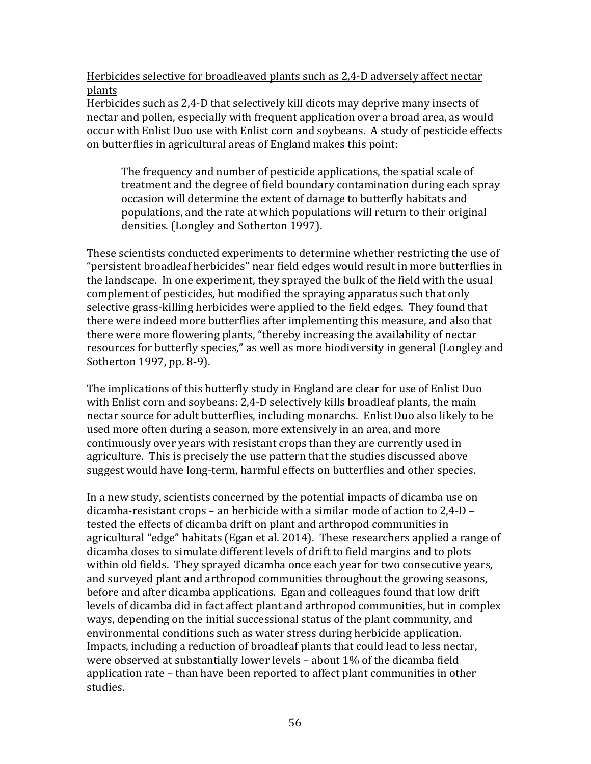<u>Herbicides selective for broadleaved plants such as 2,4-D adversely affect nectar plants</u>

Herbicides such as 2,4-D that selectively kill dicots may deprive many insects of nectar and pollen, especially with frequent application over a broad area, as would occur with Enlist Duo use with Enlist corn and soybeans. A study of pesticide effects on butterflies in agricultural areas of England makes this point:

> The frequency and number of pesticide applications, the spatial scale of treatment and the degree of field boundary contamination during each spray occasion will determine the extent of damage to butterfly habitats and populations, and the rate at which populations will return to their original densities. (Longley and Sotherton 1997).

These scientists conducted experiments to determine whether restricting the use of "persistent broadleaf herbicides" near field edges would result in more butterflies in the landscape. In one experiment, they sprayed the bulk of the field with the usual complement of pesticides, but modified the spraying apparatus such that only selective grass-killing herbicides were applied to the field edges. They found that there were indeed more butterflies after implementing this measure, and also that there were more flowering plants, "thereby increasing the availability of nectar resources for butterfly species," as well as more biodiversity in general (Longley and Sotherton 1997, pp. 8-9).

The implications of this butterfly study in England are clear for use of Enlist Duo with Enlist corn and soybeans: 2,4-D selectively kills broadleaf plants, the main nectar source for adult butterflies, including monarchs. Enlist Duo also likely to be used more often during a season, more extensively in an area, and more continuously over years with resistant crops than they are currently used in agriculture. This is precisely the use pattern that the studies discussed above suggest would have long-term, harmful effects on butterflies and other species.

In a new study, scientists concerned by the potential impacts of dicamba use on dicamba-resistant crops – an herbicide with a similar mode of action to 2,4-D – tested the effects of dicamba drift on plant and arthropod communities in agricultural "edge" habitats (Egan et al. 2014). These researchers applied a range of dicamba doses to simulate different levels of drift to field margins and to plots within old fields. They sprayed dicamba once each year for two consecutive years, and surveyed plant and arthropod communities throughout the growing seasons, before and after dicamba applications. Egan and colleagues found that low drift levels of dicamba did in fact affect plant and arthropod communities, but in complex ways, depending on the initial successional status of the plant community, and environmental conditions such as water stress during herbicide application. Impacts, including a reduction of broadleaf plants that could lead to less nectar, were observed at substantially lower levels – about 1% of the dicamba field application rate – than have been reported to affect plant communities in other studies.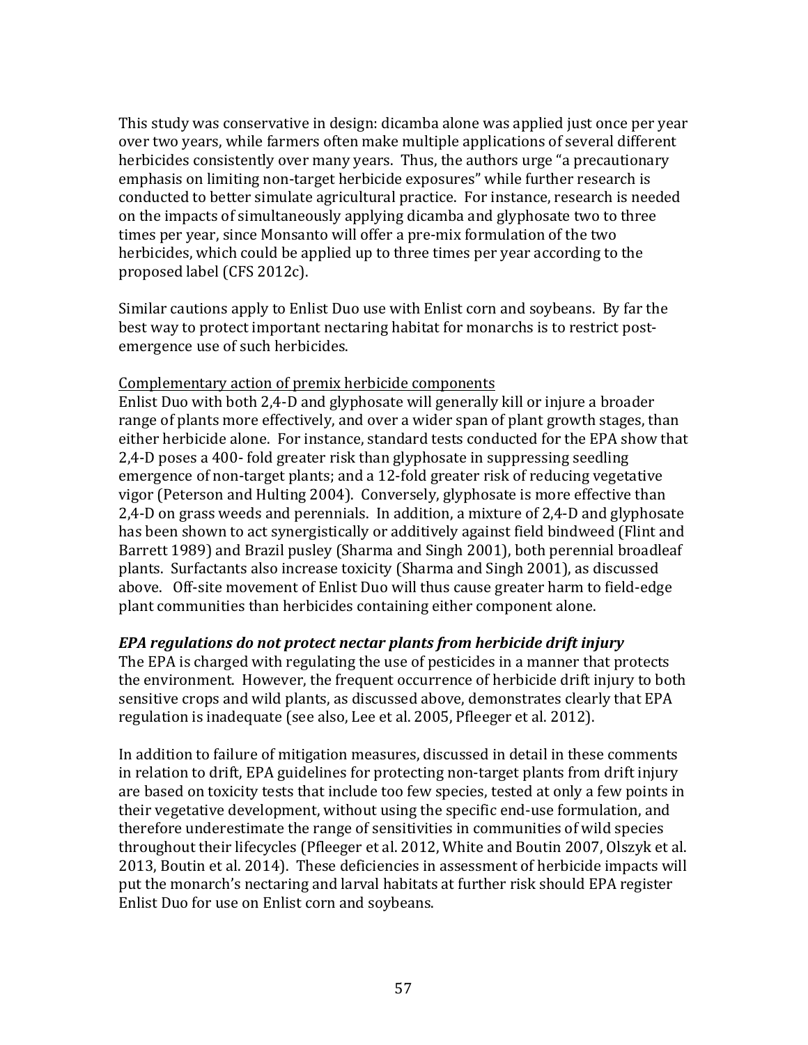This study was conservative in design: dicamba alone was applied just once per year over two years, while farmers often make multiple applications of several different herbicides consistently over many years. Thus, the authors urge "a precautionary emphasis on limiting non-target herbicide exposures" while further research is conducted to better simulate agricultural practice. For instance, research is needed on the impacts of simultaneously applying dicamba and glyphosate two to three times per year, since Monsanto will offer a pre-mix formulation of the two herbicides, which could be applied up to three times per year according to the proposed label (CFS 2012c).

Similar cautions apply to Enlist Duo use with Enlist corn and soybeans. By far the best way to protect important nectaring habitat for monarchs is to restrict post-emergence use of such herbicides.

<u>Complementary action of premix herbicide components</u>

Enlist Duo with both 2,4-D and glyphosate will generally kill or injure a broader range of plants more effectively, and over a wider span of plant growth stages, than either herbicide alone. For instance, standard tests conducted for the EPA show that 2,4-D poses a 400- fold greater risk than glyphosate in suppressing seedling emergence of non-target plants; and a 12-fold greater risk of reducing vegetative vigor (Peterson and Hulting 2004). Conversely, glyphosate is more effective than 2,4-D on grass weeds and perennials. In addition, a mixture of 2,4-D and glyphosate has been shown to act synergistically or additively against field bindweed (Flint and Barrett 1989) and Brazil pusley (Sharma and Singh 2001), both perennial broadleaf plants. Surfactants also increase toxicity (Sharma and Singh 2001), as discussed above. Off-site movement of Enlist Duo will thus cause greater harm to field-edge plant communities than herbicides containing either component alone.

***EPA regulations do not protect nectar plants from herbicide drift injury***

The EPA is charged with regulating the use of pesticides in a manner that protects the environment. However, the frequent occurrence of herbicide drift injury to both sensitive crops and wild plants, as discussed above, demonstrates clearly that EPA regulation is inadequate (see also, Lee et al. 2005, Pfleeger et al. 2012).

In addition to failure of mitigation measures, discussed in detail in these comments in relation to drift, EPA guidelines for protecting non-target plants from drift injury are based on toxicity tests that include too few species, tested at only a few points in their vegetative development, without using the specific end-use formulation, and therefore underestimate the range of sensitivities in communities of wild species throughout their lifecycles (Pfleeger et al. 2012, White and Boutin 2007, Olszyk et al. 2013, Boutin et al. 2014). These deficiencies in assessment of herbicide impacts will put the monarch's nectaring and larval habitats at further risk should EPA register Enlist Duo for use on Enlist corn and soybeans.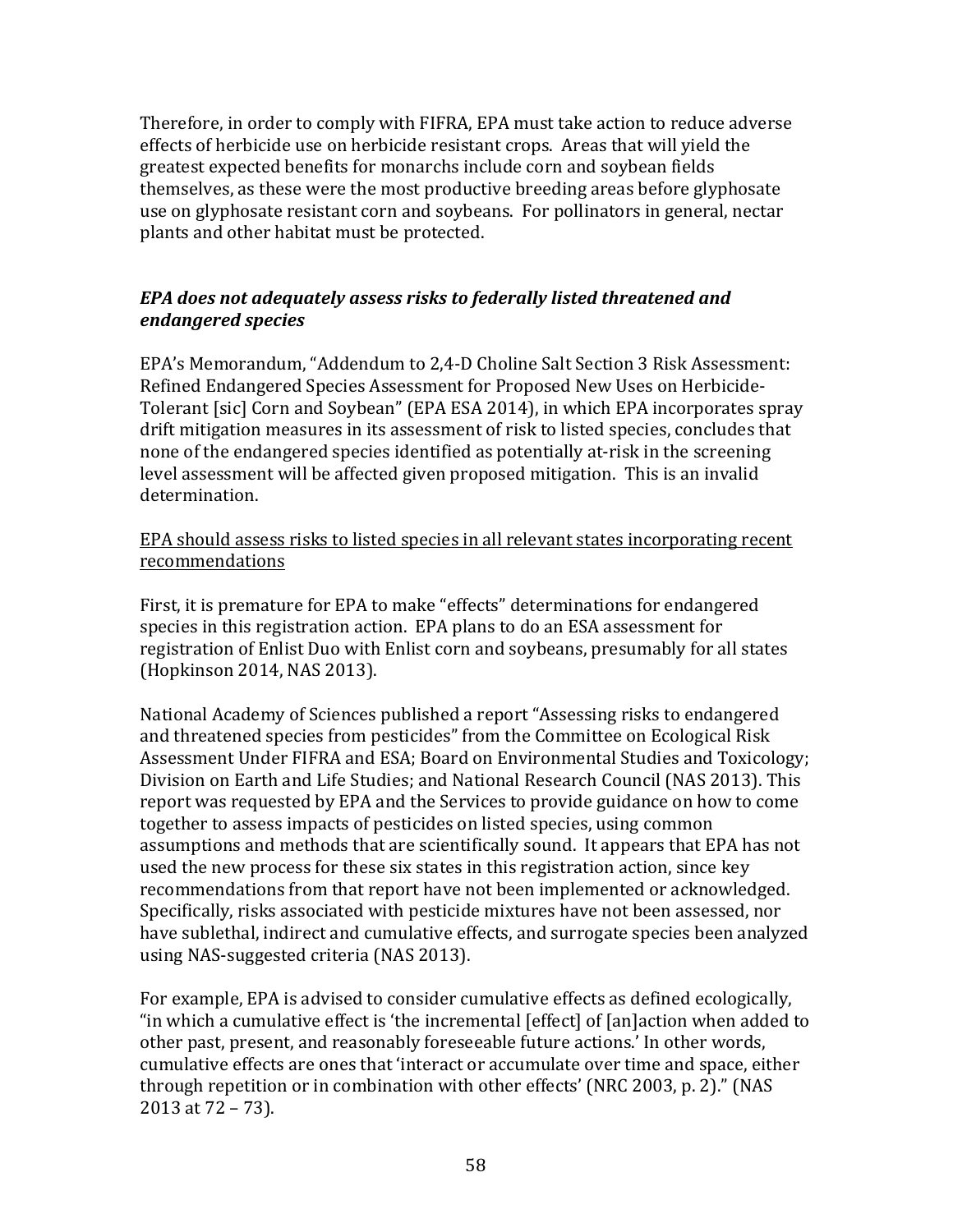Therefore, in order to comply with FIFRA, EPA must take action to reduce adverse effects of herbicide use on herbicide resistant crops. Areas that will yield the greatest expected benefits for monarchs include corn and soybean fields themselves, as these were the most productive breeding areas before glyphosate use on glyphosate resistant corn and soybeans. For pollinators in general, nectar plants and other habitat must be protected.

### ***EPA does not adequately assess risks to federally listed threatened and endangered species***

EPA's Memorandum, "Addendum to 2,4-D Choline Salt Section 3 Risk Assessment: Refined Endangered Species Assessment for Proposed New Uses on Herbicide-Tolerant [sic] Corn and Soybean" (EPA ESA 2014), in which EPA incorporates spray drift mitigation measures in its assessment of risk to listed species, concludes that none of the endangered species identified as potentially at-risk in the screening level assessment will be affected given proposed mitigation. This is an invalid determination.

<u>EPA should assess risks to listed species in all relevant states incorporating recent recommendations</u>

First, it is premature for EPA to make "effects" determinations for endangered species in this registration action. EPA plans to do an ESA assessment for registration of Enlist Duo with Enlist corn and soybeans, presumably for all states (Hopkinson 2014, NAS 2013).

National Academy of Sciences published a report "Assessing risks to endangered and threatened species from pesticides" from the Committee on Ecological Risk Assessment Under FIFRA and ESA; Board on Environmental Studies and Toxicology; Division on Earth and Life Studies; and National Research Council (NAS 2013). This report was requested by EPA and the Services to provide guidance on how to come together to assess impacts of pesticides on listed species, using common assumptions and methods that are scientifically sound. It appears that EPA has not used the new process for these six states in this registration action, since key recommendations from that report have not been implemented or acknowledged. Specifically, risks associated with pesticide mixtures have not been assessed, nor have sublethal, indirect and cumulative effects, and surrogate species been analyzed using NAS-suggested criteria (NAS 2013).

For example, EPA is advised to consider cumulative effects as defined ecologically, "in which a cumulative effect is 'the incremental [effect] of [an]action when added to other past, present, and reasonably foreseeable future actions.' In other words, cumulative effects are ones that 'interact or accumulate over time and space, either through repetition or in combination with other effects' (NRC 2003, p. 2)." (NAS 2013 at 72 – 73).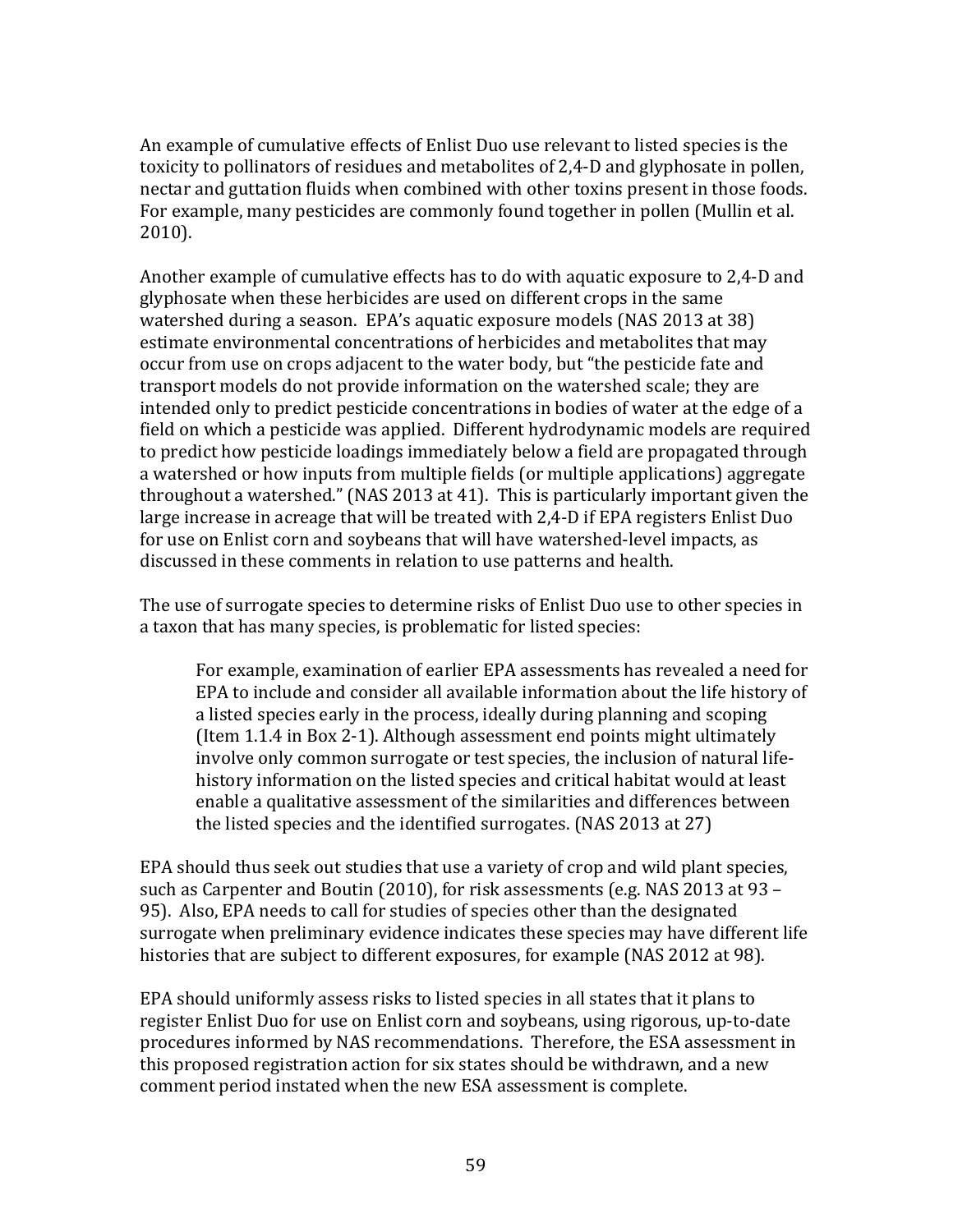An example of cumulative effects of Enlist Duo use relevant to listed species is the toxicity to pollinators of residues and metabolites of 2,4-D and glyphosate in pollen, nectar and guttation fluids when combined with other toxins present in those foods. For example, many pesticides are commonly found together in pollen (Mullin et al. 2010).

Another example of cumulative effects has to do with aquatic exposure to 2,4-D and glyphosate when these herbicides are used on different crops in the same watershed during a season. EPA's aquatic exposure models (NAS 2013 at 38) estimate environmental concentrations of herbicides and metabolites that may occur from use on crops adjacent to the water body, but "the pesticide fate and transport models do not provide information on the watershed scale; they are intended only to predict pesticide concentrations in bodies of water at the edge of a field on which a pesticide was applied. Different hydrodynamic models are required to predict how pesticide loadings immediately below a field are propagated through a watershed or how inputs from multiple fields (or multiple applications) aggregate throughout a watershed." (NAS 2013 at 41). This is particularly important given the large increase in acreage that will be treated with 2,4-D if EPA registers Enlist Duo for use on Enlist corn and soybeans that will have watershed-level impacts, as discussed in these comments in relation to use patterns and health.

The use of surrogate species to determine risks of Enlist Duo use to other species in a taxon that has many species, is problematic for listed species:

> For example, examination of earlier EPA assessments has revealed a need for EPA to include and consider all available information about the life history of a listed species early in the process, ideally during planning and scoping (Item 1.1.4 in Box 2-1). Although assessment end points might ultimately involve only common surrogate or test species, the inclusion of natural life-history information on the listed species and critical habitat would at least enable a qualitative assessment of the similarities and differences between the listed species and the identified surrogates. (NAS 2013 at 27)

EPA should thus seek out studies that use a variety of crop and wild plant species, such as Carpenter and Boutin (2010), for risk assessments (e.g. NAS 2013 at 93 – 95). Also, EPA needs to call for studies of species other than the designated surrogate when preliminary evidence indicates these species may have different life histories that are subject to different exposures, for example (NAS 2012 at 98).

EPA should uniformly assess risks to listed species in all states that it plans to register Enlist Duo for use on Enlist corn and soybeans, using rigorous, up-to-date procedures informed by NAS recommendations. Therefore, the ESA assessment in this proposed registration action for six states should be withdrawn, and a new comment period instated when the new ESA assessment is complete.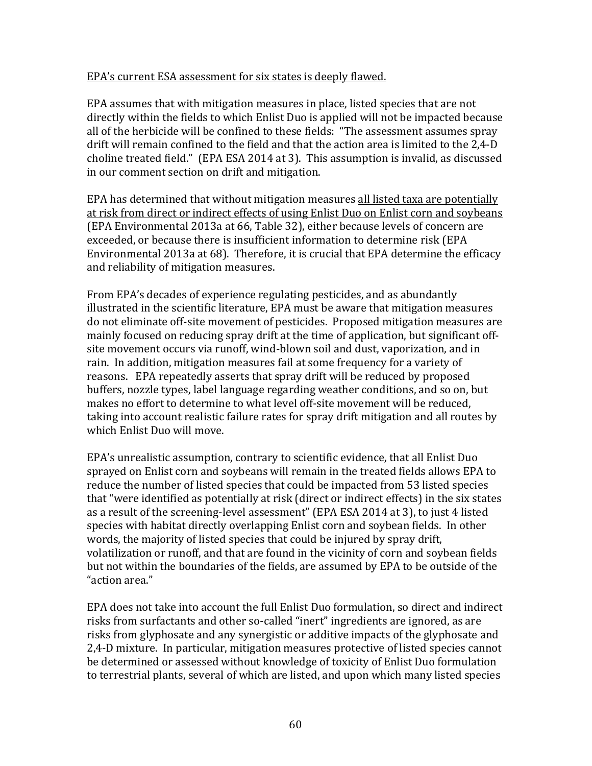<u>EPA's current ESA assessment for six states is deeply flawed.</u>

EPA assumes that with mitigation measures in place, listed species that are not directly within the fields to which Enlist Duo is applied will not be impacted because all of the herbicide will be confined to these fields: "The assessment assumes spray drift will remain confined to the field and that the action area is limited to the 2,4-D choline treated field." (EPA ESA 2014 at 3). This assumption is invalid, as discussed in our comment section on drift and mitigation.

EPA has determined that without mitigation measures <u>all listed taxa are potentially at risk from direct or indirect effects of using Enlist Duo on Enlist corn and soybeans</u> (EPA Environmental 2013a at 66, Table 32), either because levels of concern are exceeded, or because there is insufficient information to determine risk (EPA Environmental 2013a at 68). Therefore, it is crucial that EPA determine the efficacy and reliability of mitigation measures.

From EPA's decades of experience regulating pesticides, and as abundantly illustrated in the scientific literature, EPA must be aware that mitigation measures do not eliminate off-site movement of pesticides. Proposed mitigation measures are mainly focused on reducing spray drift at the time of application, but significant off-site movement occurs via runoff, wind-blown soil and dust, vaporization, and in rain. In addition, mitigation measures fail at some frequency for a variety of reasons. EPA repeatedly asserts that spray drift will be reduced by proposed buffers, nozzle types, label language regarding weather conditions, and so on, but makes no effort to determine to what level off-site movement will be reduced, taking into account realistic failure rates for spray drift mitigation and all routes by which Enlist Duo will move.

EPA's unrealistic assumption, contrary to scientific evidence, that all Enlist Duo sprayed on Enlist corn and soybeans will remain in the treated fields allows EPA to reduce the number of listed species that could be impacted from 53 listed species that "were identified as potentially at risk (direct or indirect effects) in the six states as a result of the screening-level assessment" (EPA ESA 2014 at 3), to just 4 listed species with habitat directly overlapping Enlist corn and soybean fields. In other words, the majority of listed species that could be injured by spray drift, volatilization or runoff, and that are found in the vicinity of corn and soybean fields but not within the boundaries of the fields, are assumed by EPA to be outside of the "action area."

EPA does not take into account the full Enlist Duo formulation, so direct and indirect risks from surfactants and other so-called "inert" ingredients are ignored, as are risks from glyphosate and any synergistic or additive impacts of the glyphosate and 2,4-D mixture. In particular, mitigation measures protective of listed species cannot be determined or assessed without knowledge of toxicity of Enlist Duo formulation to terrestrial plants, several of which are listed, and upon which many listed species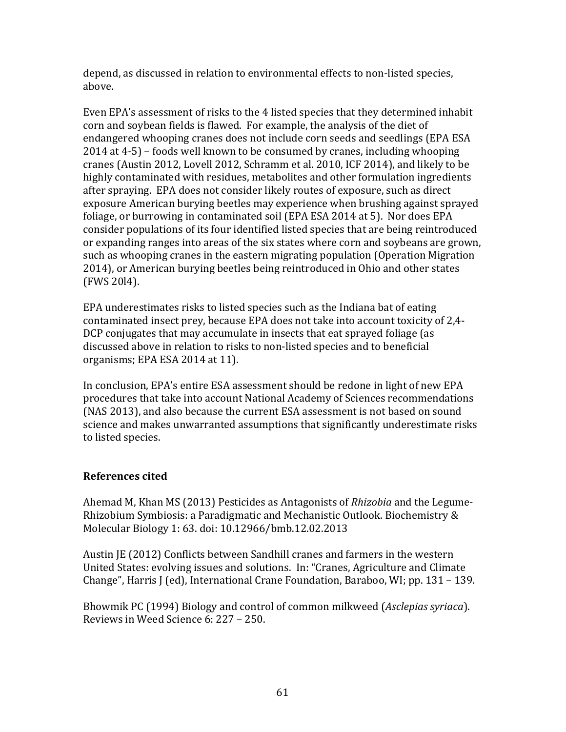depend, as discussed in relation to environmental effects to non-listed species, above.

Even EPA's assessment of risks to the 4 listed species that they determined inhabit corn and soybean fields is flawed. For example, the analysis of the diet of endangered whooping cranes does not include corn seeds and seedlings (EPA ESA 2014 at 4-5) – foods well known to be consumed by cranes, including whooping cranes (Austin 2012, Lovell 2012, Schramm et al. 2010, ICF 2014), and likely to be highly contaminated with residues, metabolites and other formulation ingredients after spraying. EPA does not consider likely routes of exposure, such as direct exposure American burying beetles may experience when brushing against sprayed foliage, or burrowing in contaminated soil (EPA ESA 2014 at 5). Nor does EPA consider populations of its four identified listed species that are being reintroduced or expanding ranges into areas of the six states where corn and soybeans are grown, such as whooping cranes in the eastern migrating population (Operation Migration 2014), or American burying beetles being reintroduced in Ohio and other states (FWS 20l4).

EPA underestimates risks to listed species such as the Indiana bat of eating contaminated insect prey, because EPA does not take into account toxicity of 2,4-DCP conjugates that may accumulate in insects that eat sprayed foliage (as discussed above in relation to risks to non-listed species and to beneficial organisms; EPA ESA 2014 at 11).

In conclusion, EPA's entire ESA assessment should be redone in light of new EPA procedures that take into account National Academy of Sciences recommendations (NAS 2013), and also because the current ESA assessment is not based on sound science and makes unwarranted assumptions that significantly underestimate risks to listed species.

## References cited

Ahemad M, Khan MS (2013) Pesticides as Antagonists of *Rhizobia* and the Legume-Rhizobium Symbiosis: a Paradigmatic and Mechanistic Outlook. Biochemistry & Molecular Biology 1: 63. doi: 10.12966/bmb.12.02.2013

Austin JE (2012) Conflicts between Sandhill cranes and farmers in the western United States: evolving issues and solutions. In: "Cranes, Agriculture and Climate Change", Harris J (ed), International Crane Foundation, Baraboo, WI; pp. 131 – 139.

Bhowmik PC (1994) Biology and control of common milkweed (*Asclepias syriaca*). Reviews in Weed Science 6: 227 – 250.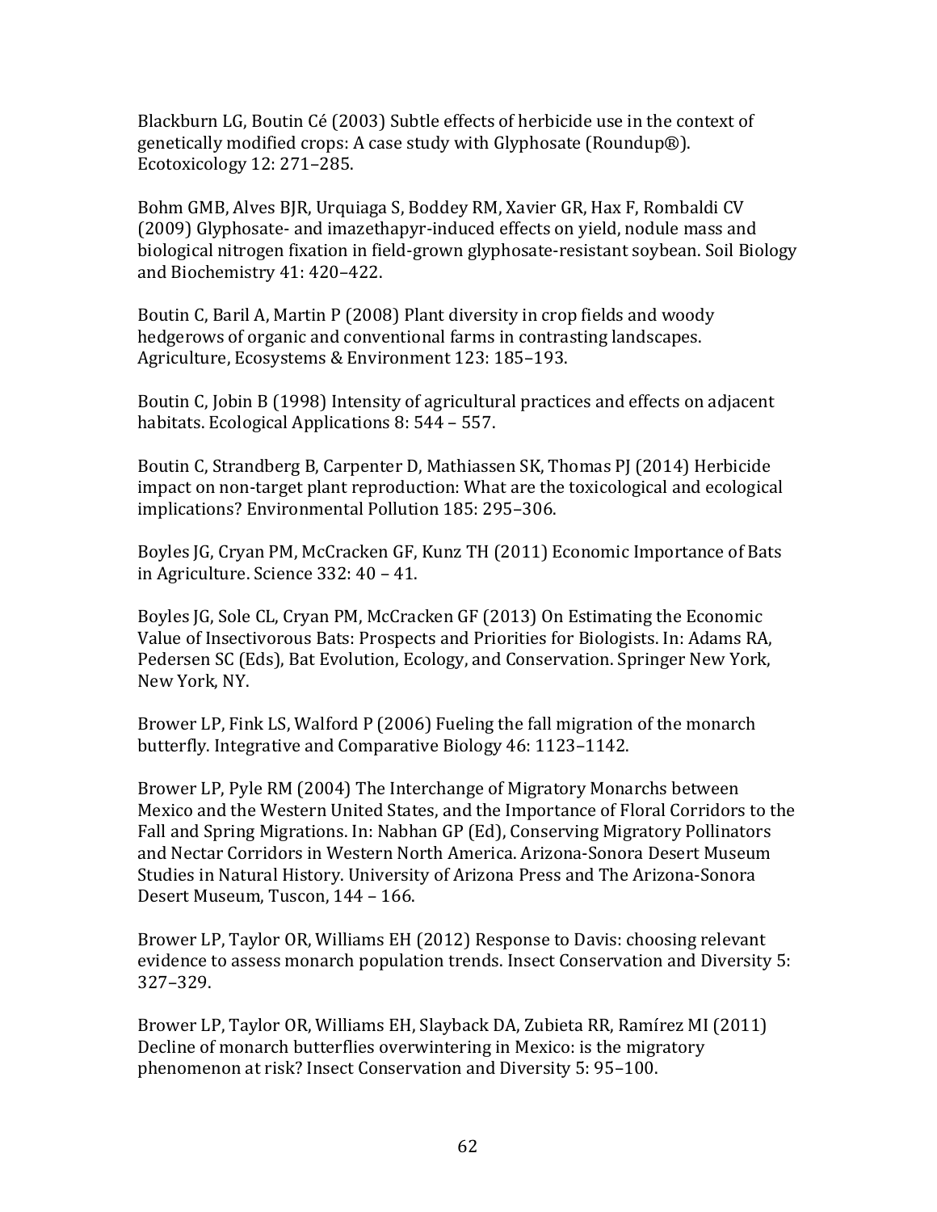Blackburn LG, Boutin Cé (2003) Subtle effects of herbicide use in the context of genetically modified crops: A case study with Glyphosate (Roundup®). Ecotoxicology 12: 271–285.

Bohm GMB, Alves BJR, Urquiaga S, Boddey RM, Xavier GR, Hax F, Rombaldi CV (2009) Glyphosate- and imazethapyr-induced effects on yield, nodule mass and biological nitrogen fixation in field-grown glyphosate-resistant soybean. Soil Biology and Biochemistry 41: 420–422.

Boutin C, Baril A, Martin P (2008) Plant diversity in crop fields and woody hedgerows of organic and conventional farms in contrasting landscapes. Agriculture, Ecosystems & Environment 123: 185–193.

Boutin C, Jobin B (1998) Intensity of agricultural practices and effects on adjacent habitats. Ecological Applications 8: 544 – 557.

Boutin C, Strandberg B, Carpenter D, Mathiassen SK, Thomas PJ (2014) Herbicide impact on non-target plant reproduction: What are the toxicological and ecological implications? Environmental Pollution 185: 295–306.

Boyles JG, Cryan PM, McCracken GF, Kunz TH (2011) Economic Importance of Bats in Agriculture. Science 332: 40 – 41.

Boyles JG, Sole CL, Cryan PM, McCracken GF (2013) On Estimating the Economic Value of Insectivorous Bats: Prospects and Priorities for Biologists. In: Adams RA, Pedersen SC (Eds), Bat Evolution, Ecology, and Conservation. Springer New York, New York, NY.

Brower LP, Fink LS, Walford P (2006) Fueling the fall migration of the monarch butterfly. Integrative and Comparative Biology 46: 1123–1142.

Brower LP, Pyle RM (2004) The Interchange of Migratory Monarchs between Mexico and the Western United States, and the Importance of Floral Corridors to the Fall and Spring Migrations. In: Nabhan GP (Ed), Conserving Migratory Pollinators and Nectar Corridors in Western North America. Arizona-Sonora Desert Museum Studies in Natural History. University of Arizona Press and The Arizona-Sonora Desert Museum, Tuscon, 144 – 166.

Brower LP, Taylor OR, Williams EH (2012) Response to Davis: choosing relevant evidence to assess monarch population trends. Insect Conservation and Diversity 5: 327–329.

Brower LP, Taylor OR, Williams EH, Slayback DA, Zubieta RR, Ramírez MI (2011) Decline of monarch butterflies overwintering in Mexico: is the migratory phenomenon at risk? Insect Conservation and Diversity 5: 95–100.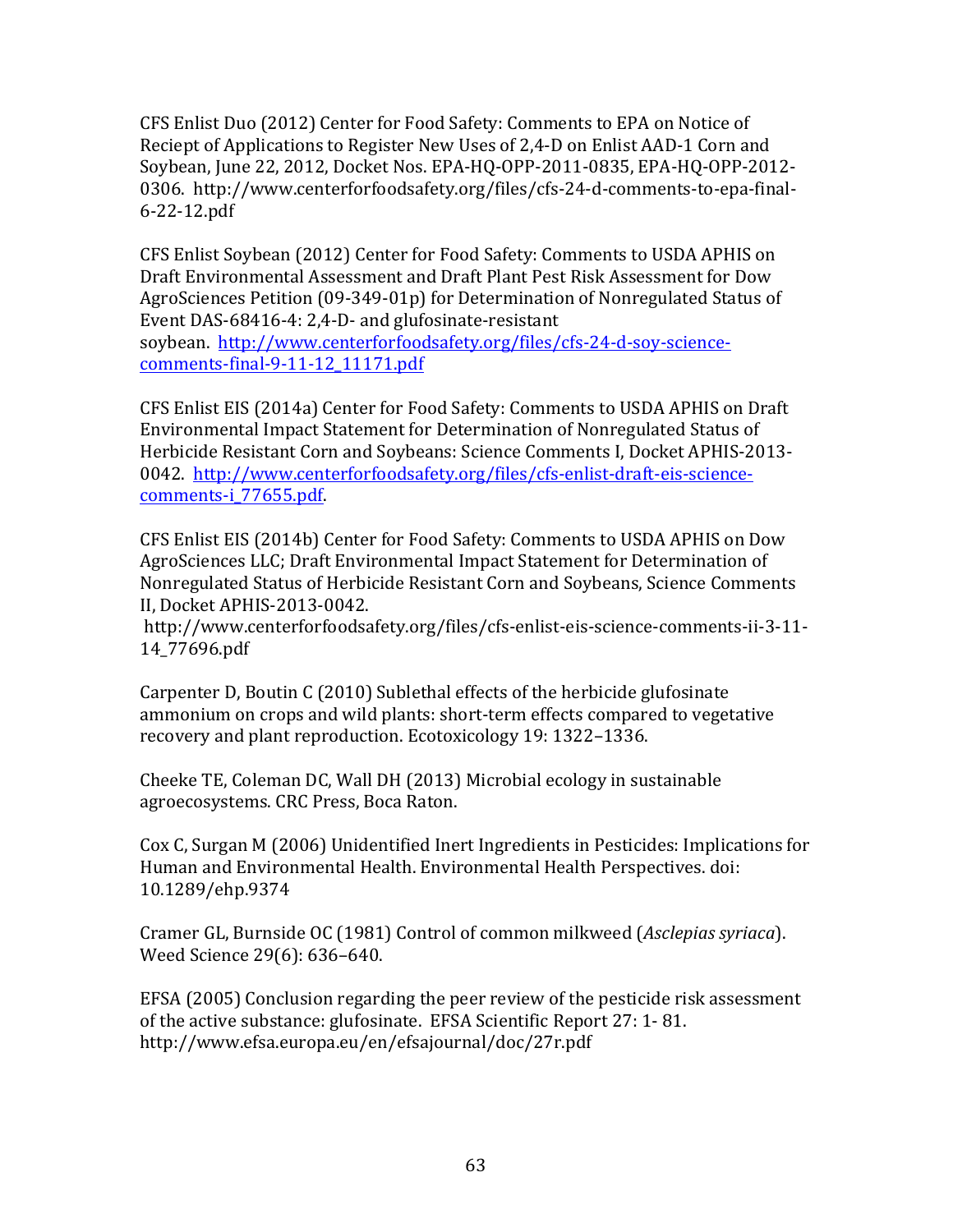CFS Enlist Duo (2012) Center for Food Safety: Comments to EPA on Notice of Reciept of Applications to Register New Uses of 2,4-D on Enlist AAD-1 Corn and Soybean, June 22, 2012, Docket Nos. EPA-HQ-OPP-2011-0835, EPA-HQ-OPP-2012-0306. http://www.centerforfoodsafety.org/files/cfs-24-d-comments-to-epa-final-6-22-12.pdf

CFS Enlist Soybean (2012) Center for Food Safety: Comments to USDA APHIS on Draft Environmental Assessment and Draft Plant Pest Risk Assessment for Dow AgroSciences Petition (09-349-01p) for Determination of Nonregulated Status of Event DAS-68416-4: 2,4-D- and glufosinate-resistant soybean. http://www.centerforfoodsafety.org/files/cfs-24-d-soy-science-comments-final-9-11-12_11171.pdf

CFS Enlist EIS (2014a) Center for Food Safety: Comments to USDA APHIS on Draft Environmental Impact Statement for Determination of Nonregulated Status of Herbicide Resistant Corn and Soybeans: Science Comments I, Docket APHIS-2013-0042. http://www.centerforfoodsafety.org/files/cfs-enlist-draft-eis-science-comments-i_77655.pdf.

CFS Enlist EIS (2014b) Center for Food Safety: Comments to USDA APHIS on Dow AgroSciences LLC; Draft Environmental Impact Statement for Determination of Nonregulated Status of Herbicide Resistant Corn and Soybeans, Science Comments II, Docket APHIS-2013-0042. http://www.centerforfoodsafety.org/files/cfs-enlist-eis-science-comments-ii-3-11-14_77696.pdf

Carpenter D, Boutin C (2010) Sublethal effects of the herbicide glufosinate ammonium on crops and wild plants: short-term effects compared to vegetative recovery and plant reproduction. Ecotoxicology 19: 1322–1336.

Cheeke TE, Coleman DC, Wall DH (2013) Microbial ecology in sustainable agroecosystems. CRC Press, Boca Raton.

Cox C, Surgan M (2006) Unidentified Inert Ingredients in Pesticides: Implications for Human and Environmental Health. Environmental Health Perspectives. doi: 10.1289/ehp.9374

Cramer GL, Burnside OC (1981) Control of common milkweed (*Asclepias syriaca*). Weed Science 29(6): 636–640.

EFSA (2005) Conclusion regarding the peer review of the pesticide risk assessment of the active substance: glufosinate. EFSA Scientific Report 27: 1- 81. http://www.efsa.europa.eu/en/efsajournal/doc/27r.pdf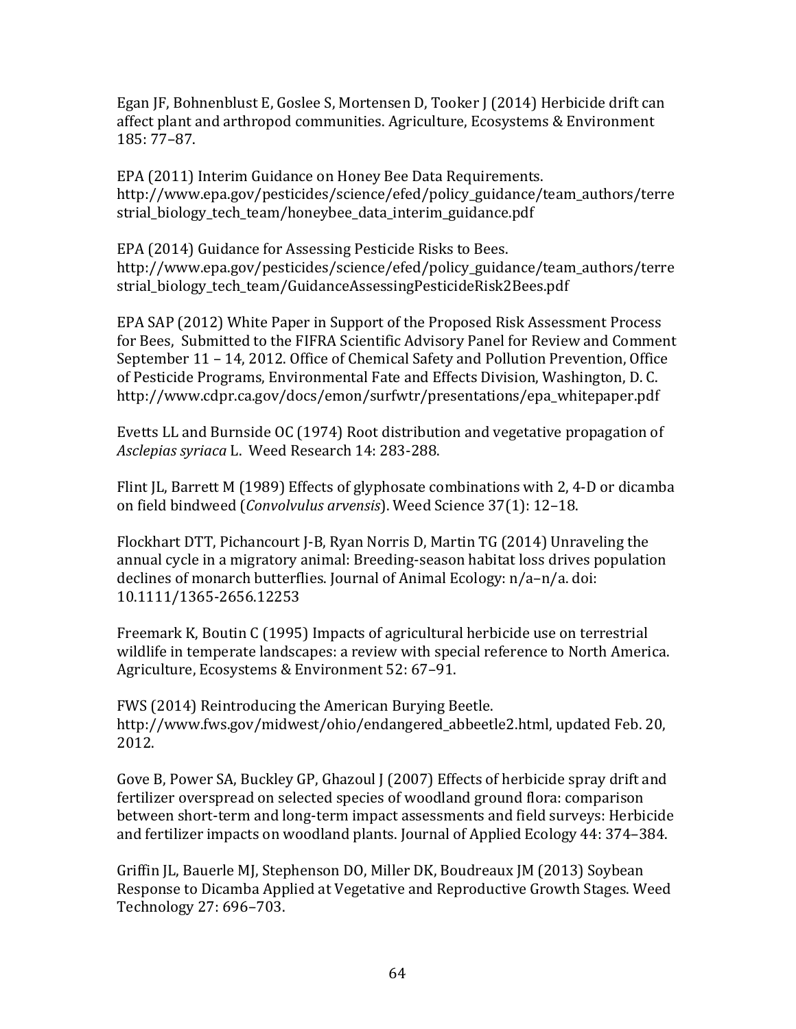Egan JF, Bohnenblust E, Goslee S, Mortensen D, Tooker J (2014) Herbicide drift can affect plant and arthropod communities. Agriculture, Ecosystems & Environment 185: 77–87.

EPA (2011) Interim Guidance on Honey Bee Data Requirements. http://www.epa.gov/pesticides/science/efed/policy_guidance/team_authors/terrestrial_biology_tech_team/honeybee_data_interim_guidance.pdf

EPA (2014) Guidance for Assessing Pesticide Risks to Bees. http://www.epa.gov/pesticides/science/efed/policy_guidance/team_authors/terrestrial_biology_tech_team/GuidanceAssessingPesticideRisk2Bees.pdf

EPA SAP (2012) White Paper in Support of the Proposed Risk Assessment Process for Bees, Submitted to the FIFRA Scientific Advisory Panel for Review and Comment September 11 – 14, 2012. Office of Chemical Safety and Pollution Prevention, Office of Pesticide Programs, Environmental Fate and Effects Division, Washington, D. C. http://www.cdpr.ca.gov/docs/emon/surfwtr/presentations/epa_whitepaper.pdf

Evetts LL and Burnside OC (1974) Root distribution and vegetative propagation of *Asclepias syriaca* L. Weed Research 14: 283-288.

Flint JL, Barrett M (1989) Effects of glyphosate combinations with 2, 4-D or dicamba on field bindweed (*Convolvulus arvensis*). Weed Science 37(1): 12–18.

Flockhart DTT, Pichancourt J-B, Ryan Norris D, Martin TG (2014) Unraveling the annual cycle in a migratory animal: Breeding-season habitat loss drives population declines of monarch butterflies. Journal of Animal Ecology: n/a–n/a. doi: 10.1111/1365-2656.12253

Freemark K, Boutin C (1995) Impacts of agricultural herbicide use on terrestrial wildlife in temperate landscapes: a review with special reference to North America. Agriculture, Ecosystems & Environment 52: 67–91.

FWS (2014) Reintroducing the American Burying Beetle. http://www.fws.gov/midwest/ohio/endangered_abbeetle2.html, updated Feb. 20, 2012.

Gove B, Power SA, Buckley GP, Ghazoul J (2007) Effects of herbicide spray drift and fertilizer overspread on selected species of woodland ground flora: comparison between short-term and long-term impact assessments and field surveys: Herbicide and fertilizer impacts on woodland plants. Journal of Applied Ecology 44: 374–384.

Griffin JL, Bauerle MJ, Stephenson DO, Miller DK, Boudreaux JM (2013) Soybean Response to Dicamba Applied at Vegetative and Reproductive Growth Stages. Weed Technology 27: 696–703.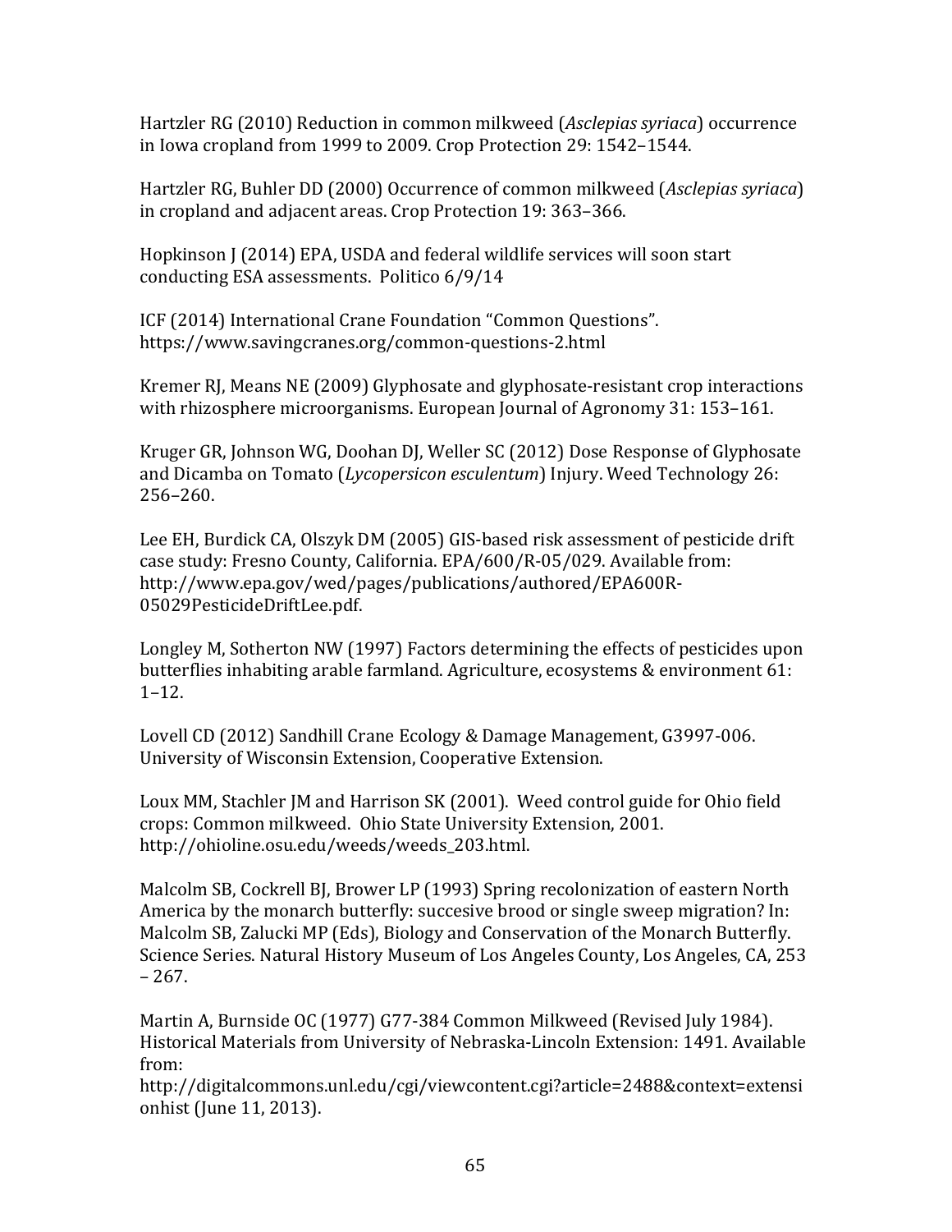Hartzler RG (2010) Reduction in common milkweed (*Asclepias syriaca*) occurrence in Iowa cropland from 1999 to 2009. Crop Protection 29: 1542–1544.

Hartzler RG, Buhler DD (2000) Occurrence of common milkweed (*Asclepias syriaca*) in cropland and adjacent areas. Crop Protection 19: 363–366.

Hopkinson J (2014) EPA, USDA and federal wildlife services will soon start conducting ESA assessments. Politico 6/9/14

ICF (2014) International Crane Foundation "Common Questions". https://www.savingcranes.org/common-questions-2.html

Kremer RJ, Means NE (2009) Glyphosate and glyphosate-resistant crop interactions with rhizosphere microorganisms. European Journal of Agronomy 31: 153–161.

Kruger GR, Johnson WG, Doohan DJ, Weller SC (2012) Dose Response of Glyphosate and Dicamba on Tomato (*Lycopersicon esculentum*) Injury. Weed Technology 26: 256–260.

Lee EH, Burdick CA, Olszyk DM (2005) GIS-based risk assessment of pesticide drift case study: Fresno County, California. EPA/600/R-05/029. Available from: http://www.epa.gov/wed/pages/publications/authored/EPA600R-05029PesticideDriftLee.pdf.

Longley M, Sotherton NW (1997) Factors determining the effects of pesticides upon butterflies inhabiting arable farmland. Agriculture, ecosystems & environment 61: 1–12.

Lovell CD (2012) Sandhill Crane Ecology & Damage Management, G3997-006. University of Wisconsin Extension, Cooperative Extension.

Loux MM, Stachler JM and Harrison SK (2001). Weed control guide for Ohio field crops: Common milkweed. Ohio State University Extension, 2001. http://ohioline.osu.edu/weeds/weeds_203.html.

Malcolm SB, Cockrell BJ, Brower LP (1993) Spring recolonization of eastern North America by the monarch butterfly: succesive brood or single sweep migration? In: Malcolm SB, Zalucki MP (Eds), Biology and Conservation of the Monarch Butterfly. Science Series. Natural History Museum of Los Angeles County, Los Angeles, CA, 253 – 267.

Martin A, Burnside OC (1977) G77-384 Common Milkweed (Revised July 1984). Historical Materials from University of Nebraska-Lincoln Extension: 1491. Available from: http://digitalcommons.unl.edu/cgi/viewcontent.cgi?article=2488&context=extensionhist (June 11, 2013).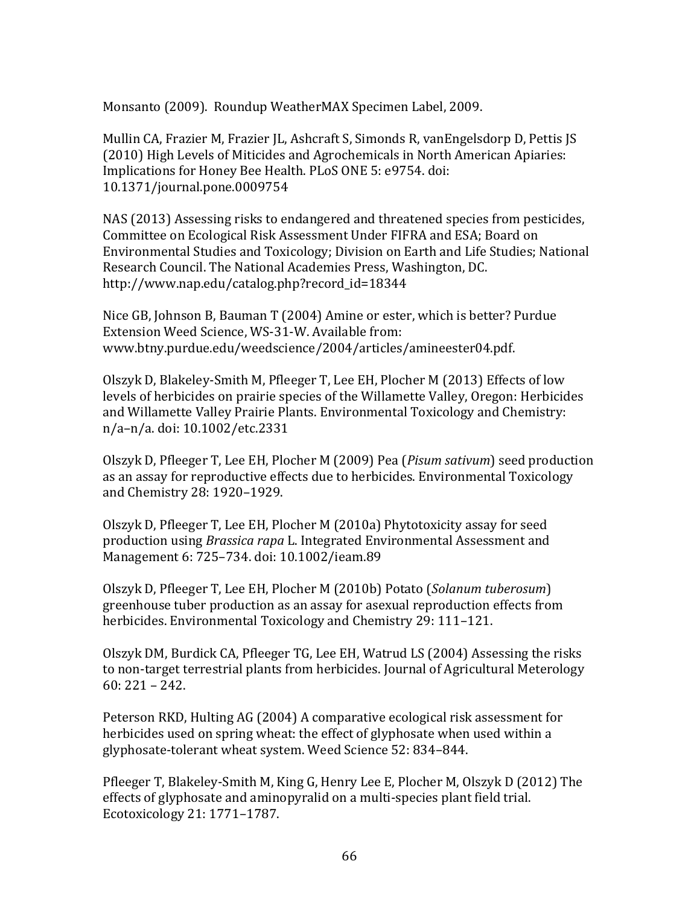Monsanto (2009). Roundup WeatherMAX Specimen Label, 2009.

Mullin CA, Frazier M, Frazier JL, Ashcraft S, Simonds R, vanEngelsdorp D, Pettis JS (2010) High Levels of Miticides and Agrochemicals in North American Apiaries: Implications for Honey Bee Health. PLoS ONE 5: e9754. doi: 10.1371/journal.pone.0009754

NAS (2013) Assessing risks to endangered and threatened species from pesticides, Committee on Ecological Risk Assessment Under FIFRA and ESA; Board on Environmental Studies and Toxicology; Division on Earth and Life Studies; National Research Council. The National Academies Press, Washington, DC. http://www.nap.edu/catalog.php?record_id=18344

Nice GB, Johnson B, Bauman T (2004) Amine or ester, which is better? Purdue Extension Weed Science, WS-31-W. Available from: www.btny.purdue.edu/weedscience/2004/articles/amineester04.pdf.

Olszyk D, Blakeley-Smith M, Pfleeger T, Lee EH, Plocher M (2013) Effects of low levels of herbicides on prairie species of the Willamette Valley, Oregon: Herbicides and Willamette Valley Prairie Plants. Environmental Toxicology and Chemistry: n/a–n/a. doi: 10.1002/etc.2331

Olszyk D, Pfleeger T, Lee EH, Plocher M (2009) Pea (*Pisum sativum*) seed production as an assay for reproductive effects due to herbicides. Environmental Toxicology and Chemistry 28: 1920–1929.

Olszyk D, Pfleeger T, Lee EH, Plocher M (2010a) Phytotoxicity assay for seed production using *Brassica rapa* L. Integrated Environmental Assessment and Management 6: 725–734. doi: 10.1002/ieam.89

Olszyk D, Pfleeger T, Lee EH, Plocher M (2010b) Potato (*Solanum tuberosum*) greenhouse tuber production as an assay for asexual reproduction effects from herbicides. Environmental Toxicology and Chemistry 29: 111–121.

Olszyk DM, Burdick CA, Pfleeger TG, Lee EH, Watrud LS (2004) Assessing the risks to non-target terrestrial plants from herbicides. Journal of Agricultural Meterology 60: 221 – 242.

Peterson RKD, Hulting AG (2004) A comparative ecological risk assessment for herbicides used on spring wheat: the effect of glyphosate when used within a glyphosate-tolerant wheat system. Weed Science 52: 834–844.

Pfleeger T, Blakeley-Smith M, King G, Henry Lee E, Plocher M, Olszyk D (2012) The effects of glyphosate and aminopyralid on a multi-species plant field trial. Ecotoxicology 21: 1771–1787.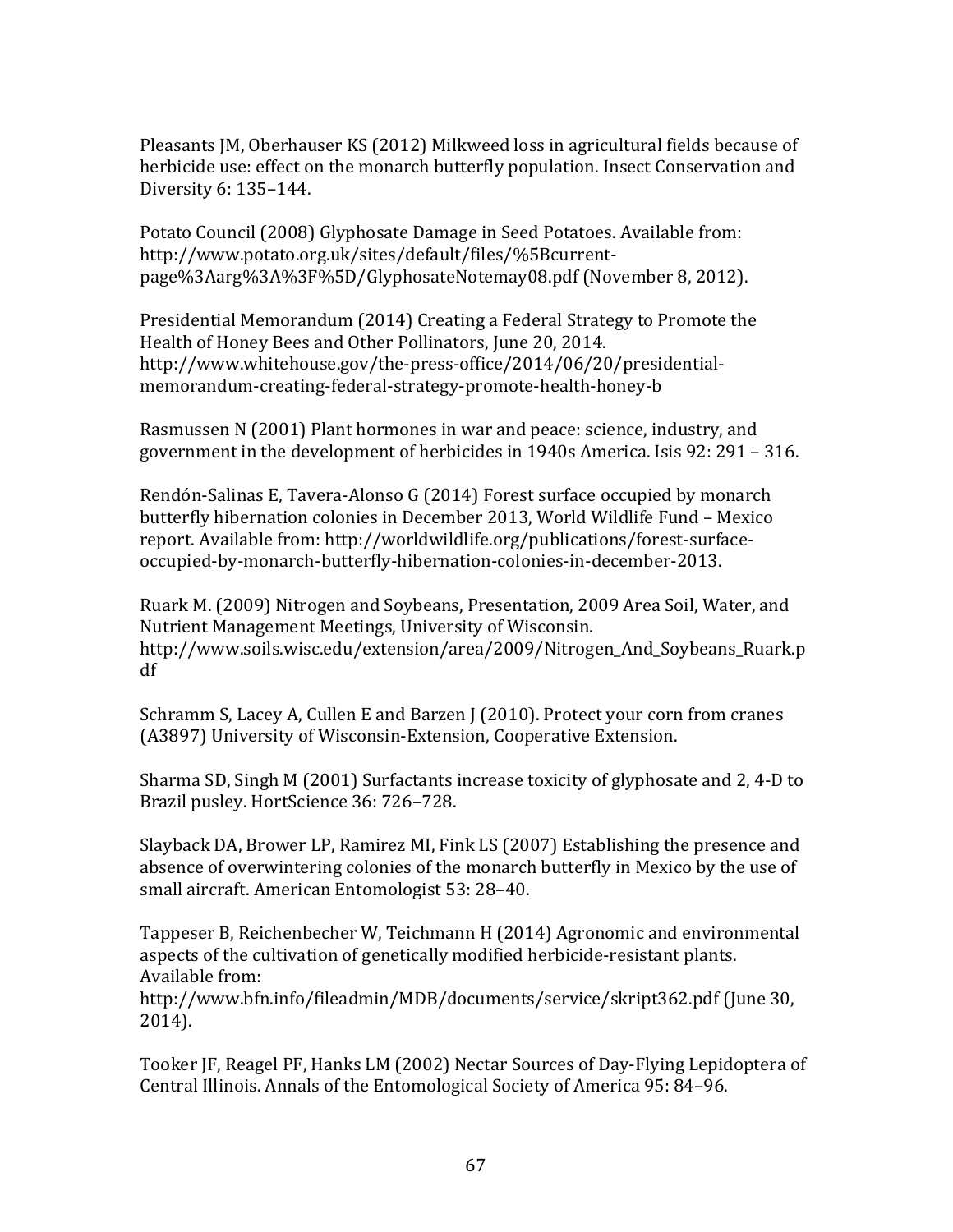Pleasants JM, Oberhauser KS (2012) Milkweed loss in agricultural fields because of herbicide use: effect on the monarch butterfly population. Insect Conservation and Diversity 6: 135–144.

Potato Council (2008) Glyphosate Damage in Seed Potatoes. Available from: http://www.potato.org.uk/sites/default/files/%5Bcurrent-page%3Aarg%3A%3F%5D/GlyphosateNotemay08.pdf (November 8, 2012).

Presidential Memorandum (2014) Creating a Federal Strategy to Promote the Health of Honey Bees and Other Pollinators, June 20, 2014. http://www.whitehouse.gov/the-press-office/2014/06/20/presidential-memorandum-creating-federal-strategy-promote-health-honey-b

Rasmussen N (2001) Plant hormones in war and peace: science, industry, and government in the development of herbicides in 1940s America. Isis 92: 291 – 316.

Rendón-Salinas E, Tavera-Alonso G (2014) Forest surface occupied by monarch butterfly hibernation colonies in December 2013, World Wildlife Fund – Mexico report. Available from: http://worldwildlife.org/publications/forest-surface-occupied-by-monarch-butterfly-hibernation-colonies-in-december-2013.

Ruark M. (2009) Nitrogen and Soybeans, Presentation, 2009 Area Soil, Water, and Nutrient Management Meetings, University of Wisconsin. http://www.soils.wisc.edu/extension/area/2009/Nitrogen_And_Soybeans_Ruark.pdf

Schramm S, Lacey A, Cullen E and Barzen J (2010). Protect your corn from cranes (A3897) University of Wisconsin-Extension, Cooperative Extension.

Sharma SD, Singh M (2001) Surfactants increase toxicity of glyphosate and 2, 4-D to Brazil pusley. HortScience 36: 726–728.

Slayback DA, Brower LP, Ramirez MI, Fink LS (2007) Establishing the presence and absence of overwintering colonies of the monarch butterfly in Mexico by the use of small aircraft. American Entomologist 53: 28–40.

Tappeser B, Reichenbecher W, Teichmann H (2014) Agronomic and environmental aspects of the cultivation of genetically modified herbicide-resistant plants. Available from: http://www.bfn.info/fileadmin/MDB/documents/service/skript362.pdf (June 30, 2014).

Tooker JF, Reagel PF, Hanks LM (2002) Nectar Sources of Day-Flying Lepidoptera of Central Illinois. Annals of the Entomological Society of America 95: 84–96.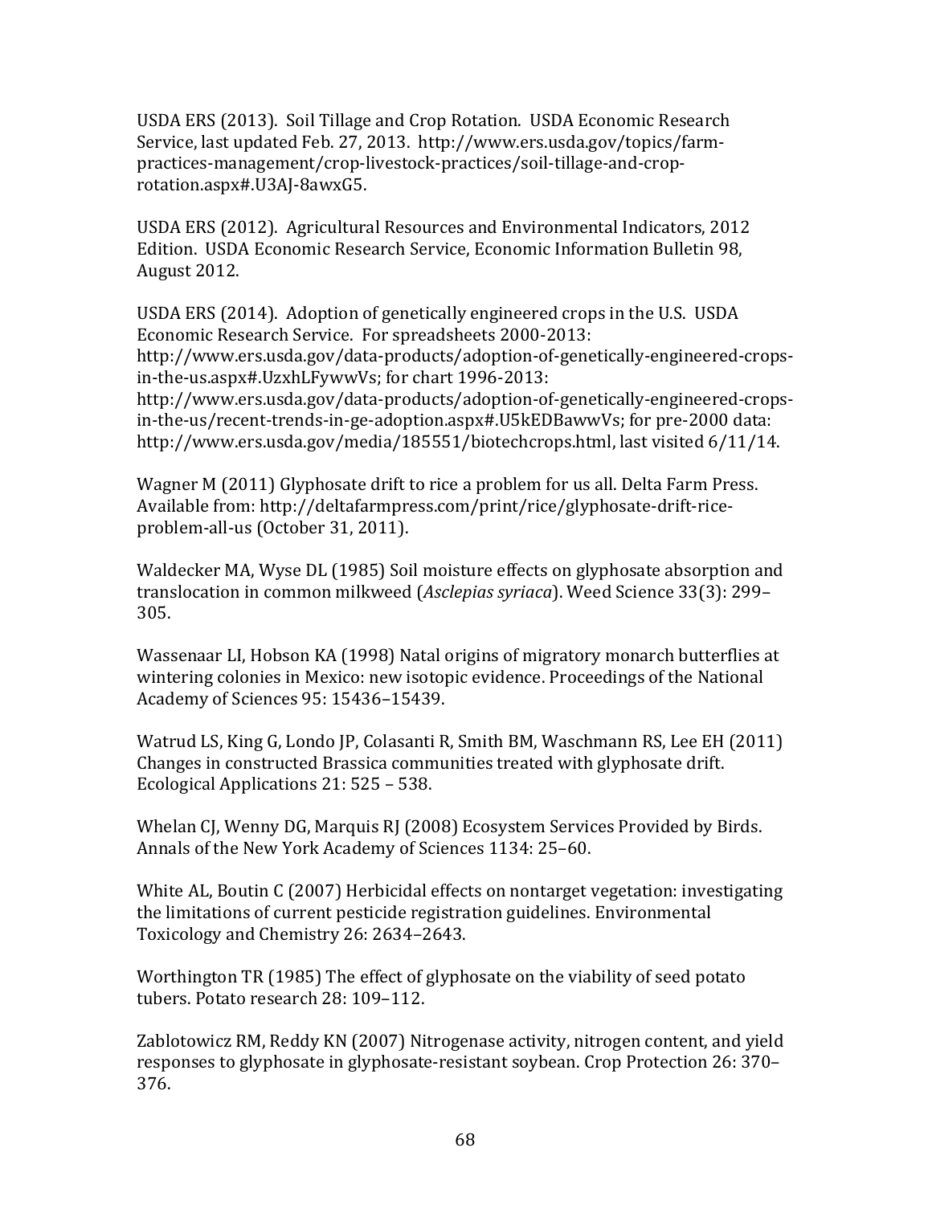USDA ERS (2013). Soil Tillage and Crop Rotation. USDA Economic Research Service, last updated Feb. 27, 2013. http://www.ers.usda.gov/topics/farm-practices-management/crop-livestock-practices/soil-tillage-and-crop-rotation.aspx#.U3AJ-8awxG5.

USDA ERS (2012). Agricultural Resources and Environmental Indicators, 2012 Edition. USDA Economic Research Service, Economic Information Bulletin 98, August 2012.

USDA ERS (2014). Adoption of genetically engineered crops in the U.S. USDA Economic Research Service. For spreadsheets 2000-2013: http://www.ers.usda.gov/data-products/adoption-of-genetically-engineered-crops-in-the-us.aspx#.UzxhLFywwVs; for chart 1996-2013: http://www.ers.usda.gov/data-products/adoption-of-genetically-engineered-crops-in-the-us/recent-trends-in-ge-adoption.aspx#.U5kEDBawwVs; for pre-2000 data: http://www.ers.usda.gov/media/185551/biotechcrops.html, last visited 6/11/14.

Wagner M (2011) Glyphosate drift to rice a problem for us all. Delta Farm Press. Available from: http://deltafarmpress.com/print/rice/glyphosate-drift-rice-problem-all-us (October 31, 2011).

Waldecker MA, Wyse DL (1985) Soil moisture effects on glyphosate absorption and translocation in common milkweed (*Asclepias syriaca*). Weed Science 33(3): 299–305.

Wassenaar LI, Hobson KA (1998) Natal origins of migratory monarch butterflies at wintering colonies in Mexico: new isotopic evidence. Proceedings of the National Academy of Sciences 95: 15436–15439.

Watrud LS, King G, Londo JP, Colasanti R, Smith BM, Waschmann RS, Lee EH (2011) Changes in constructed Brassica communities treated with glyphosate drift. Ecological Applications 21: 525 – 538.

Whelan CJ, Wenny DG, Marquis RJ (2008) Ecosystem Services Provided by Birds. Annals of the New York Academy of Sciences 1134: 25–60.

White AL, Boutin C (2007) Herbicidal effects on nontarget vegetation: investigating the limitations of current pesticide registration guidelines. Environmental Toxicology and Chemistry 26: 2634–2643.

Worthington TR (1985) The effect of glyphosate on the viability of seed potato tubers. Potato research 28: 109–112.

Zablotowicz RM, Reddy KN (2007) Nitrogenase activity, nitrogen content, and yield responses to glyphosate in glyphosate-resistant soybean. Crop Protection 26: 370–376.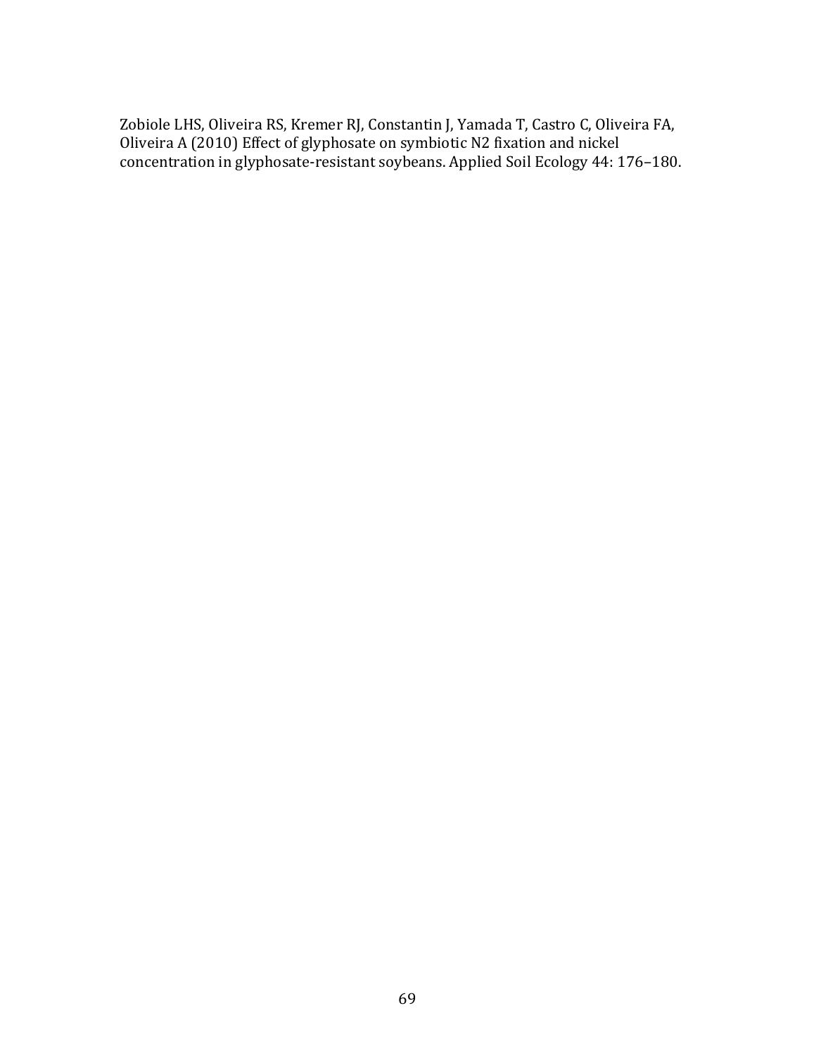Zobiole LHS, Oliveira RS, Kremer RJ, Constantin J, Yamada T, Castro C, Oliveira FA, Oliveira A (2010) Effect of glyphosate on symbiotic N2 fixation and nickel concentration in glyphosate-resistant soybeans. Applied Soil Ecology 44: 176–180.